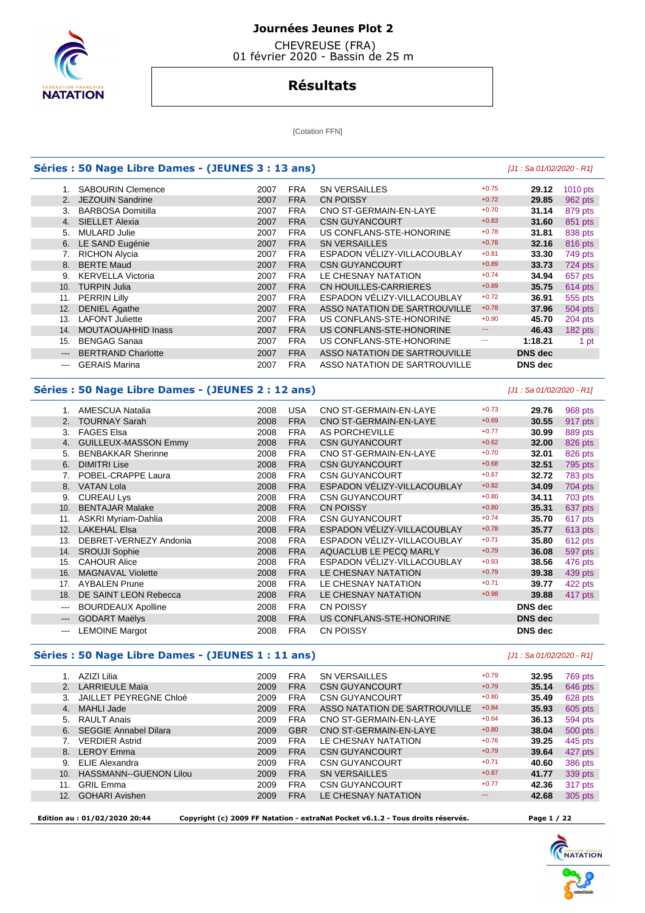# Journées Jeunes Plot 2

CHEVREUSE (FRA)
01 février 2020 - Bassin de 25 m

## Résultats

[Cotation FFN]

### Séries : 50 Nage Libre Dames - (JEUNES 3 : 13 ans)

*[J1 : Sa 01/02/2020 - R1]*

| Rang | Nom | Année | Nat. | Club | Réaction | Temps | Points |
|---|---|---|---|---|---|---|---|
| 1. | SABOURIN Clemence | 2007 | FRA | SN VERSAILLES | +0.75 | 29.12 | 1010 pts |
| 2. | JEZOUIN Sandrine | 2007 | FRA | CN POISSY | +0.72 | 29.85 | 962 pts |
| 3. | BARBOSA Domitilla | 2007 | FRA | CNO ST-GERMAIN-EN-LAYE | +0.70 | 31.14 | 879 pts |
| 4. | SIELLET Alexia | 2007 | FRA | CSN GUYANCOURT | +0.83 | 31.60 | 851 pts |
| 5. | MULARD Julie | 2007 | FRA | US CONFLANS-STE-HONORINE | +0.78 | 31.81 | 838 pts |
| 6. | LE SAND Eugénie | 2007 | FRA | SN VERSAILLES | +0.78 | 32.16 | 816 pts |
| 7. | RICHON Alycia | 2007 | FRA | ESPADON VÉLIZY-VILLACOUBLAY | +0.81 | 33.30 | 749 pts |
| 8. | BERTE Maud | 2007 | FRA | CSN GUYANCOURT | +0.89 | 33.73 | 724 pts |
| 9. | KERVELLA Victoria | 2007 | FRA | LE CHESNAY NATATION | +0.74 | 34.94 | 657 pts |
| 10. | TURPIN Julia | 2007 | FRA | CN HOUILLES-CARRIERES | +0.89 | 35.75 | 614 pts |
| 11. | PERRIN Lilly | 2007 | FRA | ESPADON VÉLIZY-VILLACOUBLAY | +0.72 | 36.91 | 555 pts |
| 12. | DENIEL Agathe | 2007 | FRA | ASSO NATATION DE SARTROUVILLE | +0.78 | 37.96 | 504 pts |
| 13. | LAFONT Juliette | 2007 | FRA | US CONFLANS-STE-HONORINE | +0.90 | 45.70 | 204 pts |
| 14. | MOUTAOUAHHID Inass | 2007 | FRA | US CONFLANS-STE-HONORINE | --- | 46.43 | 182 pts |
| 15. | BENGAG Sanaa | 2007 | FRA | US CONFLANS-STE-HONORINE | --- | 1:18.21 | 1 pt |
| --- | BERTRAND Charlotte | 2007 | FRA | ASSO NATATION DE SARTROUVILLE | | DNS dec | |
| --- | GERAIS Marina | 2007 | FRA | ASSO NATATION DE SARTROUVILLE | | DNS dec | |

### Séries : 50 Nage Libre Dames - (JEUNES 2 : 12 ans)

*[J1 : Sa 01/02/2020 - R1]*

| Rang | Nom | Année | Nat. | Club | Réaction | Temps | Points |
|---|---|---|---|---|---|---|---|
| 1. | AMESCUA Natalia | 2008 | USA | CNO ST-GERMAIN-EN-LAYE | +0.73 | 29.76 | 968 pts |
| 2. | TOURNAY Sarah | 2008 | FRA | CNO ST-GERMAIN-EN-LAYE | +0.69 | 30.55 | 917 pts |
| 3. | FAGES Elsa | 2008 | FRA | AS PORCHEVILLE | +0.77 | 30.99 | 889 pts |
| 4. | GUILLEUX-MASSON Emmy | 2008 | FRA | CSN GUYANCOURT | +0.62 | 32.00 | 826 pts |
| 5. | BENBAKKAR Sherinne | 2008 | FRA | CNO ST-GERMAIN-EN-LAYE | +0.70 | 32.01 | 826 pts |
| 6. | DIMITRI Lise | 2008 | FRA | CSN GUYANCOURT | +0.68 | 32.51 | 795 pts |
| 7. | POBEL-CRAPPE Laura | 2008 | FRA | CSN GUYANCOURT | +0.67 | 32.72 | 783 pts |
| 8. | VATAN Lola | 2008 | FRA | ESPADON VÉLIZY-VILLACOUBLAY | +0.82 | 34.09 | 704 pts |
| 9. | CUREAU Lys | 2008 | FRA | CSN GUYANCOURT | +0.80 | 34.11 | 703 pts |
| 10. | BENTAJAR Malake | 2008 | FRA | CN POISSY | +0.80 | 35.31 | 637 pts |
| 11. | ASKRI Myriam-Dahlia | 2008 | FRA | CSN GUYANCOURT | +0.74 | 35.70 | 617 pts |
| 12. | LAKEHAL Elsa | 2008 | FRA | ESPADON VÉLIZY-VILLACOUBLAY | +0.78 | 35.77 | 613 pts |
| 13. | DEBRET-VERNEZY Andonia | 2008 | FRA | ESPADON VÉLIZY-VILLACOUBLAY | +0.71 | 35.80 | 612 pts |
| 14. | SROUJI Sophie | 2008 | FRA | AQUACLUB LE PECQ MARLY | +0.79 | 36.08 | 597 pts |
| 15. | CAHOUR Alice | 2008 | FRA | ESPADON VÉLIZY-VILLACOUBLAY | +0.93 | 38.56 | 476 pts |
| 16. | MAGNAVAL Violette | 2008 | FRA | LE CHESNAY NATATION | +0.79 | 39.38 | 439 pts |
| 17. | AYBALEN Prune | 2008 | FRA | LE CHESNAY NATATION | +0.71 | 39.77 | 422 pts |
| 18. | DE SAINT LEON Rebecca | 2008 | FRA | LE CHESNAY NATATION | +0.98 | 39.88 | 417 pts |
| --- | BOURDEAUX Apolline | 2008 | FRA | CN POISSY | | DNS dec | |
| --- | GODART Maëlys | 2008 | FRA | US CONFLANS-STE-HONORINE | | DNS dec | |
| --- | LEMOINE Margot | 2008 | FRA | CN POISSY | | DNS dec | |

### Séries : 50 Nage Libre Dames - (JEUNES 1 : 11 ans)

*[J1 : Sa 01/02/2020 - R1]*

| Rang | Nom | Année | Nat. | Club | Réaction | Temps | Points |
|---|---|---|---|---|---|---|---|
| 1. | AZIZI Lilia | 2009 | FRA | SN VERSAILLES | +0.79 | 32.95 | 769 pts |
| 2. | LARRIEULE Maïa | 2009 | FRA | CSN GUYANCOURT | +0.79 | 35.14 | 646 pts |
| 3. | JAILLET PEYREGNE Chloé | 2009 | FRA | CSN GUYANCOURT | +0.80 | 35.49 | 628 pts |
| 4. | MAHLI Jade | 2009 | FRA | ASSO NATATION DE SARTROUVILLE | +0.84 | 35.93 | 605 pts |
| 5. | RAULT Anais | 2009 | FRA | CNO ST-GERMAIN-EN-LAYE | +0.64 | 36.13 | 594 pts |
| 6. | SEGGIE Annabel Dilara | 2009 | GBR | CNO ST-GERMAIN-EN-LAYE | +0.80 | 38.04 | 500 pts |
| 7. | VERDIER Astrid | 2009 | FRA | LE CHESNAY NATATION | +0.76 | 39.25 | 445 pts |
| 8. | LEROY Emma | 2009 | FRA | CSN GUYANCOURT | +0.79 | 39.64 | 427 pts |
| 9. | ELIE Alexandra | 2009 | FRA | CSN GUYANCOURT | +0.71 | 40.60 | 386 pts |
| 10. | HASSMANN--GUENON Lilou | 2009 | FRA | SN VERSAILLES | +0.87 | 41.77 | 339 pts |
| 11. | GRIL Emma | 2009 | FRA | CSN GUYANCOURT | +0.77 | 42.36 | 317 pts |
| 12. | GOHARI Avishen | 2009 | FRA | LE CHESNAY NATATION | --- | 42.68 | 305 pts |

**Edition au : 01/02/2020 20:44** **Copyright (c) 2009 FF Natation - extraNat Pocket v6.1.2 - Tous droits réservés.**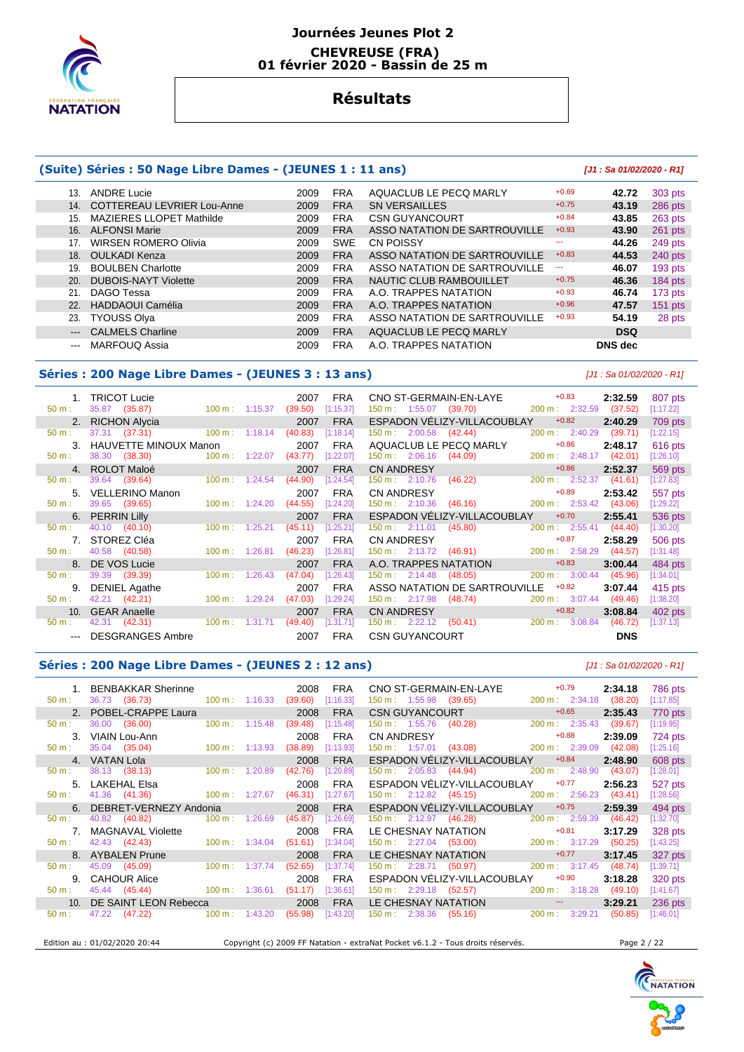# Journées Jeunes Plot 2

**CHEVREUSE (FRA)**
**01 février 2020 - Bassin de 25 m**

## Résultats

### (Suite) Séries : 50 Nage Libre Dames - (JEUNES 1 : 11 ans)

*[J1 : Sa 01/02/2020 - R1]*

| Rang | Nom | Année | Nation | Club | Réaction | Temps | Points |
|---|---|---|---|---|---|---|---|
| 13. | ANDRE Lucie | 2009 | FRA | AQUACLUB LE PECQ MARLY | +0.69 | 42.72 | 303 pts |
| 14. | COTTEREAU LEVRIER Lou-Anne | 2009 | FRA | SN VERSAILLES | +0.75 | 43.19 | 286 pts |
| 15. | MAZIERES LLOPET Mathilde | 2009 | FRA | CSN GUYANCOURT | +0.84 | 43.85 | 263 pts |
| 16. | ALFONSI Marie | 2009 | FRA | ASSO NATATION DE SARTROUVILLE | +0.93 | 43.90 | 261 pts |
| 17. | WIRSEN ROMERO Olivia | 2009 | SWE | CN POISSY | --- | 44.26 | 249 pts |
| 18. | OULKADI Kenza | 2009 | FRA | ASSO NATATION DE SARTROUVILLE | +0.83 | 44.53 | 240 pts |
| 19. | BOULBEN Charlotte | 2009 | FRA | ASSO NATATION DE SARTROUVILLE | --- | 46.07 | 193 pts |
| 20. | DUBOIS-NAYT Violette | 2009 | FRA | NAUTIC CLUB RAMBOUILLET | +0.75 | 46.36 | 184 pts |
| 21. | DAGO Tessa | 2009 | FRA | A.O. TRAPPES NATATION | +0.93 | 46.74 | 173 pts |
| 22. | HADDAOUI Camélia | 2009 | FRA | A.O. TRAPPES NATATION | +0.96 | 47.57 | 151 pts |
| 23. | TYOUSS Olya | 2009 | FRA | ASSO NATATION DE SARTROUVILLE | +0.93 | 54.19 | 28 pts |
| --- | CALMELS Charline | 2009 | FRA | AQUACLUB LE PECQ MARLY | | DSQ | |
| --- | MARFOUQ Assia | 2009 | FRA | A.O. TRAPPES NATATION | | DNS dec | |

### Séries : 200 Nage Libre Dames - (JEUNES 3 : 13 ans)

*[J1 : Sa 01/02/2020 - R1]*

| Rang | Nom | Année | Nation | Club | Réaction | Temps | Points |
|---|---|---|---|---|---|---|---|
| 1. | TRICOT Lucie | 2007 | FRA | CNO ST-GERMAIN-EN-LAYE | +0.83 | 2:32.59 | 807 pts |
| | 50 m : 35.87 (35.87) | 100 m : 1:15.37 (39.50) [1:15.37] | | 150 m : 1:55.07 (39.70) | | 200 m : 2:32.59 (37.52) [1:17.22] | |
| 2. | RICHON Alycia | 2007 | FRA | ESPADON VÉLIZY-VILLACOUBLAY | +0.82 | 2:40.29 | 709 pts |
| | 50 m : 37.31 (37.31) | 100 m : 1:18.14 (40.83) [1:18.14] | | 150 m : 2:00.58 (42.44) | | 200 m : 2:40.29 (39.71) [1:22.15] | |
| 3. | HAUVETTE MINOUX Manon | 2007 | FRA | AQUACLUB LE PECQ MARLY | +0.86 | 2:48.17 | 616 pts |
| | 50 m : 38.30 (38.30) | 100 m : 1:22.07 (43.77) [1:22.07] | | 150 m : 2:06.16 (44.09) | | 200 m : 2:48.17 (42.01) [1:26.10] | |
| 4. | ROLOT Maloé | 2007 | FRA | CN ANDRESY | +0.86 | 2:52.37 | 569 pts |
| | 50 m : 39.64 (39.64) | 100 m : 1:24.54 (44.90) [1:24.54] | | 150 m : 2:10.76 (46.22) | | 200 m : 2:52.37 (41.61) [1:27.83] | |
| 5. | VELLERINO Manon | 2007 | FRA | CN ANDRESY | +0.89 | 2:53.42 | 557 pts |
| | 50 m : 39.65 (39.65) | 100 m : 1:24.20 (44.55) [1:24.20] | | 150 m : 2:10.36 (46.16) | | 200 m : 2:53.42 (43.06) [1:29.22] | |
| 6. | PERRIN Lilly | 2007 | FRA | ESPADON VÉLIZY-VILLACOUBLAY | +0.70 | 2:55.41 | 536 pts |
| | 50 m : 40.10 (40.10) | 100 m : 1:25.21 (45.11) [1:25.21] | | 150 m : 2:11.01 (45.80) | | 200 m : 2:55.41 (44.40) [1:30.20] | |
| 7. | STOREZ Cléa | 2007 | FRA | CN ANDRESY | +0.87 | 2:58.29 | 506 pts |
| | 50 m : 40.58 (40.58) | 100 m : 1:26.81 (46.23) [1:26.81] | | 150 m : 2:13.72 (46.91) | | 200 m : 2:58.29 (44.57) [1:31.48] | |
| 8. | DE VOS Lucie | 2007 | FRA | A.O. TRAPPES NATATION | +0.83 | 3:00.44 | 484 pts |
| | 50 m : 39.39 (39.39) | 100 m : 1:26.43 (47.04) [1:26.43] | | 150 m : 2:14.48 (48.05) | | 200 m : 3:00.44 (45.96) [1:34.01] | |
| 9. | DENIEL Agathe | 2007 | FRA | ASSO NATATION DE SARTROUVILLE | +0.82 | 3:07.44 | 415 pts |
| | 50 m : 42.21 (42.21) | 100 m : 1:29.24 (47.03) [1:29.24] | | 150 m : 2:17.98 (48.74) | | 200 m : 3:07.44 (49.46) [1:38.20] | |
| 10. | GEAR Anaelle | 2007 | FRA | CN ANDRESY | +0.82 | 3:08.84 | 402 pts |
| | 50 m : 42.31 (42.31) | 100 m : 1:31.71 (49.40) [1:31.71] | | 150 m : 2:22.12 (50.41) | | 200 m : 3:08.84 (46.72) [1:37.13] | |
| --- | DESGRANGES Ambre | 2007 | FRA | CSN GUYANCOURT | | DNS | |

### Séries : 200 Nage Libre Dames - (JEUNES 2 : 12 ans)

*[J1 : Sa 01/02/2020 - R1]*

| Rang | Nom | Année | Nation | Club | Réaction | Temps | Points |
|---|---|---|---|---|---|---|---|
| 1. | BENBAKKAR Sherinne | 2008 | FRA | CNO ST-GERMAIN-EN-LAYE | +0.79 | 2:34.18 | 786 pts |
| | 50 m : 36.73 (36.73) | 100 m : 1:16.33 (39.60) [1:16.33] | | 150 m : 1:55.98 (39.65) | | 200 m : 2:34.18 (38.20) [1:17.85] | |
| 2. | POBEL-CRAPPE Laura | 2008 | FRA | CSN GUYANCOURT | +0.65 | 2:35.43 | 770 pts |
| | 50 m : 36.00 (36.00) | 100 m : 1:15.48 (39.48) [1:15.48] | | 150 m : 1:55.76 (40.28) | | 200 m : 2:35.43 (39.67) [1:19.95] | |
| 3. | VIAIN Lou-Ann | 2008 | FRA | CN ANDRESY | +0.88 | 2:39.09 | 724 pts |
| | 50 m : 35.04 (35.04) | 100 m : 1:13.93 (38.89) [1:13.93] | | 150 m : 1:57.01 (43.08) | | 200 m : 2:39.09 (42.08) [1:25.16] | |
| 4. | VATAN Lola | 2008 | FRA | ESPADON VÉLIZY-VILLACOUBLAY | +0.84 | 2:48.90 | 608 pts |
| | 50 m : 38.13 (38.13) | 100 m : 1:20.89 (42.76) [1:20.89] | | 150 m : 2:05.83 (44.94) | | 200 m : 2:48.90 (43.07) [1:28.01] | |
| 5. | LAKEHAL Elsa | 2008 | FRA | ESPADON VÉLIZY-VILLACOUBLAY | +0.77 | 2:56.23 | 527 pts |
| | 50 m : 41.36 (41.36) | 100 m : 1:27.67 (46.31) [1:27.67] | | 150 m : 2:12.82 (45.15) | | 200 m : 2:56.23 (43.41) [1:28.56] | |
| 6. | DEBRET-VERNEZY Andonia | 2008 | FRA | ESPADON VÉLIZY-VILLACOUBLAY | +0.75 | 2:59.39 | 494 pts |
| | 50 m : 40.82 (40.82) | 100 m : 1:26.69 (45.87) [1:26.69] | | 150 m : 2:12.97 (46.28) | | 200 m : 2:59.39 (46.42) [1:32.70] | |
| 7. | MAGNAVAL Violette | 2008 | FRA | LE CHESNAY NATATION | +0.81 | 3:17.29 | 328 pts |
| | 50 m : 42.43 (42.43) | 100 m : 1:34.04 (51.61) [1:34.04] | | 150 m : 2:27.04 (53.00) | | 200 m : 3:17.29 (50.25) [1:43.25] | |
| 8. | AYBALEN Prune | 2008 | FRA | LE CHESNAY NATATION | +0.77 | 3:17.45 | 327 pts |
| | 50 m : 45.09 (45.09) | 100 m : 1:37.74 (52.65) [1:37.74] | | 150 m : 2:28.71 (50.97) | | 200 m : 3:17.45 (48.74) [1:39.71] | |
| 9. | CAHOUR Alice | 2008 | FRA | ESPADON VÉLIZY-VILLACOUBLAY | +0.90 | 3:18.28 | 320 pts |
| | 50 m : 45.44 (45.44) | 100 m : 1:36.61 (51.17) [1:36.61] | | 150 m : 2:29.18 (52.57) | | 200 m : 3:18.28 (49.10) [1:41.67] | |
| 10. | DE SAINT LEON Rebecca | 2008 | FRA | LE CHESNAY NATATION | --- | 3:29.21 | 236 pts |
| | 50 m : 47.22 (47.22) | 100 m : 1:43.20 (55.98) [1:43.20] | | 150 m : 2:38.36 (55.16) | | 200 m : 3:29.21 (50.85) [1:46.01] | |

Edition au : 01/02/2020 20:44 — Copyright (c) 2009 FF Natation - extraNat Pocket v6.1.2 - Tous droits réservés.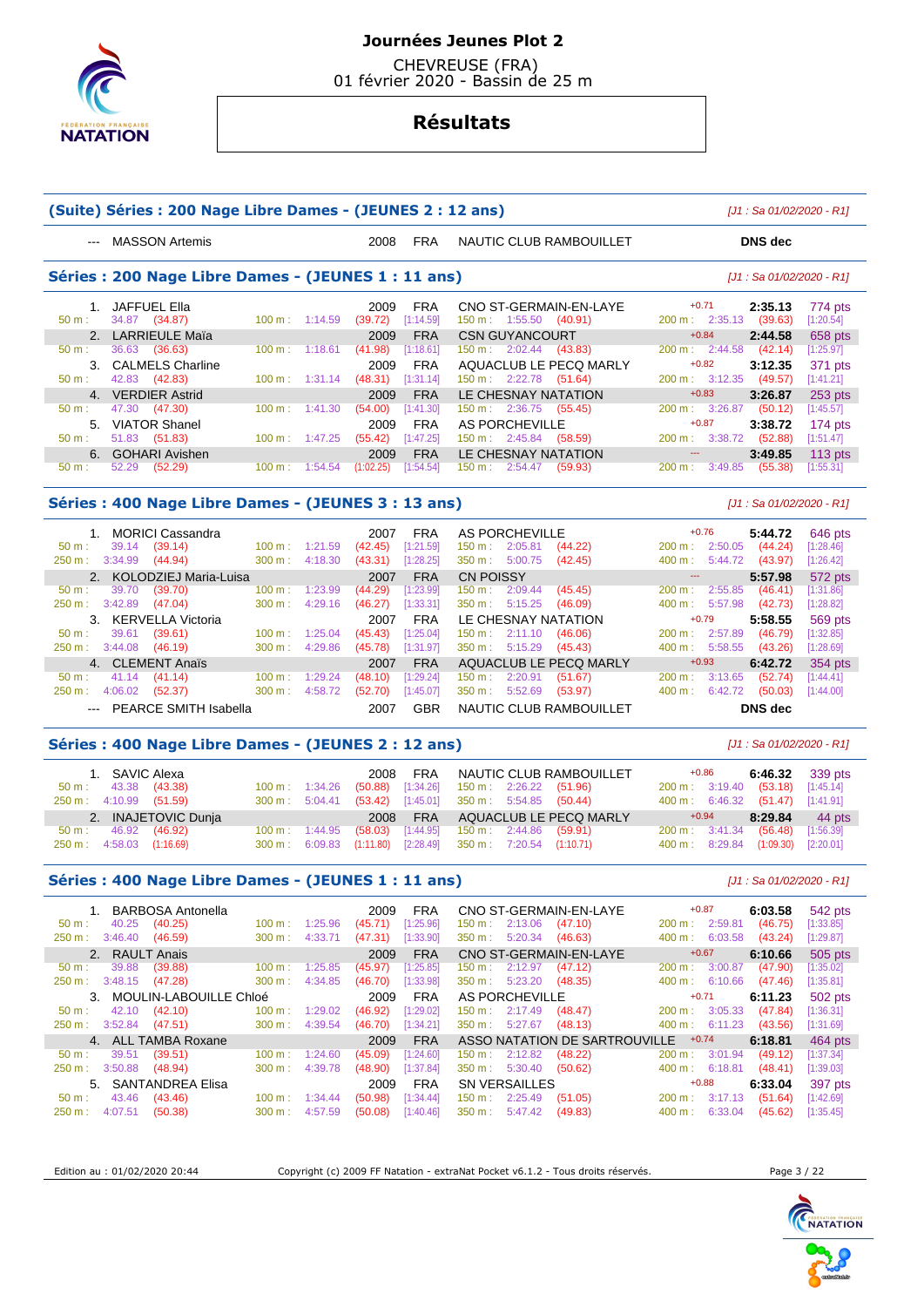# Journées Jeunes Plot 2

CHEVREUSE (FRA)
01 février 2020 - Bassin de 25 m

## Résultats

### (Suite) Séries : 200 Nage Libre Dames - (JEUNES 2 : 12 ans)

*[J1 : Sa 01/02/2020 - R1]*

| Rg | Nom | Année | Nat | Club | Réaction | Temps | Points |
|---|---|---|---|---|---|---|---|
| --- | MASSON Artemis | 2008 | FRA | NAUTIC CLUB RAMBOUILLET | | DNS dec | |

### Séries : 200 Nage Libre Dames - (JEUNES 1 : 11 ans)

*[J1 : Sa 01/02/2020 - R1]*

| Rg | Nom | Année | Nat | Club | Réaction | Temps | Points |
|---|---|---|---|---|---|---|---|
| 1. | JAFFUEL Ella | 2009 | FRA | CNO ST-GERMAIN-EN-LAYE | +0.71 | 2:35.13 | 774 pts |
| | 50 m : 34.87 (34.87) · 100 m : 1:14.59 (39.72) [1:14.59] · 150 m : 1:55.50 (40.91) · 200 m : 2:35.13 (39.63) [1:20.54] | | | | | | |
| 2. | LARRIEULE Maïa | 2009 | FRA | CSN GUYANCOURT | +0.84 | 2:44.58 | 658 pts |
| | 50 m : 36.63 (36.63) · 100 m : 1:18.61 (41.98) [1:18.61] · 150 m : 2:02.44 (43.83) · 200 m : 2:44.58 (42.14) [1:25.97] | | | | | | |
| 3. | CALMELS Charline | 2009 | FRA | AQUACLUB LE PECQ MARLY | +0.82 | 3:12.35 | 371 pts |
| | 50 m : 42.83 (42.83) · 100 m : 1:31.14 (48.31) [1:31.14] · 150 m : 2:22.78 (51.64) · 200 m : 3:12.35 (49.57) [1:41.21] | | | | | | |
| 4. | VERDIER Astrid | 2009 | FRA | LE CHESNAY NATATION | +0.83 | 3:26.87 | 253 pts |
| | 50 m : 47.30 (47.30) · 100 m : 1:41.30 (54.00) [1:41.30] · 150 m : 2:36.75 (55.45) · 200 m : 3:26.87 (50.12) [1:45.57] | | | | | | |
| 5. | VIATOR Shanel | 2009 | FRA | AS PORCHEVILLE | +0.87 | 3:38.72 | 174 pts |
| | 50 m : 51.83 (51.83) · 100 m : 1:47.25 (55.42) [1:47.25] · 150 m : 2:45.84 (58.59) · 200 m : 3:38.72 (52.88) [1:51.47] | | | | | | |
| 6. | GOHARI Avishen | 2009 | FRA | LE CHESNAY NATATION | --- | 3:49.85 | 113 pts |
| | 50 m : 52.29 (52.29) · 100 m : 1:54.54 (1:02.25) [1:54.54] · 150 m : 2:54.47 (59.93) · 200 m : 3:49.85 (55.38) [1:55.31] | | | | | | |

### Séries : 400 Nage Libre Dames - (JEUNES 3 : 13 ans)

*[J1 : Sa 01/02/2020 - R1]*

| Rg | Nom | Année | Nat | Club | Réaction | Temps | Points |
|---|---|---|---|---|---|---|---|
| 1. | MORICI Cassandra | 2007 | FRA | AS PORCHEVILLE | +0.76 | 5:44.72 | 646 pts |
| | 50 m : 39.14 (39.14) · 100 m : 1:21.59 (42.45) [1:21.59] · 150 m : 2:05.81 (44.22) · 200 m : 2:50.05 (44.24) [1:28.46] · 250 m : 3:34.99 (44.94) · 300 m : 4:18.30 (43.31) [1:28.25] · 350 m : 5:00.75 (42.45) · 400 m : 5:44.72 (43.97) [1:26.42] | | | | | | |
| 2. | KOLODZIEJ Maria-Luisa | 2007 | FRA | CN POISSY | --- | 5:57.98 | 572 pts |
| | 50 m : 39.70 (39.70) · 100 m : 1:23.99 (44.29) [1:23.99] · 150 m : 2:09.44 (45.45) · 200 m : 2:55.85 (46.41) [1:31.86] · 250 m : 3:42.89 (47.04) · 300 m : 4:29.16 (46.27) [1:33.31] · 350 m : 5:15.25 (46.09) · 400 m : 5:57.98 (42.73) [1:28.82] | | | | | | |
| 3. | KERVELLA Victoria | 2007 | FRA | LE CHESNAY NATATION | +0.79 | 5:58.55 | 569 pts |
| | 50 m : 39.61 (39.61) · 100 m : 1:25.04 (45.43) [1:25.04] · 150 m : 2:11.10 (46.06) · 200 m : 2:57.89 (46.79) [1:32.85] · 250 m : 3:44.08 (46.19) · 300 m : 4:29.86 (45.78) [1:31.97] · 350 m : 5:15.29 (45.43) · 400 m : 5:58.55 (43.26) [1:28.69] | | | | | | |
| 4. | CLEMENT Anaïs | 2007 | FRA | AQUACLUB LE PECQ MARLY | +0.93 | 6:42.72 | 354 pts |
| | 50 m : 41.14 (41.14) · 100 m : 1:29.24 (48.10) [1:29.24] · 150 m : 2:20.91 (51.67) · 200 m : 3:13.65 (52.74) [1:44.41] · 250 m : 4:06.02 (52.37) · 300 m : 4:58.72 (52.70) [1:45.07] · 350 m : 5:52.69 (53.97) · 400 m : 6:42.72 (50.03) [1:44.00] | | | | | | |
| --- | PEARCE SMITH Isabella | 2007 | GBR | NAUTIC CLUB RAMBOUILLET | | DNS dec | |

### Séries : 400 Nage Libre Dames - (JEUNES 2 : 12 ans)

*[J1 : Sa 01/02/2020 - R1]*

| Rg | Nom | Année | Nat | Club | Réaction | Temps | Points |
|---|---|---|---|---|---|---|---|
| 1. | SAVIC Alexa | 2008 | FRA | NAUTIC CLUB RAMBOUILLET | +0.86 | 6:46.32 | 339 pts |
| | 50 m : 43.38 (43.38) · 100 m : 1:34.26 (50.88) [1:34.26] · 150 m : 2:26.22 (51.96) · 200 m : 3:19.40 (53.18) [1:45.14] · 250 m : 4:10.99 (51.59) · 300 m : 5:04.41 (53.42) [1:45.01] · 350 m : 5:54.85 (50.44) · 400 m : 6:46.32 (51.47) [1:41.91] | | | | | | |
| 2. | INAJETOVIC Dunja | 2008 | FRA | AQUACLUB LE PECQ MARLY | +0.94 | 8:29.84 | 44 pts |
| | 50 m : 46.92 (46.92) · 100 m : 1:44.95 (58.03) [1:44.95] · 150 m : 2:44.86 (59.91) · 200 m : 3:41.34 (56.48) [1:56.39] · 250 m : 4:58.03 (1:16.69) · 300 m : 6:09.83 (1:11.80) [2:28.49] · 350 m : 7:20.54 (1:10.71) · 400 m : 8:29.84 (1:09.30) [2:20.01] | | | | | | |

### Séries : 400 Nage Libre Dames - (JEUNES 1 : 11 ans)

*[J1 : Sa 01/02/2020 - R1]*

| Rg | Nom | Année | Nat | Club | Réaction | Temps | Points |
|---|---|---|---|---|---|---|---|
| 1. | BARBOSA Antonella | 2009 | FRA | CNO ST-GERMAIN-EN-LAYE | +0.87 | 6:03.58 | 542 pts |
| | 50 m : 40.25 (40.25) · 100 m : 1:25.96 (45.71) [1:25.96] · 150 m : 2:13.06 (47.10) · 200 m : 2:59.81 (46.75) [1:33.85] · 250 m : 3:46.40 (46.59) · 300 m : 4:33.71 (47.31) [1:33.90] · 350 m : 5:20.34 (46.63) · 400 m : 6:03.58 (43.24) [1:29.87] | | | | | | |
| 2. | RAULT Anais | 2009 | FRA | CNO ST-GERMAIN-EN-LAYE | +0.67 | 6:10.66 | 505 pts |
| | 50 m : 39.88 (39.88) · 100 m : 1:25.85 (45.97) [1:25.85] · 150 m : 2:12.97 (47.12) · 200 m : 3:00.87 (47.90) [1:35.02] · 250 m : 3:48.15 (47.28) · 300 m : 4:34.85 (46.70) [1:33.98] · 350 m : 5:23.20 (48.35) · 400 m : 6:10.66 (47.46) [1:35.81] | | | | | | |
| 3. | MOULIN-LABOUILLE Chloé | 2009 | FRA | AS PORCHEVILLE | +0.71 | 6:11.23 | 502 pts |
| | 50 m : 42.10 (42.10) · 100 m : 1:29.02 (46.92) [1:29.02] · 150 m : 2:17.49 (48.47) · 200 m : 3:05.33 (47.84) [1:36.31] · 250 m : 3:52.84 (47.51) · 300 m : 4:39.54 (46.70) [1:34.21] · 350 m : 5:27.67 (48.13) · 400 m : 6:11.23 (43.56) [1:31.69] | | | | | | |
| 4. | ALL TAMBA Roxane | 2009 | FRA | ASSO NATATION DE SARTROUVILLE | +0.74 | 6:18.81 | 464 pts |
| | 50 m : 39.51 (39.51) · 100 m : 1:24.60 (45.09) [1:24.60] · 150 m : 2:12.82 (48.22) · 200 m : 3:01.94 (49.12) [1:37.34] · 250 m : 3:50.88 (48.94) · 300 m : 4:39.78 (48.90) [1:37.84] · 350 m : 5:30.40 (50.62) · 400 m : 6:18.81 (48.41) [1:39.03] | | | | | | |
| 5. | SANTANDREA Elisa | 2009 | FRA | SN VERSAILLES | +0.88 | 6:33.04 | 397 pts |
| | 50 m : 43.46 (43.46) · 100 m : 1:34.44 (50.98) [1:34.44] · 150 m : 2:25.49 (51.05) · 200 m : 3:17.13 (51.64) [1:42.69] · 250 m : 4:07.51 (50.38) · 300 m : 4:57.59 (50.08) [1:40.46] · 350 m : 5:47.42 (49.83) · 400 m : 6:33.04 (45.62) [1:35.45] | | | | | | |

Edition au : 01/02/2020 20:44 — Copyright (c) 2009 FF Natation - extraNat Pocket v6.1.2 - Tous droits réservés.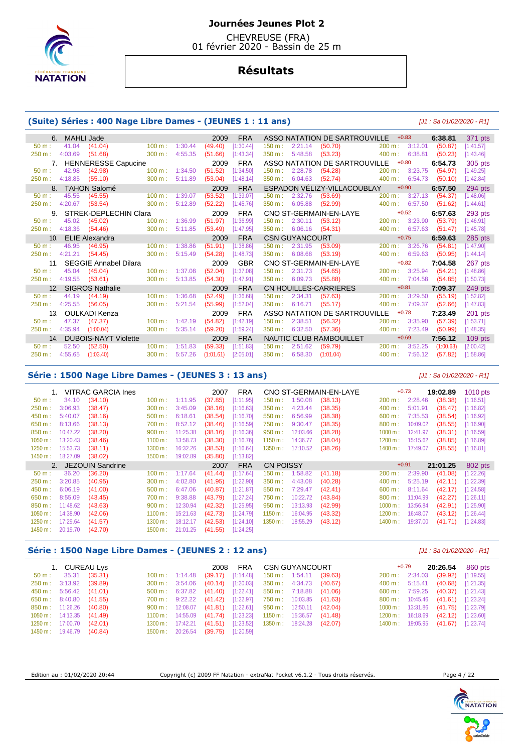# Journées Jeunes Plot 2

CHEVREUSE (FRA)
01 février 2020 - Bassin de 25 m

## Résultats

### (Suite) Séries : 400 Nage Libre Dames - (JEUNES 1 : 11 ans)

[J1 : Sa 01/02/2020 - R1]

| Rang | Nom | Année | Nat. | Club | Réaction | Temps | Points |
|---|---|---|---|---|---|---|---|
| 6. | MAHLI Jade | 2009 | FRA | ASSO NATATION DE SARTROUVILLE | +0.83 | 6:38.81 | 371 pts |
| | 50 m : 41.04 (41.04) — 100 m : 1:30.44 (49.40) [1:30.44] — 150 m : 2:21.14 (50.70) — 200 m : 3:12.01 (50.87) [1:41.57] — 250 m : 4:03.69 (51.68) — 300 m : 4:55.35 (51.66) [1:43.34] — 350 m : 5:48.58 (53.23) — 400 m : 6:38.81 (50.23) [1:43.46] | | | | | | |
| 7. | HENNERESSE Capucine | 2009 | FRA | ASSO NATATION DE SARTROUVILLE | +0.80 | 6:54.73 | 305 pts |
| | 50 m : 42.98 (42.98) — 100 m : 1:34.50 (51.52) [1:34.50] — 150 m : 2:28.78 (54.28) — 200 m : 3:23.75 (54.97) [1:49.25] — 250 m : 4:18.85 (55.10) — 300 m : 5:11.89 (53.04) [1:48.14] — 350 m : 6:04.63 (52.74) — 400 m : 6:54.73 (50.10) [1:42.84] | | | | | | |
| 8. | TAHON Salomé | 2009 | FRA | ESPADON VÉLIZY-VILLACOUBLAY | +0.90 | 6:57.50 | 294 pts |
| | 50 m : 45.55 (45.55) — 100 m : 1:39.07 (53.52) [1:39.07] — 150 m : 2:32.76 (53.69) — 200 m : 3:27.13 (54.37) [1:48.06] — 250 m : 4:20.67 (53.54) — 300 m : 5:12.89 (52.22) [1:45.76] — 350 m : 6:05.88 (52.99) — 400 m : 6:57.50 (51.62) [1:44.61] | | | | | | |
| 9. | STREK-DEPLECHIN Clara | 2009 | FRA | CNO ST-GERMAIN-EN-LAYE | +0.52 | 6:57.63 | 293 pts |
| | 50 m : 45.02 (45.02) — 100 m : 1:36.99 (51.97) [1:36.99] — 150 m : 2:30.11 (53.12) — 200 m : 3:23.90 (53.79) [1:46.91] — 250 m : 4:18.36 (54.46) — 300 m : 5:11.85 (53.49) [1:47.95] — 350 m : 6:06.16 (54.31) — 400 m : 6:57.63 (51.47) [1:45.78] | | | | | | |
| 10. | ELIE Alexandra | 2009 | FRA | CSN GUYANCOURT | +0.75 | 6:59.63 | 285 pts |
| | 50 m : 46.95 (46.95) — 100 m : 1:38.86 (51.91) [1:38.86] — 150 m : 2:31.95 (53.09) — 200 m : 3:26.76 (54.81) [1:47.90] — 250 m : 4:21.21 (54.45) — 300 m : 5:15.49 (54.28) [1:48.73] — 350 m : 6:08.68 (53.19) — 400 m : 6:59.63 (50.95) [1:44.14] | | | | | | |
| 11. | SEGGIE Annabel Dilara | 2009 | GBR | CNO ST-GERMAIN-EN-LAYE | +0.82 | 7:04.58 | 267 pts |
| | 50 m : 45.04 (45.04) — 100 m : 1:37.08 (52.04) [1:37.08] — 150 m : 2:31.73 (54.65) — 200 m : 3:25.94 (54.21) [1:48.86] — 250 m : 4:19.55 (53.61) — 300 m : 5:13.85 (54.30) [1:47.91] — 350 m : 6:09.73 (55.88) — 400 m : 7:04.58 (54.85) [1:50.73] | | | | | | |
| 12. | SIGROS Nathalie | 2009 | FRA | CN HOUILLES-CARRIERES | +0.81 | 7:09.37 | 249 pts |
| | 50 m : 44.19 (44.19) — 100 m : 1:36.68 (52.49) [1:36.68] — 150 m : 2:34.31 (57.63) — 200 m : 3:29.50 (55.19) [1:52.82] — 250 m : 4:25.55 (56.05) — 300 m : 5:21.54 (55.99) [1:52.04] — 350 m : 6:16.71 (55.17) — 400 m : 7:09.37 (52.66) [1:47.83] | | | | | | |
| 13. | OULKADI Kenza | 2009 | FRA | ASSO NATATION DE SARTROUVILLE | +0.78 | 7:23.49 | 201 pts |
| | 50 m : 47.37 (47.37) — 100 m : 1:42.19 (54.82) [1:42.19] — 150 m : 2:38.51 (56.32) — 200 m : 3:35.90 (57.39) [1:53.71] — 250 m : 4:35.94 (1:00.04) — 300 m : 5:35.14 (59.20) [1:59.24] — 350 m : 6:32.50 (57.36) — 400 m : 7:23.49 (50.99) [1:48.35] | | | | | | |
| 14. | DUBOIS-NAYT Violette | 2009 | FRA | NAUTIC CLUB RAMBOUILLET | +0.69 | 7:56.12 | 109 pts |
| | 50 m : 52.50 (52.50) — 100 m : 1:51.83 (59.33) [1:51.83] — 150 m : 2:51.62 (59.79) — 200 m : 3:52.25 (1:00.63) [2:00.42] — 250 m : 4:55.65 (1:03.40) — 300 m : 5:57.26 (1:01.61) [2:05.01] — 350 m : 6:58.30 (1:01.04) — 400 m : 7:56.12 (57.82) [1:58.86] | | | | | | |

### Série : 1500 Nage Libre Dames - (JEUNES 3 : 13 ans)

[J1 : Sa 01/02/2020 - R1]

| Rang | Nom | Année | Nat. | Club | Réaction | Temps | Points |
|---|---|---|---|---|---|---|---|
| 1. | VITRAC GARCIA Ines | 2007 | FRA | CNO ST-GERMAIN-EN-LAYE | +0.73 | 19:02.89 | 1010 pts |
| | 50 m : 34.10 (34.10) — 100 m : 1:11.95 (37.85) [1:11.95] — 150 m : 1:50.08 (38.13) — 200 m : 2:28.46 (38.38) [1:16.51] — 250 m : 3:06.93 (38.47) — 300 m : 3:45.09 (38.16) [1:16.63] — 350 m : 4:23.44 (38.35) — 400 m : 5:01.91 (38.47) [1:16.82] — 450 m : 5:40.07 (38.16) — 500 m : 6:18.61 (38.54) [1:16.70] — 550 m : 6:56.99 (38.38) — 600 m : 7:35.53 (38.54) [1:16.92] — 650 m : 8:13.66 (38.13) — 700 m : 8:52.12 (38.46) [1:16.59] — 750 m : 9:30.47 (38.35) — 800 m : 10:09.02 (38.55) [1:16.90] — 850 m : 10:47.22 (38.20) — 900 m : 11:25.38 (38.16) [1:16.36] — 950 m : 12:03.66 (38.28) — 1000 m : 12:41.97 (38.31) [1:16.59] — 1050 m : 13:20.43 (38.46) — 1100 m : 13:58.73 (38.30) [1:16.76] — 1150 m : 14:36.77 (38.04) — 1200 m : 15:15.62 (38.85) [1:16.89] — 1250 m : 15:53.73 (38.11) — 1300 m : 16:32.26 (38.53) [1:16.64] — 1350 m : 17:10.52 (38.26) — 1400 m : 17:49.07 (38.55) [1:16.81] — 1450 m : 18:27.09 (38.02) — 1500 m : 19:02.89 (35.80) [1:13.82] | | | | | | |
| 2. | JEZOUIN Sandrine | 2007 | FRA | CN POISSY | +0.91 | 21:01.25 | 802 pts |
| | 50 m : 36.20 (36.20) — 100 m : 1:17.64 (41.44) [1:17.64] — 150 m : 1:58.82 (41.18) — 200 m : 2:39.90 (41.08) [1:22.26] — 250 m : 3:20.85 (40.95) — 300 m : 4:02.80 (41.95) [1:22.90] — 350 m : 4:43.08 (40.28) — 400 m : 5:25.19 (42.11) [1:22.39] — 450 m : 6:06.19 (41.00) — 500 m : 6:47.06 (40.87) [1:21.87] — 550 m : 7:29.47 (42.41) — 600 m : 8:11.64 (42.17) [1:24.58] — 650 m : 8:55.09 (43.45) — 700 m : 9:38.88 (43.79) [1:27.24] — 750 m : 10:22.72 (43.84) — 800 m : 11:04.99 (42.27) [1:26.11] — 850 m : 11:48.62 (43.63) — 900 m : 12:30.94 (42.32) [1:25.95] — 950 m : 13:13.93 (42.99) — 1000 m : 13:56.84 (42.91) [1:25.90] — 1050 m : 14:38.90 (42.06) — 1100 m : 15:21.63 (42.73) [1:24.79] — 1150 m : 16:04.95 (43.32) — 1200 m : 16:48.07 (43.12) [1:26.44] — 1250 m : 17:29.64 (41.57) — 1300 m : 18:12.17 (42.53) [1:24.10] — 1350 m : 18:55.29 (43.12) — 1400 m : 19:37.00 (41.71) [1:24.83] — 1450 m : 20:19.70 (42.70) — 1500 m : 21:01.25 (41.55) [1:24.25] | | | | | | |

### Série : 1500 Nage Libre Dames - (JEUNES 2 : 12 ans)

[J1 : Sa 01/02/2020 - R1]

| Rang | Nom | Année | Nat. | Club | Réaction | Temps | Points |
|---|---|---|---|---|---|---|---|
| 1. | CUREAU Lys | 2008 | FRA | CSN GUYANCOURT | +0.79 | 20:26.54 | 860 pts |
| | 50 m : 35.31 (35.31) — 100 m : 1:14.48 (39.17) [1:14.48] — 150 m : 1:54.11 (39.63) — 200 m : 2:34.03 (39.92) [1:19.55] — 250 m : 3:13.92 (39.89) — 300 m : 3:54.06 (40.14) [1:20.03] — 350 m : 4:34.73 (40.67) — 400 m : 5:15.41 (40.68) [1:21.35] — 450 m : 5:56.42 (41.01) — 500 m : 6:37.82 (41.40) [1:22.41] — 550 m : 7:18.88 (41.06) — 600 m : 7:59.25 (40.37) [1:21.43] — 650 m : 8:40.80 (41.55) — 700 m : 9:22.22 (41.42) [1:22.97] — 750 m : 10:03.85 (41.63) — 800 m : 10:45.46 (41.61) [1:23.24] — 850 m : 11:26.26 (40.80) — 900 m : 12:08.07 (41.81) [1:22.61] — 950 m : 12:50.11 (42.04) — 1000 m : 13:31.86 (41.75) [1:23.79] — 1050 m : 14:13.35 (41.49) — 1100 m : 14:55.09 (41.74) [1:23.23] — 1150 m : 15:36.57 (41.48) — 1200 m : 16:18.69 (42.12) [1:23.60] — 1250 m : 17:00.70 (42.01) — 1300 m : 17:42.21 (41.51) [1:23.52] — 1350 m : 18:24.28 (42.07) — 1400 m : 19:05.95 (41.67) [1:23.74] — 1450 m : 19:46.79 (40.84) — 1500 m : 20:26.54 (39.75) [1:20.59] | | | | | | |

Edition au : 01/02/2020 20:44 — Copyright (c) 2009 FF Natation - extraNat Pocket v6.1.2 - Tous droits réservés.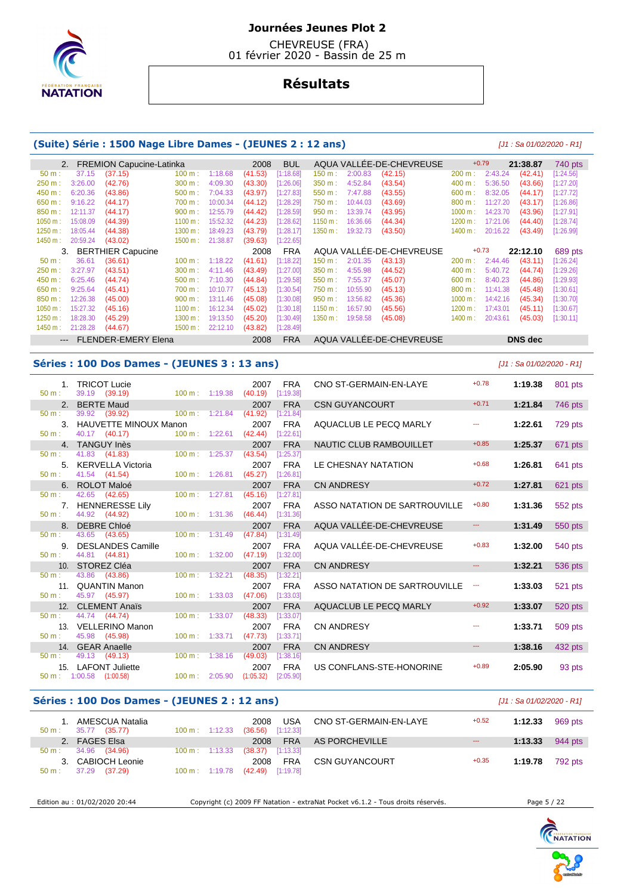# Journées Jeunes Plot 2

CHEVREUSE (FRA)
01 février 2020 - Bassin de 25 m

## Résultats

### (Suite) Série : 1500 Nage Libre Dames - (JEUNES 2 : 12 ans)

*[J1 : Sa 01/02/2020 - R1]*

| Rang | Nom | Année | Nat | Club | RT | Temps | Pts |
|---|---|---|---|---|---|---|---|
| 2. | FREMION Capucine-Latinka | 2008 | BUL | AQUA VALLÉE-DE-CHEVREUSE | +0.79 | 21:38.87 | 740 pts |
| 3. | BERTHIER Capucine | 2008 | FRA | AQUA VALLÉE-DE-CHEVREUSE | +0.73 | 22:12.10 | 689 pts |
| --- | FLENDER-EMERY Elena | 2008 | FRA | AQUA VALLÉE-DE-CHEVREUSE | | DNS dec | |

FREMION Capucine-Latinka :
50 m : 37.15 (37.15) | 100 m : 1:18.68 (41.53) [1:18.68] | 150 m : 2:00.83 (42.15) | 200 m : 2:43.24 (42.41) [1:24.56]
250 m : 3:26.00 (42.76) | 300 m : 4:09.30 (43.30) [1:26.06] | 350 m : 4:52.84 (43.54) | 400 m : 5:36.50 (43.66) [1:27.20]
450 m : 6:20.36 (43.86) | 500 m : 7:04.33 (43.97) [1:27.83] | 550 m : 7:47.88 (43.55) | 600 m : 8:32.05 (44.17) [1:27.72]
650 m : 9:16.22 (44.17) | 700 m : 10:00.34 (44.12) [1:28.29] | 750 m : 10:44.03 (43.69) | 800 m : 11:27.20 (43.17) [1:26.86]
850 m : 12:11.37 (44.17) | 900 m : 12:55.79 (44.42) [1:28.59] | 950 m : 13:39.74 (43.95) | 1000 m : 14:23.70 (43.96) [1:27.91]
1050 m : 15:08.09 (44.39) | 1100 m : 15:52.32 (44.23) [1:28.62] | 1150 m : 16:36.66 (44.34) | 1200 m : 17:21.06 (44.40) [1:28.74]
1250 m : 18:05.44 (44.38) | 1300 m : 18:49.23 (43.79) [1:28.17] | 1350 m : 19:32.73 (43.50) | 1400 m : 20:16.22 (43.49) [1:26.99]
1450 m : 20:59.24 (43.02) | 1500 m : 21:38.87 (39.63) [1:22.65]

BERTHIER Capucine :
50 m : 36.61 (36.61) | 100 m : 1:18.22 (41.61) [1:18.22] | 150 m : 2:01.35 (43.13) | 200 m : 2:44.46 (43.11) [1:26.24]
250 m : 3:27.97 (43.51) | 300 m : 4:11.46 (43.49) [1:27.00] | 350 m : 4:55.98 (44.52) | 400 m : 5:40.72 (44.74) [1:29.26]
450 m : 6:25.46 (44.74) | 500 m : 7:10.30 (44.84) [1:29.58] | 550 m : 7:55.37 (45.07) | 600 m : 8:40.23 (44.86) [1:29.93]
650 m : 9:25.64 (45.41) | 700 m : 10:10.77 (45.13) [1:30.54] | 750 m : 10:55.90 (45.13) | 800 m : 11:41.38 (45.48) [1:30.61]
850 m : 12:26.38 (45.00) | 900 m : 13:11.46 (45.08) [1:30.08] | 950 m : 13:56.82 (45.36) | 1000 m : 14:42.16 (45.34) [1:30.70]
1050 m : 15:27.32 (45.16) | 1100 m : 16:12.34 (45.02) [1:30.18] | 1150 m : 16:57.90 (45.56) | 1200 m : 17:43.01 (45.11) [1:30.67]
1250 m : 18:28.30 (45.29) | 1300 m : 19:13.50 (45.20) [1:30.49] | 1350 m : 19:58.58 (45.08) | 1400 m : 20:43.61 (45.03) [1:30.11]
1450 m : 21:28.28 (44.67) | 1500 m : 22:12.10 (43.82) [1:28.49]

### Séries : 100 Dos Dames - (JEUNES 3 : 13 ans)

*[J1 : Sa 01/02/2020 - R1]*

| Rang | Nom | Année | Nat | Club | RT | Temps | Pts | 50 m | 100 m |
|---|---|---|---|---|---|---|---|---|---|
| 1. | TRICOT Lucie | 2007 | FRA | CNO ST-GERMAIN-EN-LAYE | +0.78 | 1:19.38 | 801 pts | 39.19 (39.19) | 1:19.38 (40.19) [1:19.38] |
| 2. | BERTE Maud | 2007 | FRA | CSN GUYANCOURT | +0.71 | 1:21.84 | 746 pts | 39.92 (39.92) | 1:21.84 (41.92) [1:21.84] |
| 3. | HAUVETTE MINOUX Manon | 2007 | FRA | AQUACLUB LE PECQ MARLY | --- | 1:22.61 | 729 pts | 40.17 (40.17) | 1:22.61 (42.44) [1:22.61] |
| 4. | TANGUY Inès | 2007 | FRA | NAUTIC CLUB RAMBOUILLET | +0.85 | 1:25.37 | 671 pts | 41.83 (41.83) | 1:25.37 (43.54) [1:25.37] |
| 5. | KERVELLA Victoria | 2007 | FRA | LE CHESNAY NATATION | +0.68 | 1:26.81 | 641 pts | 41.54 (41.54) | 1:26.81 (45.27) [1:26.81] |
| 6. | ROLOT Maloé | 2007 | FRA | CN ANDRESY | +0.72 | 1:27.81 | 621 pts | 42.65 (42.65) | 1:27.81 (45.16) [1:27.81] |
| 7. | HENNERESSE Lily | 2007 | FRA | ASSO NATATION DE SARTROUVILLE | +0.80 | 1:31.36 | 552 pts | 44.92 (44.92) | 1:31.36 (46.44) [1:31.36] |
| 8. | DEBRE Chloé | 2007 | FRA | AQUA VALLÉE-DE-CHEVREUSE | --- | 1:31.49 | 550 pts | 43.65 (43.65) | 1:31.49 (47.84) [1:31.49] |
| 9. | DESLANDES Camille | 2007 | FRA | AQUA VALLÉE-DE-CHEVREUSE | +0.83 | 1:32.00 | 540 pts | 44.81 (44.81) | 1:32.00 (47.19) [1:32.00] |
| 10. | STOREZ Cléa | 2007 | FRA | CN ANDRESY | --- | 1:32.21 | 536 pts | 43.86 (43.86) | 1:32.21 (48.35) [1:32.21] |
| 11. | QUANTIN Manon | 2007 | FRA | ASSO NATATION DE SARTROUVILLE | --- | 1:33.03 | 521 pts | 45.97 (45.97) | 1:33.03 (47.06) [1:33.03] |
| 12. | CLEMENT Anaïs | 2007 | FRA | AQUACLUB LE PECQ MARLY | +0.92 | 1:33.07 | 520 pts | 44.74 (44.74) | 1:33.07 (48.33) [1:33.07] |
| 13. | VELLERINO Manon | 2007 | FRA | CN ANDRESY | --- | 1:33.71 | 509 pts | 45.98 (45.98) | 1:33.71 (47.73) [1:33.71] |
| 14. | GEAR Anaelle | 2007 | FRA | CN ANDRESY | --- | 1:38.16 | 432 pts | 49.13 (49.13) | 1:38.16 (49.03) [1:38.16] |
| 15. | LAFONT Juliette | 2007 | FRA | US CONFLANS-STE-HONORINE | +0.89 | 2:05.90 | 93 pts | 1:00.58 (1:00.58) | 2:05.90 (1:05.32) [2:05.90] |

### Séries : 100 Dos Dames - (JEUNES 2 : 12 ans)

*[J1 : Sa 01/02/2020 - R1]*

| Rang | Nom | Année | Nat | Club | RT | Temps | Pts | 50 m | 100 m |
|---|---|---|---|---|---|---|---|---|---|
| 1. | AMESCUA Natalia | 2008 | USA | CNO ST-GERMAIN-EN-LAYE | +0.52 | 1:12.33 | 969 pts | 35.77 (35.77) | 1:12.33 (36.56) [1:12.33] |
| 2. | FAGES Elsa | 2008 | FRA | AS PORCHEVILLE | --- | 1:13.33 | 944 pts | 34.96 (34.96) | 1:13.33 (38.37) [1:13.33] |
| 3. | CABIOCH Leonie | 2008 | FRA | CSN GUYANCOURT | +0.35 | 1:19.78 | 792 pts | 37.29 (37.29) | 1:19.78 (42.49) [1:19.78] |

Edition au : 01/02/2020 20:44 — Copyright (c) 2009 FF Natation - extraNat Pocket v6.1.2 - Tous droits réservés.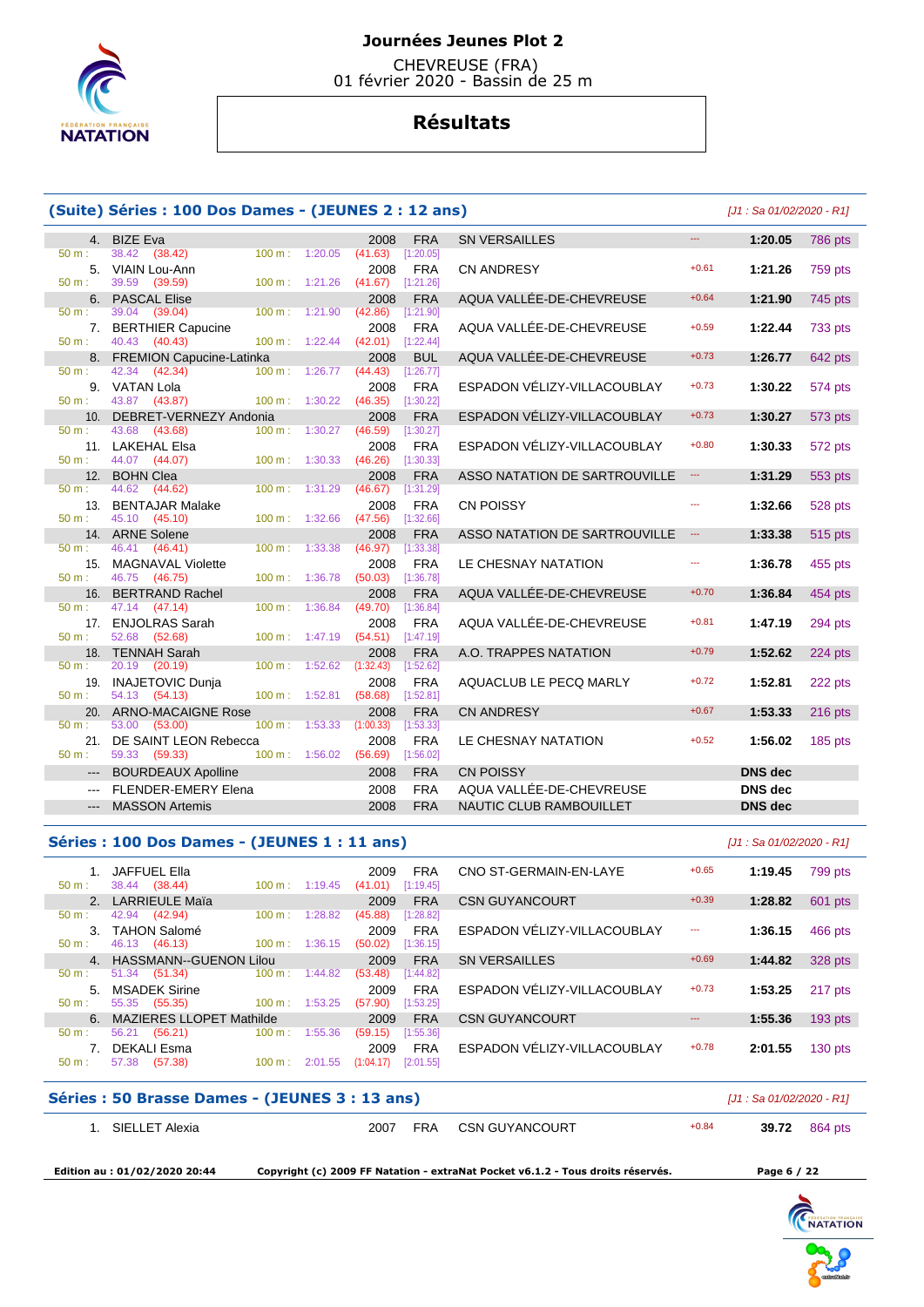# Journées Jeunes Plot 2

CHEVREUSE (FRA)
01 février 2020 - Bassin de 25 m

## Résultats

### (Suite) Séries : 100 Dos Dames - (JEUNES 2 : 12 ans)

[J1 : Sa 01/02/2020 - R1]

| Rang | Nom | Année | Nat. | Club | Réaction | Temps | Points |
|---|---|---|---|---|---|---|---|
| 4. | BIZE Eva | 2008 | FRA | SN VERSAILLES | --- | 1:20.05 | 786 pts |
| | 50 m : 38.42 (38.42) 100 m : 1:20.05 (41.63) [1:20.05] | | | | | | |
| 5. | VIAIN Lou-Ann | 2008 | FRA | CN ANDRESY | +0.61 | 1:21.26 | 759 pts |
| | 50 m : 39.59 (39.59) 100 m : 1:21.26 (41.67) [1:21.26] | | | | | | |
| 6. | PASCAL Elise | 2008 | FRA | AQUA VALLÉE-DE-CHEVREUSE | +0.64 | 1:21.90 | 745 pts |
| | 50 m : 39.04 (39.04) 100 m : 1:21.90 (42.86) [1:21.90] | | | | | | |
| 7. | BERTHIER Capucine | 2008 | FRA | AQUA VALLÉE-DE-CHEVREUSE | +0.59 | 1:22.44 | 733 pts |
| | 50 m : 40.43 (40.43) 100 m : 1:22.44 (42.01) [1:22.44] | | | | | | |
| 8. | FREMION Capucine-Latinka | 2008 | BUL | AQUA VALLÉE-DE-CHEVREUSE | +0.73 | 1:26.77 | 642 pts |
| | 50 m : 42.34 (42.34) 100 m : 1:26.77 (44.43) [1:26.77] | | | | | | |
| 9. | VATAN Lola | 2008 | FRA | ESPADON VÉLIZY-VILLACOUBLAY | +0.73 | 1:30.22 | 574 pts |
| | 50 m : 43.87 (43.87) 100 m : 1:30.22 (46.35) [1:30.22] | | | | | | |
| 10. | DEBRET-VERNEZY Andonia | 2008 | FRA | ESPADON VÉLIZY-VILLACOUBLAY | +0.73 | 1:30.27 | 573 pts |
| | 50 m : 43.68 (43.68) 100 m : 1:30.27 (46.59) [1:30.27] | | | | | | |
| 11. | LAKEHAL Elsa | 2008 | FRA | ESPADON VÉLIZY-VILLACOUBLAY | +0.80 | 1:30.33 | 572 pts |
| | 50 m : 44.07 (44.07) 100 m : 1:30.33 (46.26) [1:30.33] | | | | | | |
| 12. | BOHN Clea | 2008 | FRA | ASSO NATATION DE SARTROUVILLE | --- | 1:31.29 | 553 pts |
| | 50 m : 44.62 (44.62) 100 m : 1:31.29 (46.67) [1:31.29] | | | | | | |
| 13. | BENTAJAR Malake | 2008 | FRA | CN POISSY | --- | 1:32.66 | 528 pts |
| | 50 m : 45.10 (45.10) 100 m : 1:32.66 (47.56) [1:32.66] | | | | | | |
| 14. | ARNE Solene | 2008 | FRA | ASSO NATATION DE SARTROUVILLE | --- | 1:33.38 | 515 pts |
| | 50 m : 46.41 (46.41) 100 m : 1:33.38 (46.97) [1:33.38] | | | | | | |
| 15. | MAGNAVAL Violette | 2008 | FRA | LE CHESNAY NATATION | --- | 1:36.78 | 455 pts |
| | 50 m : 46.75 (46.75) 100 m : 1:36.78 (50.03) [1:36.78] | | | | | | |
| 16. | BERTRAND Rachel | 2008 | FRA | AQUA VALLÉE-DE-CHEVREUSE | +0.70 | 1:36.84 | 454 pts |
| | 50 m : 47.14 (47.14) 100 m : 1:36.84 (49.70) [1:36.84] | | | | | | |
| 17. | ENJOLRAS Sarah | 2008 | FRA | AQUA VALLÉE-DE-CHEVREUSE | +0.81 | 1:47.19 | 294 pts |
| | 50 m : 52.68 (52.68) 100 m : 1:47.19 (54.51) [1:47.19] | | | | | | |
| 18. | TENNAH Sarah | 2008 | FRA | A.O. TRAPPES NATATION | +0.79 | 1:52.62 | 224 pts |
| | 50 m : 20.19 (20.19) 100 m : 1:52.62 (1:32.43) [1:52.62] | | | | | | |
| 19. | INAJETOVIC Dunja | 2008 | FRA | AQUACLUB LE PECQ MARLY | +0.72 | 1:52.81 | 222 pts |
| | 50 m : 54.13 (54.13) 100 m : 1:52.81 (58.68) [1:52.81] | | | | | | |
| 20. | ARNO-MACAIGNE Rose | 2008 | FRA | CN ANDRESY | +0.67 | 1:53.33 | 216 pts |
| | 50 m : 53.00 (53.00) 100 m : 1:53.33 (1:00.33) [1:53.33] | | | | | | |
| 21. | DE SAINT LEON Rebecca | 2008 | FRA | LE CHESNAY NATATION | +0.52 | 1:56.02 | 185 pts |
| | 50 m : 59.33 (59.33) 100 m : 1:56.02 (56.69) [1:56.02] | | | | | | |
| --- | BOURDEAUX Apolline | 2008 | FRA | CN POISSY | | DNS dec | |
| --- | FLENDER-EMERY Elena | 2008 | FRA | AQUA VALLÉE-DE-CHEVREUSE | | DNS dec | |
| --- | MASSON Artemis | 2008 | FRA | NAUTIC CLUB RAMBOUILLET | | DNS dec | |

### Séries : 100 Dos Dames - (JEUNES 1 : 11 ans)

[J1 : Sa 01/02/2020 - R1]

| Rang | Nom | Année | Nat. | Club | Réaction | Temps | Points |
|---|---|---|---|---|---|---|---|
| 1. | JAFFUEL Ella | 2009 | FRA | CNO ST-GERMAIN-EN-LAYE | +0.65 | 1:19.45 | 799 pts |
| | 50 m : 38.44 (38.44) 100 m : 1:19.45 (41.01) [1:19.45] | | | | | | |
| 2. | LARRIEULE Maïa | 2009 | FRA | CSN GUYANCOURT | +0.39 | 1:28.82 | 601 pts |
| | 50 m : 42.94 (42.94) 100 m : 1:28.82 (45.88) [1:28.82] | | | | | | |
| 3. | TAHON Salomé | 2009 | FRA | ESPADON VÉLIZY-VILLACOUBLAY | --- | 1:36.15 | 466 pts |
| | 50 m : 46.13 (46.13) 100 m : 1:36.15 (50.02) [1:36.15] | | | | | | |
| 4. | HASSMANN--GUENON Lilou | 2009 | FRA | SN VERSAILLES | +0.69 | 1:44.82 | 328 pts |
| | 50 m : 51.34 (51.34) 100 m : 1:44.82 (53.48) [1:44.82] | | | | | | |
| 5. | MSADEK Sirine | 2009 | FRA | ESPADON VÉLIZY-VILLACOUBLAY | +0.73 | 1:53.25 | 217 pts |
| | 50 m : 55.35 (55.35) 100 m : 1:53.25 (57.90) [1:53.25] | | | | | | |
| 6. | MAZIERES LLOPET Mathilde | 2009 | FRA | CSN GUYANCOURT | --- | 1:55.36 | 193 pts |
| | 50 m : 56.21 (56.21) 100 m : 1:55.36 (59.15) [1:55.36] | | | | | | |
| 7. | DEKALI Esma | 2009 | FRA | ESPADON VÉLIZY-VILLACOUBLAY | +0.78 | 2:01.55 | 130 pts |
| | 50 m : 57.38 (57.38) 100 m : 2:01.55 (1:04.17) [2:01.55] | | | | | | |

### Séries : 50 Brasse Dames - (JEUNES 3 : 13 ans)

[J1 : Sa 01/02/2020 - R1]

| Rang | Nom | Année | Nat. | Club | Réaction | Temps | Points |
|---|---|---|---|---|---|---|---|
| 1. | SIELLET Alexia | 2007 | FRA | CSN GUYANCOURT | +0.84 | 39.72 | 864 pts |

Edition au : 01/02/2020 20:44 — Copyright (c) 2009 FF Natation - extraNat Pocket v6.1.2 - Tous droits réservés.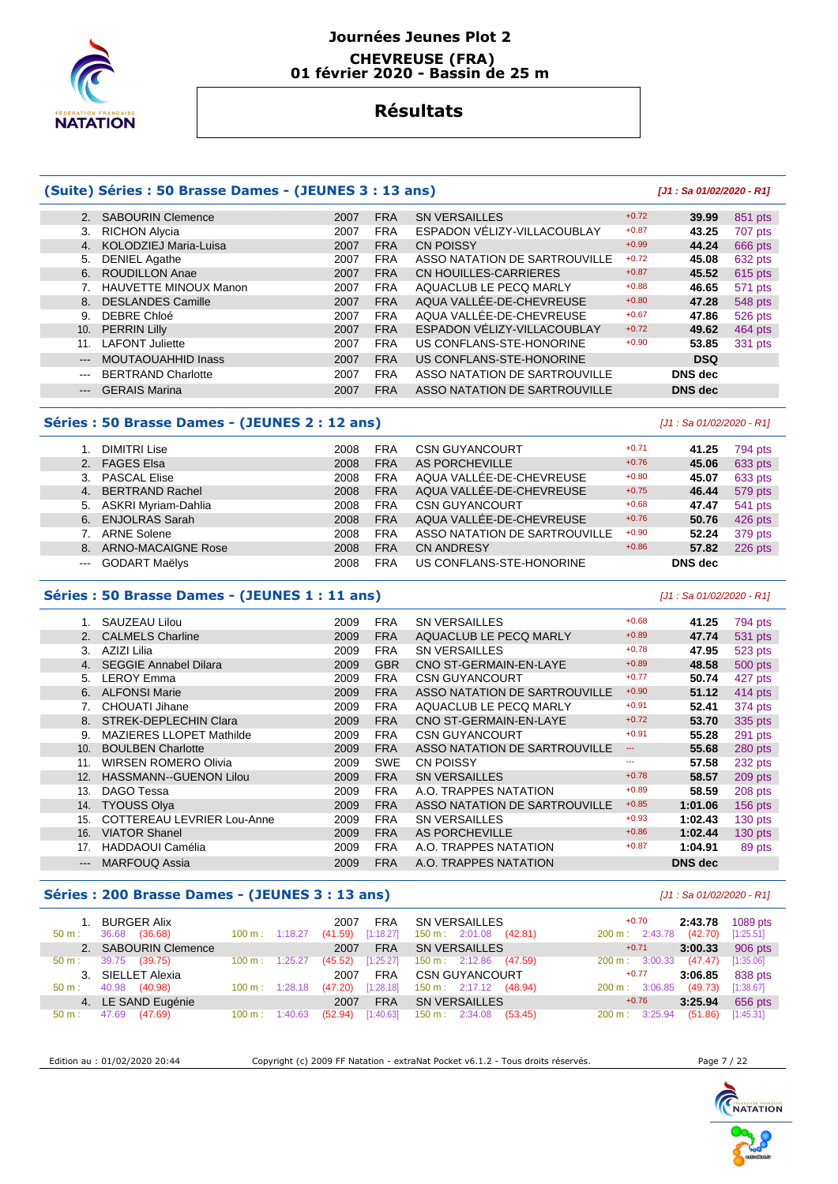# Journées Jeunes Plot 2

**CHEVREUSE (FRA)**
**01 février 2020 - Bassin de 25 m**

## Résultats

### (Suite) Séries : 50 Brasse Dames - (JEUNES 3 : 13 ans)

*[J1 : Sa 01/02/2020 - R1]*

| Pl. | Nom | Année | Nat. | Club | Réaction | Temps | Points |
|---|---|---|---|---|---|---|---|
| 2. | SABOURIN Clemence | 2007 | FRA | SN VERSAILLES | +0.72 | 39.99 | 851 pts |
| 3. | RICHON Alycia | 2007 | FRA | ESPADON VÉLIZY-VILLACOUBLAY | +0.87 | 43.25 | 707 pts |
| 4. | KOLODZIEJ Maria-Luisa | 2007 | FRA | CN POISSY | +0.99 | 44.24 | 666 pts |
| 5. | DENIEL Agathe | 2007 | FRA | ASSO NATATION DE SARTROUVILLE | +0.72 | 45.08 | 632 pts |
| 6. | ROUDILLON Anae | 2007 | FRA | CN HOUILLES-CARRIERES | +0.87 | 45.52 | 615 pts |
| 7. | HAUVETTE MINOUX Manon | 2007 | FRA | AQUACLUB LE PECQ MARLY | +0.88 | 46.65 | 571 pts |
| 8. | DESLANDES Camille | 2007 | FRA | AQUA VALLÉE-DE-CHEVREUSE | +0.80 | 47.28 | 548 pts |
| 9. | DEBRE Chloé | 2007 | FRA | AQUA VALLÉE-DE-CHEVREUSE | +0.67 | 47.86 | 526 pts |
| 10. | PERRIN Lilly | 2007 | FRA | ESPADON VÉLIZY-VILLACOUBLAY | +0.72 | 49.62 | 464 pts |
| 11. | LAFONT Juliette | 2007 | FRA | US CONFLANS-STE-HONORINE | +0.90 | 53.85 | 331 pts |
| --- | MOUTAOUAHHID Inass | 2007 | FRA | US CONFLANS-STE-HONORINE | | DSQ | |
| --- | BERTRAND Charlotte | 2007 | FRA | ASSO NATATION DE SARTROUVILLE | | DNS dec | |
| --- | GERAIS Marina | 2007 | FRA | ASSO NATATION DE SARTROUVILLE | | DNS dec | |

### Séries : 50 Brasse Dames - (JEUNES 2 : 12 ans)

*[J1 : Sa 01/02/2020 - R1]*

| Pl. | Nom | Année | Nat. | Club | Réaction | Temps | Points |
|---|---|---|---|---|---|---|---|
| 1. | DIMITRI Lise | 2008 | FRA | CSN GUYANCOURT | +0.71 | 41.25 | 794 pts |
| 2. | FAGES Elsa | 2008 | FRA | AS PORCHEVILLE | +0.76 | 45.06 | 633 pts |
| 3. | PASCAL Elise | 2008 | FRA | AQUA VALLÉE-DE-CHEVREUSE | +0.80 | 45.07 | 633 pts |
| 4. | BERTRAND Rachel | 2008 | FRA | AQUA VALLÉE-DE-CHEVREUSE | +0.75 | 46.44 | 579 pts |
| 5. | ASKRI Myriam-Dahlia | 2008 | FRA | CSN GUYANCOURT | +0.68 | 47.47 | 541 pts |
| 6. | ENJOLRAS Sarah | 2008 | FRA | AQUA VALLÉE-DE-CHEVREUSE | +0.76 | 50.76 | 426 pts |
| 7. | ARNE Solene | 2008 | FRA | ASSO NATATION DE SARTROUVILLE | +0.90 | 52.24 | 379 pts |
| 8. | ARNO-MACAIGNE Rose | 2008 | FRA | CN ANDRESY | +0.86 | 57.82 | 226 pts |
| --- | GODART Maëlys | 2008 | FRA | US CONFLANS-STE-HONORINE | | DNS dec | |

### Séries : 50 Brasse Dames - (JEUNES 1 : 11 ans)

*[J1 : Sa 01/02/2020 - R1]*

| Pl. | Nom | Année | Nat. | Club | Réaction | Temps | Points |
|---|---|---|---|---|---|---|---|
| 1. | SAUZEAU Lilou | 2009 | FRA | SN VERSAILLES | +0.68 | 41.25 | 794 pts |
| 2. | CALMELS Charline | 2009 | FRA | AQUACLUB LE PECQ MARLY | +0.89 | 47.74 | 531 pts |
| 3. | AZIZI Lilia | 2009 | FRA | SN VERSAILLES | +0.78 | 47.95 | 523 pts |
| 4. | SEGGIE Annabel Dilara | 2009 | GBR | CNO ST-GERMAIN-EN-LAYE | +0.89 | 48.58 | 500 pts |
| 5. | LEROY Emma | 2009 | FRA | CSN GUYANCOURT | +0.77 | 50.74 | 427 pts |
| 6. | ALFONSI Marie | 2009 | FRA | ASSO NATATION DE SARTROUVILLE | +0.90 | 51.12 | 414 pts |
| 7. | CHOUATI Jihane | 2009 | FRA | AQUACLUB LE PECQ MARLY | +0.91 | 52.41 | 374 pts |
| 8. | STREK-DEPLECHIN Clara | 2009 | FRA | CNO ST-GERMAIN-EN-LAYE | +0.72 | 53.70 | 335 pts |
| 9. | MAZIERES LLOPET Mathilde | 2009 | FRA | CSN GUYANCOURT | +0.91 | 55.28 | 291 pts |
| 10. | BOULBEN Charlotte | 2009 | FRA | ASSO NATATION DE SARTROUVILLE | --- | 55.68 | 280 pts |
| 11. | WIRSEN ROMERO Olivia | 2009 | SWE | CN POISSY | --- | 57.58 | 232 pts |
| 12. | HASSMANN--GUENON Lilou | 2009 | FRA | SN VERSAILLES | +0.78 | 58.57 | 209 pts |
| 13. | DAGO Tessa | 2009 | FRA | A.O. TRAPPES NATATION | +0.89 | 58.59 | 208 pts |
| 14. | TYOUSS Olya | 2009 | FRA | ASSO NATATION DE SARTROUVILLE | +0.85 | 1:01.06 | 156 pts |
| 15. | COTTEREAU LEVRIER Lou-Anne | 2009 | FRA | SN VERSAILLES | +0.93 | 1:02.43 | 130 pts |
| 16. | VIATOR Shanel | 2009 | FRA | AS PORCHEVILLE | +0.86 | 1:02.44 | 130 pts |
| 17. | HADDAOUI Camélia | 2009 | FRA | A.O. TRAPPES NATATION | +0.87 | 1:04.91 | 89 pts |
| --- | MARFOUQ Assia | 2009 | FRA | A.O. TRAPPES NATATION | | DNS dec | |

### Séries : 200 Brasse Dames - (JEUNES 3 : 13 ans)

*[J1 : Sa 01/02/2020 - R1]*

| Pl. | Nom | Année | Nat. | Club | Réaction | Temps | Points |
|---|---|---|---|---|---|---|---|
| 1. | BURGER Alix | 2007 | FRA | SN VERSAILLES | +0.70 | 2:43.78 | 1089 pts |
| | 50 m : 36.68 (36.68) | 100 m : 1:18.27 (41.59) [1:18.27] | | 150 m : 2:01.08 (42.81) | | 200 m : 2:43.78 (42.70) [1:25.51] | |
| 2. | SABOURIN Clemence | 2007 | FRA | SN VERSAILLES | +0.71 | 3:00.33 | 906 pts |
| | 50 m : 39.75 (39.75) | 100 m : 1:25.27 (45.52) [1:25.27] | | 150 m : 2:12.86 (47.59) | | 200 m : 3:00.33 (47.47) [1:35.06] | |
| 3. | SIELLET Alexia | 2007 | FRA | CSN GUYANCOURT | +0.77 | 3:06.85 | 838 pts |
| | 50 m : 40.98 (40.98) | 100 m : 1:28.18 (47.20) [1:28.18] | | 150 m : 2:17.12 (48.94) | | 200 m : 3:06.85 (49.73) [1:38.67] | |
| 4. | LE SAND Eugénie | 2007 | FRA | SN VERSAILLES | +0.76 | 3:25.94 | 656 pts |
| | 50 m : 47.69 (47.69) | 100 m : 1:40.63 (52.94) [1:40.63] | | 150 m : 2:34.08 (53.45) | | 200 m : 3:25.94 (51.86) [1:45.31] | |

Edition au : 01/02/2020 20:44 — Copyright (c) 2009 FF Natation - extraNat Pocket v6.1.2 - Tous droits réservés.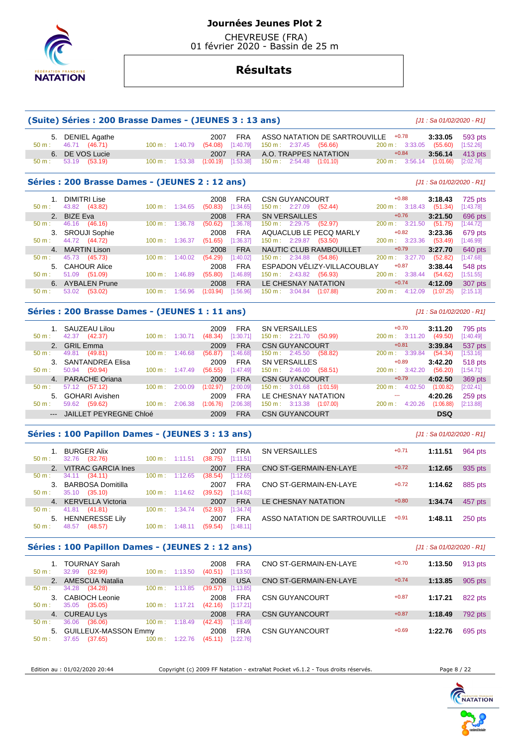# Journées Jeunes Plot 2

CHEVREUSE (FRA)
01 février 2020 - Bassin de 25 m

## Résultats

### (Suite) Séries : 200 Brasse Dames - (JEUNES 3 : 13 ans)

[J1 : Sa 01/02/2020 - R1]

| Rang | Nom | Année | Nat. | Club | Réaction | Temps | Points |
|---|---|---|---|---|---|---|---|
| 5. | DENIEL Agathe | 2007 | FRA | ASSO NATATION DE SARTROUVILLE | +0.78 | 3:33.05 | 593 pts |
| | 50 m : 46.71 (46.71) | 100 m : 1:40.79 (54.08) [1:40.79] | | 150 m : 2:37.45 (56.66) | | 200 m : 3:33.05 (55.60) [1:52.26] | |
| 6. | DE VOS Lucie | 2007 | FRA | A.O. TRAPPES NATATION | +0.84 | 3:56.14 | 413 pts |
| | 50 m : 53.19 (53.19) | 100 m : 1:53.38 (1:00.19) [1:53.38] | | 150 m : 2:54.48 (1:01.10) | | 200 m : 3:56.14 (1:01.66) [2:02.76] | |

### Séries : 200 Brasse Dames - (JEUNES 2 : 12 ans)

[J1 : Sa 01/02/2020 - R1]

| Rang | Nom | Année | Nat. | Club | Réaction | Temps | Points |
|---|---|---|---|---|---|---|---|
| 1. | DIMITRI Lise | 2008 | FRA | CSN GUYANCOURT | +0.88 | 3:18.43 | 725 pts |
| | 50 m : 43.82 (43.82) | 100 m : 1:34.65 (50.83) [1:34.65] | | 150 m : 2:27.09 (52.44) | | 200 m : 3:18.43 (51.34) [1:43.78] | |
| 2. | BIZE Eva | 2008 | FRA | SN VERSAILLES | +0.76 | 3:21.50 | 696 pts |
| | 50 m : 46.16 (46.16) | 100 m : 1:36.78 (50.62) [1:36.78] | | 150 m : 2:29.75 (52.97) | | 200 m : 3:21.50 (51.75) [1:44.72] | |
| 3. | SROUJI Sophie | 2008 | FRA | AQUACLUB LE PECQ MARLY | +0.82 | 3:23.36 | 679 pts |
| | 50 m : 44.72 (44.72) | 100 m : 1:36.37 (51.65) [1:36.37] | | 150 m : 2:29.87 (53.50) | | 200 m : 3:23.36 (53.49) [1:46.99] | |
| 4. | MARTIN Lison | 2008 | FRA | NAUTIC CLUB RAMBOUILLET | +0.79 | 3:27.70 | 640 pts |
| | 50 m : 45.73 (45.73) | 100 m : 1:40.02 (54.29) [1:40.02] | | 150 m : 2:34.88 (54.86) | | 200 m : 3:27.70 (52.82) [1:47.68] | |
| 5. | CAHOUR Alice | 2008 | FRA | ESPADON VÉLIZY-VILLACOUBLAY | +0.87 | 3:38.44 | 548 pts |
| | 50 m : 51.09 (51.09) | 100 m : 1:46.89 (55.80) [1:46.89] | | 150 m : 2:43.82 (56.93) | | 200 m : 3:38.44 (54.62) [1:51.55] | |
| 6. | AYBALEN Prune | 2008 | FRA | LE CHESNAY NATATION | +0.74 | 4:12.09 | 307 pts |
| | 50 m : 53.02 (53.02) | 100 m : 1:56.96 (1:03.94) [1:56.96] | | 150 m : 3:04.84 (1:07.88) | | 200 m : 4:12.09 (1:07.25) [2:15.13] | |

### Séries : 200 Brasse Dames - (JEUNES 1 : 11 ans)

[J1 : Sa 01/02/2020 - R1]

| Rang | Nom | Année | Nat. | Club | Réaction | Temps | Points |
|---|---|---|---|---|---|---|---|
| 1. | SAUZEAU Lilou | 2009 | FRA | SN VERSAILLES | +0.70 | 3:11.20 | 795 pts |
| | 50 m : 42.37 (42.37) | 100 m : 1:30.71 (48.34) [1:30.71] | | 150 m : 2:21.70 (50.99) | | 200 m : 3:11.20 (49.50) [1:40.49] | |
| 2. | GRIL Emma | 2009 | FRA | CSN GUYANCOURT | +0.81 | 3:39.84 | 537 pts |
| | 50 m : 49.81 (49.81) | 100 m : 1:46.68 (56.87) [1:46.68] | | 150 m : 2:45.50 (58.82) | | 200 m : 3:39.84 (54.34) [1:53.16] | |
| 3. | SANTANDREA Elisa | 2009 | FRA | SN VERSAILLES | +0.89 | 3:42.20 | 518 pts |
| | 50 m : 50.94 (50.94) | 100 m : 1:47.49 (56.55) [1:47.49] | | 150 m : 2:46.00 (58.51) | | 200 m : 3:42.20 (56.20) [1:54.71] | |
| 4. | PARACHE Oriana | 2009 | FRA | CSN GUYANCOURT | +0.79 | 4:02.50 | 369 pts |
| | 50 m : 57.12 (57.12) | 100 m : 2:00.09 (1:02.97) [2:00.09] | | 150 m : 3:01.68 (1:01.59) | | 200 m : 4:02.50 (1:00.82) [2:02.41] | |
| 5. | GOHARI Avishen | 2009 | FRA | LE CHESNAY NATATION | --- | 4:20.26 | 259 pts |
| | 50 m : 59.62 (59.62) | 100 m : 2:06.38 (1:06.76) [2:06.38] | | 150 m : 3:13.38 (1:07.00) | | 200 m : 4:20.26 (1:06.88) [2:13.88] | |
| --- | JAILLET PEYREGNE Chloé | 2009 | FRA | CSN GUYANCOURT | | DSQ | |

### Séries : 100 Papillon Dames - (JEUNES 3 : 13 ans)

[J1 : Sa 01/02/2020 - R1]

| Rang | Nom | Année | Nat. | Club | Réaction | Temps | Points |
|---|---|---|---|---|---|---|---|
| 1. | BURGER Alix | 2007 | FRA | SN VERSAILLES | +0.71 | 1:11.51 | 964 pts |
| | 50 m : 32.76 (32.76) | 100 m : 1:11.51 (38.75) [1:11.51] | | | | | |
| 2. | VITRAC GARCIA Ines | 2007 | FRA | CNO ST-GERMAIN-EN-LAYE | +0.72 | 1:12.65 | 935 pts |
| | 50 m : 34.11 (34.11) | 100 m : 1:12.65 (38.54) [1:12.65] | | | | | |
| 3. | BARBOSA Domitilla | 2007 | FRA | CNO ST-GERMAIN-EN-LAYE | +0.72 | 1:14.62 | 885 pts |
| | 50 m : 35.10 (35.10) | 100 m : 1:14.62 (39.52) [1:14.62] | | | | | |
| 4. | KERVELLA Victoria | 2007 | FRA | LE CHESNAY NATATION | +0.80 | 1:34.74 | 457 pts |
| | 50 m : 41.81 (41.81) | 100 m : 1:34.74 (52.93) [1:34.74] | | | | | |
| 5. | HENNERESSE Lily | 2007 | FRA | ASSO NATATION DE SARTROUVILLE | +0.91 | 1:48.11 | 250 pts |
| | 50 m : 48.57 (48.57) | 100 m : 1:48.11 (59.54) [1:48.11] | | | | | |

### Séries : 100 Papillon Dames - (JEUNES 2 : 12 ans)

[J1 : Sa 01/02/2020 - R1]

| Rang | Nom | Année | Nat. | Club | Réaction | Temps | Points |
|---|---|---|---|---|---|---|---|
| 1. | TOURNAY Sarah | 2008 | FRA | CNO ST-GERMAIN-EN-LAYE | +0.70 | 1:13.50 | 913 pts |
| | 50 m : 32.99 (32.99) | 100 m : 1:13.50 (40.51) [1:13.50] | | | | | |
| 2. | AMESCUA Natalia | 2008 | USA | CNO ST-GERMAIN-EN-LAYE | +0.74 | 1:13.85 | 905 pts |
| | 50 m : 34.28 (34.28) | 100 m : 1:13.85 (39.57) [1:13.85] | | | | | |
| 3. | CABIOCH Leonie | 2008 | FRA | CSN GUYANCOURT | +0.87 | 1:17.21 | 822 pts |
| | 50 m : 35.05 (35.05) | 100 m : 1:17.21 (42.16) [1:17.21] | | | | | |
| 4. | CUREAU Lys | 2008 | FRA | CSN GUYANCOURT | +0.87 | 1:18.49 | 792 pts |
| | 50 m : 36.06 (36.06) | 100 m : 1:18.49 (42.43) [1:18.49] | | | | | |
| 5. | GUILLEUX-MASSON Emmy | 2008 | FRA | CSN GUYANCOURT | +0.69 | 1:22.76 | 695 pts |
| | 50 m : 37.65 (37.65) | 100 m : 1:22.76 (45.11) [1:22.76] | | | | | |

Edition au : 01/02/2020 20:44 — Copyright (c) 2009 FF Natation - extraNat Pocket v6.1.2 - Tous droits réservés.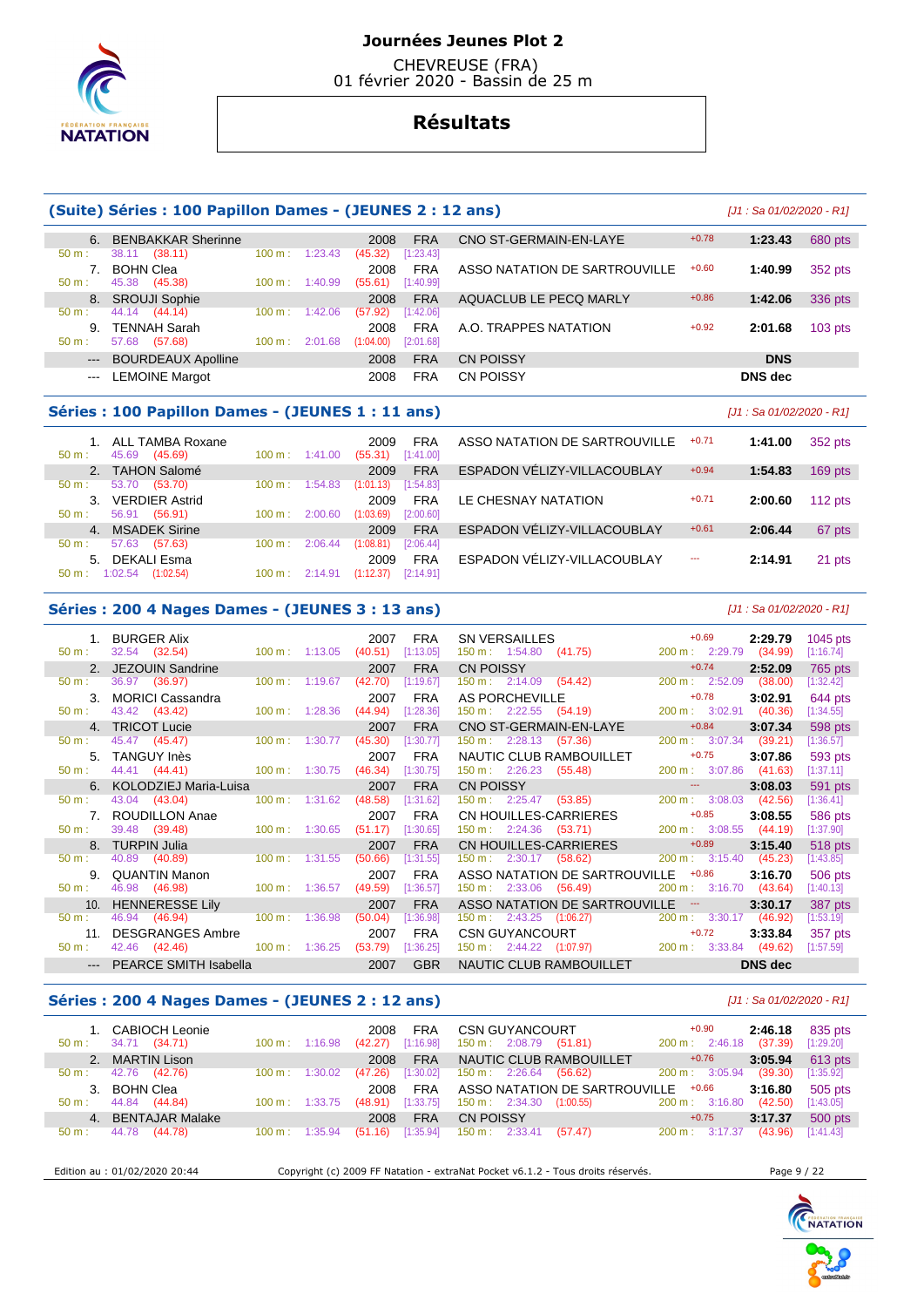# Journées Jeunes Plot 2

CHEVREUSE (FRA)
01 février 2020 - Bassin de 25 m

## Résultats

### (Suite) Séries : 100 Papillon Dames - (JEUNES 2 : 12 ans)

[J1 : Sa 01/02/2020 - R1]

| Rang | Nom | Année | Nat. | Club | RT | Temps | Points |
|---|---|---|---|---|---|---|---|
| 6. | BENBAKKAR Sherinne | 2008 | FRA | CNO ST-GERMAIN-EN-LAYE | +0.78 | 1:23.43 | 680 pts |
| | 50 m : 38.11 (38.11) — 100 m : 1:23.43 (45.32) [1:23.43] | | | | | | |
| 7. | BOHN Clea | 2008 | FRA | ASSO NATATION DE SARTROUVILLE | +0.60 | 1:40.99 | 352 pts |
| | 50 m : 45.38 (45.38) — 100 m : 1:40.99 (55.61) [1:40.99] | | | | | | |
| 8. | SROUJI Sophie | 2008 | FRA | AQUACLUB LE PECQ MARLY | +0.86 | 1:42.06 | 336 pts |
| | 50 m : 44.14 (44.14) — 100 m : 1:42.06 (57.92) [1:42.06] | | | | | | |
| 9. | TENNAH Sarah | 2008 | FRA | A.O. TRAPPES NATATION | +0.92 | 2:01.68 | 103 pts |
| | 50 m : 57.68 (57.68) — 100 m : 2:01.68 (1:04.00) [2:01.68] | | | | | | |
| --- | BOURDEAUX Apolline | 2008 | FRA | CN POISSY | | DNS | |
| --- | LEMOINE Margot | 2008 | FRA | CN POISSY | | DNS dec | |

### Séries : 100 Papillon Dames - (JEUNES 1 : 11 ans)

[J1 : Sa 01/02/2020 - R1]

| Rang | Nom | Année | Nat. | Club | RT | Temps | Points |
|---|---|---|---|---|---|---|---|
| 1. | ALL TAMBA Roxane | 2009 | FRA | ASSO NATATION DE SARTROUVILLE | +0.71 | 1:41.00 | 352 pts |
| | 50 m : 45.69 (45.69) — 100 m : 1:41.00 (55.31) [1:41.00] | | | | | | |
| 2. | TAHON Salomé | 2009 | FRA | ESPADON VÉLIZY-VILLACOUBLAY | +0.94 | 1:54.83 | 169 pts |
| | 50 m : 53.70 (53.70) — 100 m : 1:54.83 (1:01.13) [1:54.83] | | | | | | |
| 3. | VERDIER Astrid | 2009 | FRA | LE CHESNAY NATATION | +0.71 | 2:00.60 | 112 pts |
| | 50 m : 56.91 (56.91) — 100 m : 2:00.60 (1:03.69) [2:00.60] | | | | | | |
| 4. | MSADEK Sirine | 2009 | FRA | ESPADON VÉLIZY-VILLACOUBLAY | +0.61 | 2:06.44 | 67 pts |
| | 50 m : 57.63 (57.63) — 100 m : 2:06.44 (1:08.81) [2:06.44] | | | | | | |
| 5. | DEKALI Esma | 2009 | FRA | ESPADON VÉLIZY-VILLACOUBLAY | --- | 2:14.91 | 21 pts |
| | 50 m : 1:02.54 (1:02.54) — 100 m : 2:14.91 (1:12.37) [2:14.91] | | | | | | |

### Séries : 200 4 Nages Dames - (JEUNES 3 : 13 ans)

[J1 : Sa 01/02/2020 - R1]

| Rang | Nom | Année | Nat. | Club | RT | Temps | Points |
|---|---|---|---|---|---|---|---|
| 1. | BURGER Alix | 2007 | FRA | SN VERSAILLES | +0.69 | 2:29.79 | 1045 pts |
| | 50 m : 32.54 (32.54) — 100 m : 1:13.05 (40.51) [1:13.05] — 150 m : 1:54.80 (41.75) — 200 m : 2:29.79 (34.99) [1:16.74] | | | | | | |
| 2. | JEZOUIN Sandrine | 2007 | FRA | CN POISSY | +0.74 | 2:52.09 | 765 pts |
| | 50 m : 36.97 (36.97) — 100 m : 1:19.67 (42.70) [1:19.67] — 150 m : 2:14.09 (54.42) — 200 m : 2:52.09 (38.00) [1:32.42] | | | | | | |
| 3. | MORICI Cassandra | 2007 | FRA | AS PORCHEVILLE | +0.78 | 3:02.91 | 644 pts |
| | 50 m : 43.42 (43.42) — 100 m : 1:28.36 (44.94) [1:28.36] — 150 m : 2:22.55 (54.19) — 200 m : 3:02.91 (40.36) [1:34.55] | | | | | | |
| 4. | TRICOT Lucie | 2007 | FRA | CNO ST-GERMAIN-EN-LAYE | +0.84 | 3:07.34 | 598 pts |
| | 50 m : 45.47 (45.47) — 100 m : 1:30.77 (45.30) [1:30.77] — 150 m : 2:28.13 (57.36) — 200 m : 3:07.34 (39.21) [1:36.57] | | | | | | |
| 5. | TANGUY Inès | 2007 | FRA | NAUTIC CLUB RAMBOUILLET | +0.75 | 3:07.86 | 593 pts |
| | 50 m : 44.41 (44.41) — 100 m : 1:30.75 (46.34) [1:30.75] — 150 m : 2:26.23 (55.48) — 200 m : 3:07.86 (41.63) [1:37.11] | | | | | | |
| 6. | KOLODZIEJ Maria-Luisa | 2007 | FRA | CN POISSY | --- | 3:08.03 | 591 pts |
| | 50 m : 43.04 (43.04) — 100 m : 1:31.62 (48.58) [1:31.62] — 150 m : 2:25.47 (53.85) — 200 m : 3:08.03 (42.56) [1:36.41] | | | | | | |
| 7. | ROUDILLON Anae | 2007 | FRA | CN HOUILLES-CARRIERES | +0.85 | 3:08.55 | 586 pts |
| | 50 m : 39.48 (39.48) — 100 m : 1:30.65 (51.17) [1:30.65] — 150 m : 2:24.36 (53.71) — 200 m : 3:08.55 (44.19) [1:37.90] | | | | | | |
| 8. | TURPIN Julia | 2007 | FRA | CN HOUILLES-CARRIERES | +0.89 | 3:15.40 | 518 pts |
| | 50 m : 40.89 (40.89) — 100 m : 1:31.55 (50.66) [1:31.55] — 150 m : 2:30.17 (58.62) — 200 m : 3:15.40 (45.23) [1:43.85] | | | | | | |
| 9. | QUANTIN Manon | 2007 | FRA | ASSO NATATION DE SARTROUVILLE | +0.86 | 3:16.70 | 506 pts |
| | 50 m : 46.98 (46.98) — 100 m : 1:36.57 (49.59) [1:36.57] — 150 m : 2:33.06 (56.49) — 200 m : 3:16.70 (43.64) [1:40.13] | | | | | | |
| 10. | HENNERESSE Lily | 2007 | FRA | ASSO NATATION DE SARTROUVILLE | --- | 3:30.17 | 387 pts |
| | 50 m : 46.94 (46.94) — 100 m : 1:36.98 (50.04) [1:36.98] — 150 m : 2:43.25 (1:06.27) — 200 m : 3:30.17 (46.92) [1:53.19] | | | | | | |
| 11. | DESGRANGES Ambre | 2007 | FRA | CSN GUYANCOURT | +0.72 | 3:33.84 | 357 pts |
| | 50 m : 42.46 (42.46) — 100 m : 1:36.25 (53.79) [1:36.25] — 150 m : 2:44.22 (1:07.97) — 200 m : 3:33.84 (49.62) [1:57.59] | | | | | | |
| --- | PEARCE SMITH Isabella | 2007 | GBR | NAUTIC CLUB RAMBOUILLET | | DNS dec | |

### Séries : 200 4 Nages Dames - (JEUNES 2 : 12 ans)

[J1 : Sa 01/02/2020 - R1]

| Rang | Nom | Année | Nat. | Club | RT | Temps | Points |
|---|---|---|---|---|---|---|---|
| 1. | CABIOCH Leonie | 2008 | FRA | CSN GUYANCOURT | +0.90 | 2:46.18 | 835 pts |
| | 50 m : 34.71 (34.71) — 100 m : 1:16.98 (42.27) [1:16.98] — 150 m : 2:08.79 (51.81) — 200 m : 2:46.18 (37.39) [1:29.20] | | | | | | |
| 2. | MARTIN Lison | 2008 | FRA | NAUTIC CLUB RAMBOUILLET | +0.76 | 3:05.94 | 613 pts |
| | 50 m : 42.76 (42.76) — 100 m : 1:30.02 (47.26) [1:30.02] — 150 m : 2:26.64 (56.62) — 200 m : 3:05.94 (39.30) [1:35.92] | | | | | | |
| 3. | BOHN Clea | 2008 | FRA | ASSO NATATION DE SARTROUVILLE | +0.66 | 3:16.80 | 505 pts |
| | 50 m : 44.84 (44.84) — 100 m : 1:33.75 (48.91) [1:33.75] — 150 m : 2:34.30 (1:00.55) — 200 m : 3:16.80 (42.50) [1:43.05] | | | | | | |
| 4. | BENTAJAR Malake | 2008 | FRA | CN POISSY | +0.75 | 3:17.37 | 500 pts |
| | 50 m : 44.78 (44.78) — 100 m : 1:35.94 (51.16) [1:35.94] — 150 m : 2:33.41 (57.47) — 200 m : 3:17.37 (43.96) [1:41.43] | | | | | | |

Edition au : 01/02/2020 20:44 — Copyright (c) 2009 FF Natation - extraNat Pocket v6.1.2 - Tous droits réservés.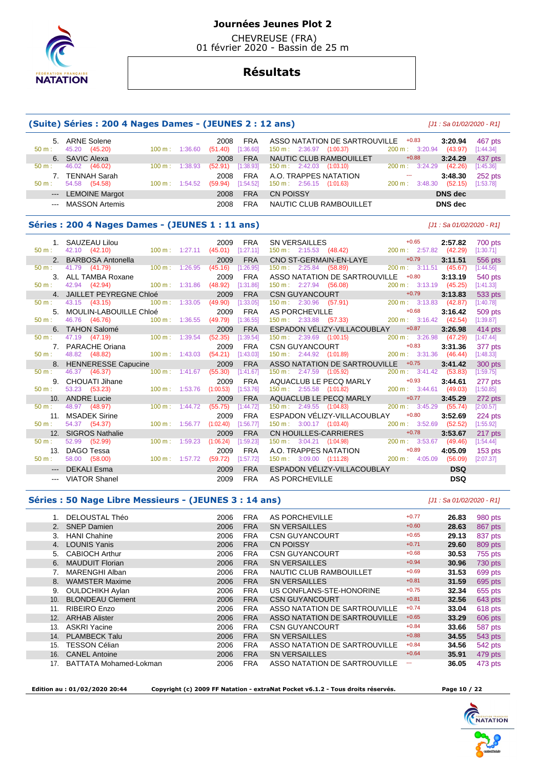# Journées Jeunes Plot 2

CHEVREUSE (FRA)
01 février 2020 - Bassin de 25 m

## Résultats

### (Suite) Séries : 200 4 Nages Dames - (JEUNES 2 : 12 ans)

*[J1 : Sa 01/02/2020 - R1]*

| Rang | Nom | Année | Nat. | Club | RT | Temps | Points |
|---|---|---|---|---|---|---|---|
| 5. | ARNE Solene | 2008 | FRA | ASSO NATATION DE SARTROUVILLE | +0.83 | 3:20.94 | 467 pts |
| | 50 m : 45.20 (45.20) — 100 m : 1:36.60 (51.40) [1:36.60] — 150 m : 2:36.97 (1:00.37) — 200 m : 3:20.94 (43.97) [1:44.34] | | | | | | |
| 6. | SAVIC Alexa | 2008 | FRA | NAUTIC CLUB RAMBOUILLET | +0.88 | 3:24.29 | 437 pts |
| | 50 m : 46.02 (46.02) — 100 m : 1:38.93 (52.91) [1:38.93] — 150 m : 2:42.03 (1:03.10) — 200 m : 3:24.29 (42.26) [1:45.36] | | | | | | |
| 7. | TENNAH Sarah | 2008 | FRA | A.O. TRAPPES NATATION | --- | 3:48.30 | 252 pts |
| | 50 m : 54.58 (54.58) — 100 m : 1:54.52 (59.94) [1:54.52] — 150 m : 2:56.15 (1:01.63) — 200 m : 3:48.30 (52.15) [1:53.78] | | | | | | |
| --- | LEMOINE Margot | 2008 | FRA | CN POISSY | | DNS dec | |
| --- | MASSON Artemis | 2008 | FRA | NAUTIC CLUB RAMBOUILLET | | DNS dec | |

### Séries : 200 4 Nages Dames - (JEUNES 1 : 11 ans)

*[J1 : Sa 01/02/2020 - R1]*

| Rang | Nom | Année | Nat. | Club | RT | Temps | Points |
|---|---|---|---|---|---|---|---|
| 1. | SAUZEAU Lilou | 2009 | FRA | SN VERSAILLES | +0.65 | 2:57.82 | 700 pts |
| | 50 m : 42.10 (42.10) — 100 m : 1:27.11 (45.01) [1:27.11] — 150 m : 2:15.53 (48.42) — 200 m : 2:57.82 (42.29) [1:30.71] | | | | | | |
| 2. | BARBOSA Antonella | 2009 | FRA | CNO ST-GERMAIN-EN-LAYE | +0.79 | 3:11.51 | 556 pts |
| | 50 m : 41.79 (41.79) — 100 m : 1:26.95 (45.16) [1:26.95] — 150 m : 2:25.84 (58.89) — 200 m : 3:11.51 (45.67) [1:44.56] | | | | | | |
| 3. | ALL TAMBA Roxane | 2009 | FRA | ASSO NATATION DE SARTROUVILLE | +0.80 | 3:13.19 | 540 pts |
| | 50 m : 42.94 (42.94) — 100 m : 1:31.86 (48.92) [1:31.86] — 150 m : 2:27.94 (56.08) — 200 m : 3:13.19 (45.25) [1:41.33] | | | | | | |
| 4. | JAILLET PEYREGNE Chloé | 2009 | FRA | CSN GUYANCOURT | +0.79 | 3:13.83 | 533 pts |
| | 50 m : 43.15 (43.15) — 100 m : 1:33.05 (49.90) [1:33.05] — 150 m : 2:30.96 (57.91) — 200 m : 3:13.83 (42.87) [1:40.78] | | | | | | |
| 5. | MOULIN-LABOUILLE Chloé | 2009 | FRA | AS PORCHEVILLE | +0.68 | 3:16.42 | 509 pts |
| | 50 m : 46.76 (46.76) — 100 m : 1:36.55 (49.79) [1:36.55] — 150 m : 2:33.88 (57.33) — 200 m : 3:16.42 (42.54) [1:39.87] | | | | | | |
| 6. | TAHON Salomé | 2009 | FRA | ESPADON VÉLIZY-VILLACOUBLAY | +0.87 | 3:26.98 | 414 pts |
| | 50 m : 47.19 (47.19) — 100 m : 1:39.54 (52.35) [1:39.54] — 150 m : 2:39.69 (1:00.15) — 200 m : 3:26.98 (47.29) [1:47.44] | | | | | | |
| 7. | PARACHE Oriana | 2009 | FRA | CSN GUYANCOURT | +0.83 | 3:31.36 | 377 pts |
| | 50 m : 48.82 (48.82) — 100 m : 1:43.03 (54.21) [1:43.03] — 150 m : 2:44.92 (1:01.89) — 200 m : 3:31.36 (46.44) [1:48.33] | | | | | | |
| 8. | HENNERESSE Capucine | 2009 | FRA | ASSO NATATION DE SARTROUVILLE | +0.75 | 3:41.42 | 300 pts |
| | 50 m : 46.37 (46.37) — 100 m : 1:41.67 (55.30) [1:41.67] — 150 m : 2:47.59 (1:05.92) — 200 m : 3:41.42 (53.83) [1:59.75] | | | | | | |
| 9. | CHOUATI Jihane | 2009 | FRA | AQUACLUB LE PECQ MARLY | +0.93 | 3:44.61 | 277 pts |
| | 50 m : 53.23 (53.23) — 100 m : 1:53.76 (1:00.53) [1:53.76] — 150 m : 2:55.58 (1:01.82) — 200 m : 3:44.61 (49.03) [1:50.85] | | | | | | |
| 10. | ANDRE Lucie | 2009 | FRA | AQUACLUB LE PECQ MARLY | +0.77 | 3:45.29 | 272 pts |
| | 50 m : 48.97 (48.97) — 100 m : 1:44.72 (55.75) [1:44.72] — 150 m : 2:49.55 (1:04.83) — 200 m : 3:45.29 (55.74) [2:00.57] | | | | | | |
| 11. | MSADEK Sirine | 2009 | FRA | ESPADON VÉLIZY-VILLACOUBLAY | +0.80 | 3:52.69 | 224 pts |
| | 50 m : 54.37 (54.37) — 100 m : 1:56.77 (1:02.40) [1:56.77] — 150 m : 3:00.17 (1:03.40) — 200 m : 3:52.69 (52.52) [1:55.92] | | | | | | |
| 12. | SIGROS Nathalie | 2009 | FRA | CN HOUILLES-CARRIERES | +0.78 | 3:53.67 | 217 pts |
| | 50 m : 52.99 (52.99) — 100 m : 1:59.23 (1:06.24) [1:59.23] — 150 m : 3:04.21 (1:04.98) — 200 m : 3:53.67 (49.46) [1:54.44] | | | | | | |
| 13. | DAGO Tessa | 2009 | FRA | A.O. TRAPPES NATATION | +0.89 | 4:05.09 | 153 pts |
| | 50 m : 58.00 (58.00) — 100 m : 1:57.72 (59.72) [1:57.72] — 150 m : 3:09.00 (1:11.28) — 200 m : 4:05.09 (56.09) [2:07.37] | | | | | | |
| --- | DEKALI Esma | 2009 | FRA | ESPADON VÉLIZY-VILLACOUBLAY | | DSQ | |
| --- | VIATOR Shanel | 2009 | FRA | AS PORCHEVILLE | | DSQ | |

### Séries : 50 Nage Libre Messieurs - (JEUNES 3 : 14 ans)

*[J1 : Sa 01/02/2020 - R1]*

| Rang | Nom | Année | Nat. | Club | RT | Temps | Points |
|---|---|---|---|---|---|---|---|
| 1. | DELOUSTAL Théo | 2006 | FRA | AS PORCHEVILLE | +0.77 | 26.83 | 980 pts |
| 2. | SNEP Damien | 2006 | FRA | SN VERSAILLES | +0.60 | 28.63 | 867 pts |
| 3. | HANI Chahine | 2006 | FRA | CSN GUYANCOURT | +0.65 | 29.13 | 837 pts |
| 4. | LOUNIS Yanis | 2006 | FRA | CN POISSY | +0.71 | 29.60 | 809 pts |
| 5. | CABIOCH Arthur | 2006 | FRA | CSN GUYANCOURT | +0.68 | 30.53 | 755 pts |
| 6. | MAUDUIT Florian | 2006 | FRA | SN VERSAILLES | +0.94 | 30.96 | 730 pts |
| 7. | MARENGHI Alban | 2006 | FRA | NAUTIC CLUB RAMBOUILLET | +0.69 | 31.53 | 699 pts |
| 8. | WAMSTER Maxime | 2006 | FRA | SN VERSAILLES | +0.81 | 31.59 | 695 pts |
| 9. | OULDCHIKH Aylan | 2006 | FRA | US CONFLANS-STE-HONORINE | +0.75 | 32.34 | 655 pts |
| 10. | BLONDEAU Clement | 2006 | FRA | CSN GUYANCOURT | +0.81 | 32.56 | 643 pts |
| 11. | RIBEIRO Enzo | 2006 | FRA | ASSO NATATION DE SARTROUVILLE | +0.74 | 33.04 | 618 pts |
| 12. | ARHAB Alister | 2006 | FRA | ASSO NATATION DE SARTROUVILLE | +0.65 | 33.29 | 606 pts |
| 13. | ASKRI Yacine | 2006 | FRA | CSN GUYANCOURT | +0.84 | 33.66 | 587 pts |
| 14. | PLAMBECK Talu | 2006 | FRA | SN VERSAILLES | +0.88 | 34.55 | 543 pts |
| 15. | TESSON Célian | 2006 | FRA | ASSO NATATION DE SARTROUVILLE | +0.84 | 34.56 | 542 pts |
| 16. | CANEL Antoine | 2006 | FRA | SN VERSAILLES | +0.64 | 35.91 | 479 pts |
| 17. | BATTATA Mohamed-Lokman | 2006 | FRA | ASSO NATATION DE SARTROUVILLE | --- | 36.05 | 473 pts |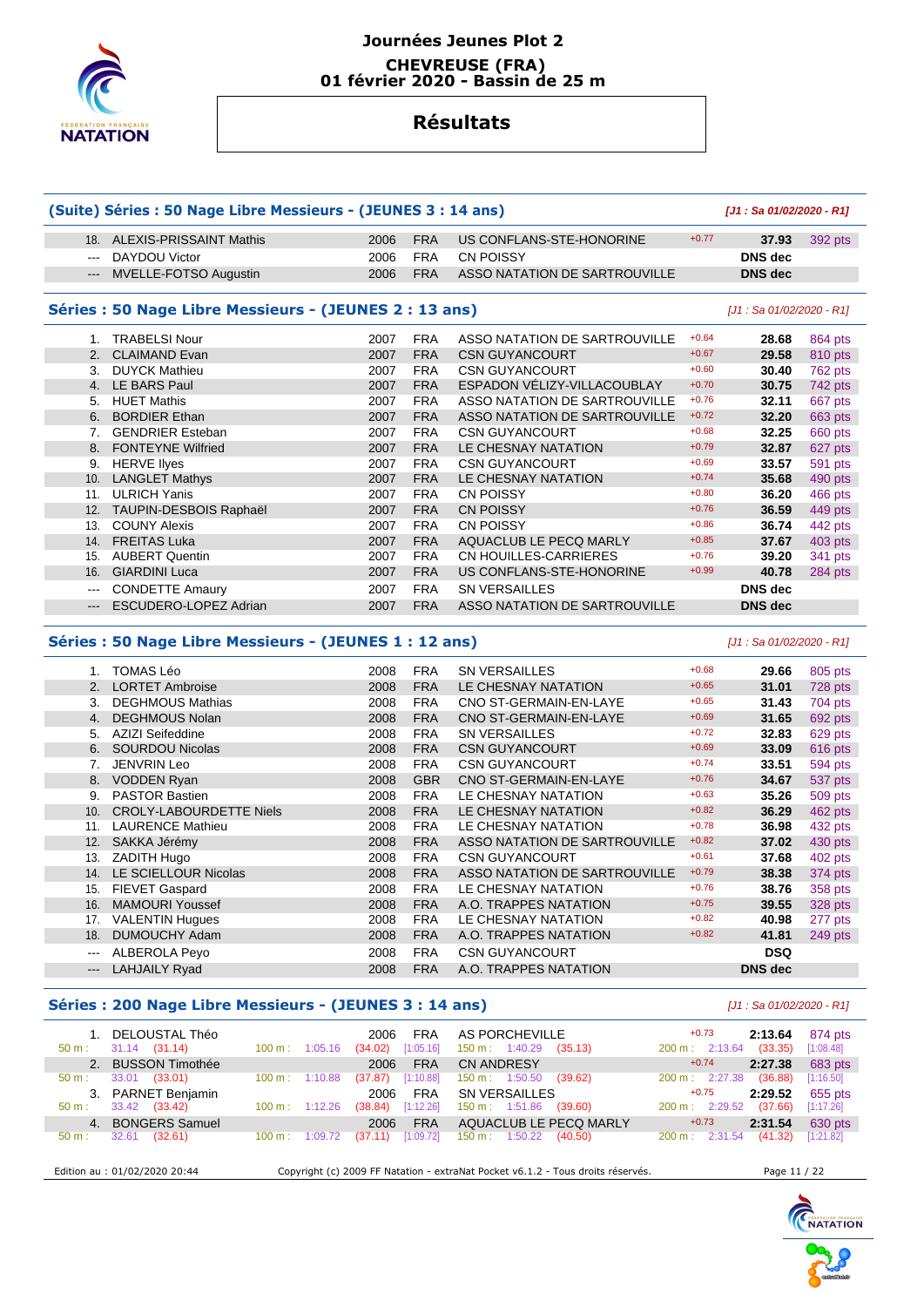# Journées Jeunes Plot 2

**CHEVREUSE (FRA)**
**01 février 2020 - Bassin de 25 m**

## Résultats

### (Suite) Séries : 50 Nage Libre Messieurs - (JEUNES 3 : 14 ans)

*[J1 : Sa 01/02/2020 - R1]*

| Rang | Nom | Année | Nat. | Club | RT | Temps | Points |
|---|---|---|---|---|---|---|---|
| 18. | ALEXIS-PRISSAINT Mathis | 2006 | FRA | US CONFLANS-STE-HONORINE | +0.77 | 37.93 | 392 pts |
| --- | DAYDOU Victor | 2006 | FRA | CN POISSY | | DNS dec | |
| --- | MVELLE-FOTSO Augustin | 2006 | FRA | ASSO NATATION DE SARTROUVILLE | | DNS dec | |

### Séries : 50 Nage Libre Messieurs - (JEUNES 2 : 13 ans)

[J1 : Sa 01/02/2020 - R1]

| Rang | Nom | Année | Nat. | Club | RT | Temps | Points |
|---|---|---|---|---|---|---|---|
| 1. | TRABELSI Nour | 2007 | FRA | ASSO NATATION DE SARTROUVILLE | +0.64 | 28.68 | 864 pts |
| 2. | CLAIMAND Evan | 2007 | FRA | CSN GUYANCOURT | +0.67 | 29.58 | 810 pts |
| 3. | DUYCK Mathieu | 2007 | FRA | CSN GUYANCOURT | +0.60 | 30.40 | 762 pts |
| 4. | LE BARS Paul | 2007 | FRA | ESPADON VÉLIZY-VILLACOUBLAY | +0.70 | 30.75 | 742 pts |
| 5. | HUET Mathis | 2007 | FRA | ASSO NATATION DE SARTROUVILLE | +0.76 | 32.11 | 667 pts |
| 6. | BORDIER Ethan | 2007 | FRA | ASSO NATATION DE SARTROUVILLE | +0.72 | 32.20 | 663 pts |
| 7. | GENDRIER Esteban | 2007 | FRA | CSN GUYANCOURT | +0.68 | 32.25 | 660 pts |
| 8. | FONTEYNE Wilfried | 2007 | FRA | LE CHESNAY NATATION | +0.79 | 32.87 | 627 pts |
| 9. | HERVE Ilyes | 2007 | FRA | CSN GUYANCOURT | +0.69 | 33.57 | 591 pts |
| 10. | LANGLET Mathys | 2007 | FRA | LE CHESNAY NATATION | +0.74 | 35.68 | 490 pts |
| 11. | ULRICH Yanis | 2007 | FRA | CN POISSY | +0.80 | 36.20 | 466 pts |
| 12. | TAUPIN-DESBOIS Raphaël | 2007 | FRA | CN POISSY | +0.76 | 36.59 | 449 pts |
| 13. | COUNY Alexis | 2007 | FRA | CN POISSY | +0.86 | 36.74 | 442 pts |
| 14. | FREITAS Luka | 2007 | FRA | AQUACLUB LE PECQ MARLY | +0.85 | 37.67 | 403 pts |
| 15. | AUBERT Quentin | 2007 | FRA | CN HOUILLES-CARRIERES | +0.76 | 39.20 | 341 pts |
| 16. | GIARDINI Luca | 2007 | FRA | US CONFLANS-STE-HONORINE | +0.99 | 40.78 | 284 pts |
| --- | CONDETTE Amaury | 2007 | FRA | SN VERSAILLES | | DNS dec | |
| --- | ESCUDERO-LOPEZ Adrian | 2007 | FRA | ASSO NATATION DE SARTROUVILLE | | DNS dec | |

### Séries : 50 Nage Libre Messieurs - (JEUNES 1 : 12 ans)

[J1 : Sa 01/02/2020 - R1]

| Rang | Nom | Année | Nat. | Club | RT | Temps | Points |
|---|---|---|---|---|---|---|---|
| 1. | TOMAS Léo | 2008 | FRA | SN VERSAILLES | +0.68 | 29.66 | 805 pts |
| 2. | LORTET Ambroise | 2008 | FRA | LE CHESNAY NATATION | +0.65 | 31.01 | 728 pts |
| 3. | DEGHMOUS Mathias | 2008 | FRA | CNO ST-GERMAIN-EN-LAYE | +0.65 | 31.43 | 704 pts |
| 4. | DEGHMOUS Nolan | 2008 | FRA | CNO ST-GERMAIN-EN-LAYE | +0.69 | 31.65 | 692 pts |
| 5. | AZIZI Seifeddine | 2008 | FRA | SN VERSAILLES | +0.72 | 32.83 | 629 pts |
| 6. | SOURDOU Nicolas | 2008 | FRA | CSN GUYANCOURT | +0.69 | 33.09 | 616 pts |
| 7. | JENVRIN Leo | 2008 | FRA | CSN GUYANCOURT | +0.74 | 33.51 | 594 pts |
| 8. | VODDEN Ryan | 2008 | GBR | CNO ST-GERMAIN-EN-LAYE | +0.76 | 34.67 | 537 pts |
| 9. | PASTOR Bastien | 2008 | FRA | LE CHESNAY NATATION | +0.63 | 35.26 | 509 pts |
| 10. | CROLY-LABOURDETTE Niels | 2008 | FRA | LE CHESNAY NATATION | +0.82 | 36.29 | 462 pts |
| 11. | LAURENCE Mathieu | 2008 | FRA | LE CHESNAY NATATION | +0.78 | 36.98 | 432 pts |
| 12. | SAKKA Jérémy | 2008 | FRA | ASSO NATATION DE SARTROUVILLE | +0.82 | 37.02 | 430 pts |
| 13. | ZADITH Hugo | 2008 | FRA | CSN GUYANCOURT | +0.61 | 37.68 | 402 pts |
| 14. | LE SCIELLOUR Nicolas | 2008 | FRA | ASSO NATATION DE SARTROUVILLE | +0.79 | 38.38 | 374 pts |
| 15. | FIEVET Gaspard | 2008 | FRA | LE CHESNAY NATATION | +0.76 | 38.76 | 358 pts |
| 16. | MAMOURI Youssef | 2008 | FRA | A.O. TRAPPES NATATION | +0.75 | 39.55 | 328 pts |
| 17. | VALENTIN Hugues | 2008 | FRA | LE CHESNAY NATATION | +0.82 | 40.98 | 277 pts |
| 18. | DUMOUCHY Adam | 2008 | FRA | A.O. TRAPPES NATATION | +0.82 | 41.81 | 249 pts |
| --- | ALBEROLA Peyo | 2008 | FRA | CSN GUYANCOURT | | DSQ | |
| --- | LAHJAILY Ryad | 2008 | FRA | A.O. TRAPPES NATATION | | DNS dec | |

### Séries : 200 Nage Libre Messieurs - (JEUNES 3 : 14 ans)

[J1 : Sa 01/02/2020 - R1]

| Rang | Nom | Année | Nat. | Club | RT | Temps | Points |
|---|---|---|---|---|---|---|---|
| 1. | DELOUSTAL Théo | 2006 | FRA | AS PORCHEVILLE | +0.73 | 2:13.64 | 874 pts |
| | 50 m : 31.14 (31.14) | 100 m : 1:05.16 (34.02) [1:05.16] | | 150 m : 1:40.29 (35.13) | | 200 m : 2:13.64 (33.35) [1:08.48] | |
| 2. | BUSSON Timothée | 2006 | FRA | CN ANDRESY | +0.74 | 2:27.38 | 683 pts |
| | 50 m : 33.01 (33.01) | 100 m : 1:10.88 (37.87) [1:10.88] | | 150 m : 1:50.50 (39.62) | | 200 m : 2:27.38 (36.88) [1:16.50] | |
| 3. | PARNET Benjamin | 2006 | FRA | SN VERSAILLES | +0.75 | 2:29.52 | 655 pts |
| | 50 m : 33.42 (33.42) | 100 m : 1:12.26 (38.84) [1:12.26] | | 150 m : 1:51.86 (39.60) | | 200 m : 2:29.52 (37.66) [1:17.26] | |
| 4. | BONGERS Samuel | 2006 | FRA | AQUACLUB LE PECQ MARLY | +0.73 | 2:31.54 | 630 pts |
| | 50 m : 32.61 (32.61) | 100 m : 1:09.72 (37.11) [1:09.72] | | 150 m : 1:50.22 (40.50) | | 200 m : 2:31.54 (41.32) [1:21.82] | |

Edition au : 01/02/2020 20:44 — Copyright (c) 2009 FF Natation - extraNat Pocket v6.1.2 - Tous droits réservés.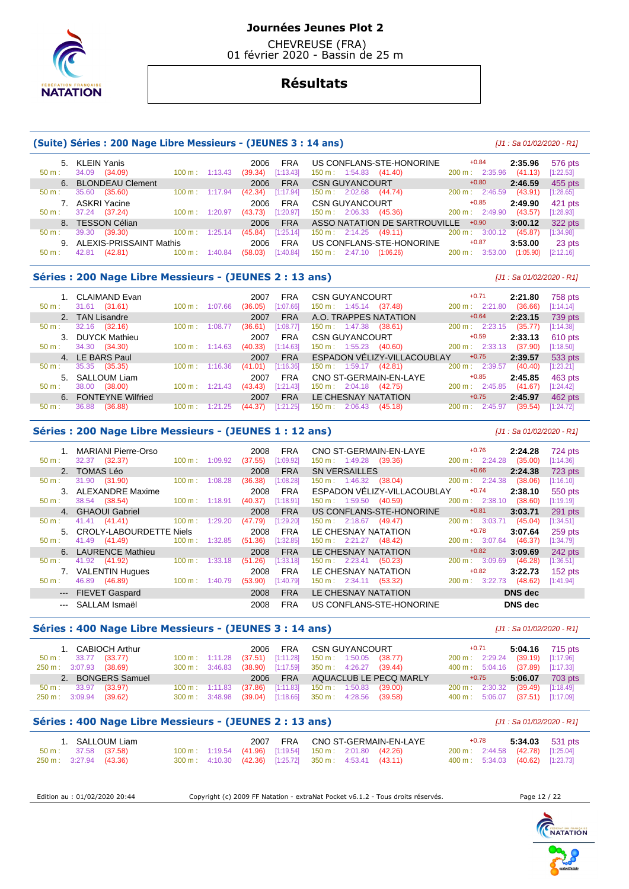## Journées Jeunes Plot 2

CHEVREUSE (FRA)
01 février 2020 - Bassin de 25 m

# Résultats

### (Suite) Séries : 200 Nage Libre Messieurs - (JEUNES 3 : 14 ans)

*[J1 : Sa 01/02/2020 - R1]*

| Rg | Nom | Année | Nat | Club | RT | Temps | Points |
|---|---|---|---|---|---|---|---|
| 5. | KLEIN Yanis | 2006 | FRA | US CONFLANS-STE-HONORINE | +0.84 | 2:35.96 | 576 pts |
| | 50 m : 34.09 (34.09) | 100 m : 1:13.43 (39.34) [1:13.43] | | 150 m : 1:54.83 (41.40) | | 200 m : 2:35.96 (41.13) [1:22.53] | |
| 6. | BLONDEAU Clement | 2006 | FRA | CSN GUYANCOURT | +0.80 | 2:46.59 | 455 pts |
| | 50 m : 35.60 (35.60) | 100 m : 1:17.94 (42.34) [1:17.94] | | 150 m : 2:02.68 (44.74) | | 200 m : 2:46.59 (43.91) [1:28.65] | |
| 7. | ASKRI Yacine | 2006 | FRA | CSN GUYANCOURT | +0.85 | 2:49.90 | 421 pts |
| | 50 m : 37.24 (37.24) | 100 m : 1:20.97 (43.73) [1:20.97] | | 150 m : 2:06.33 (45.36) | | 200 m : 2:49.90 (43.57) [1:28.93] | |
| 8. | TESSON Célian | 2006 | FRA | ASSO NATATION DE SARTROUVILLE | +0.90 | 3:00.12 | 322 pts |
| | 50 m : 39.30 (39.30) | 100 m : 1:25.14 (45.84) [1:25.14] | | 150 m : 2:14.25 (49.11) | | 200 m : 3:00.12 (45.87) [1:34.98] | |
| 9. | ALEXIS-PRISSAINT Mathis | 2006 | FRA | US CONFLANS-STE-HONORINE | +0.87 | 3:53.00 | 23 pts |
| | 50 m : 42.81 (42.81) | 100 m : 1:40.84 (58.03) [1:40.84] | | 150 m : 2:47.10 (1:06.26) | | 200 m : 3:53.00 (1:05.90) [2:12.16] | |

### Séries : 200 Nage Libre Messieurs - (JEUNES 2 : 13 ans)

*[J1 : Sa 01/02/2020 - R1]*

| Rg | Nom | Année | Nat | Club | RT | Temps | Points |
|---|---|---|---|---|---|---|---|
| 1. | CLAIMAND Evan | 2007 | FRA | CSN GUYANCOURT | +0.71 | 2:21.80 | 758 pts |
| | 50 m : 31.61 (31.61) | 100 m : 1:07.66 (36.05) [1:07.66] | | 150 m : 1:45.14 (37.48) | | 200 m : 2:21.80 (36.66) [1:14.14] | |
| 2. | TAN Lisandre | 2007 | FRA | A.O. TRAPPES NATATION | +0.64 | 2:23.15 | 739 pts |
| | 50 m : 32.16 (32.16) | 100 m : 1:08.77 (36.61) [1:08.77] | | 150 m : 1:47.38 (38.61) | | 200 m : 2:23.15 (35.77) [1:14.38] | |
| 3. | DUYCK Mathieu | 2007 | FRA | CSN GUYANCOURT | +0.59 | 2:33.13 | 610 pts |
| | 50 m : 34.30 (34.30) | 100 m : 1:14.63 (40.33) [1:14.63] | | 150 m : 1:55.23 (40.60) | | 200 m : 2:33.13 (37.90) [1:18.50] | |
| 4. | LE BARS Paul | 2007 | FRA | ESPADON VÉLIZY-VILLACOUBLAY | +0.75 | 2:39.57 | 533 pts |
| | 50 m : 35.35 (35.35) | 100 m : 1:16.36 (41.01) [1:16.36] | | 150 m : 1:59.17 (42.81) | | 200 m : 2:39.57 (40.40) [1:23.21] | |
| 5. | SALLOUM Liam | 2007 | FRA | CNO ST-GERMAIN-EN-LAYE | +0.85 | 2:45.85 | 463 pts |
| | 50 m : 38.00 (38.00) | 100 m : 1:21.43 (43.43) [1:21.43] | | 150 m : 2:04.18 (42.75) | | 200 m : 2:45.85 (41.67) [1:24.42] | |
| 6. | FONTEYNE Wilfried | 2007 | FRA | LE CHESNAY NATATION | +0.75 | 2:45.97 | 462 pts |
| | 50 m : 36.88 (36.88) | 100 m : 1:21.25 (44.37) [1:21.25] | | 150 m : 2:06.43 (45.18) | | 200 m : 2:45.97 (39.54) [1:24.72] | |

### Séries : 200 Nage Libre Messieurs - (JEUNES 1 : 12 ans)

*[J1 : Sa 01/02/2020 - R1]*

| Rg | Nom | Année | Nat | Club | RT | Temps | Points |
|---|---|---|---|---|---|---|---|
| 1. | MARIANI Pierre-Orso | 2008 | FRA | CNO ST-GERMAIN-EN-LAYE | +0.76 | 2:24.28 | 724 pts |
| | 50 m : 32.37 (32.37) | 100 m : 1:09.92 (37.55) [1:09.92] | | 150 m : 1:49.28 (39.36) | | 200 m : 2:24.28 (35.00) [1:14.36] | |
| 2. | TOMAS Léo | 2008 | FRA | SN VERSAILLES | +0.66 | 2:24.38 | 723 pts |
| | 50 m : 31.90 (31.90) | 100 m : 1:08.28 (36.38) [1:08.28] | | 150 m : 1:46.32 (38.04) | | 200 m : 2:24.38 (38.06) [1:16.10] | |
| 3. | ALEXANDRE Maxime | 2008 | FRA | ESPADON VÉLIZY-VILLACOUBLAY | +0.74 | 2:38.10 | 550 pts |
| | 50 m : 38.54 (38.54) | 100 m : 1:18.91 (40.37) [1:18.91] | | 150 m : 1:59.50 (40.59) | | 200 m : 2:38.10 (38.60) [1:19.19] | |
| 4. | GHAOUI Gabriel | 2008 | FRA | US CONFLANS-STE-HONORINE | +0.81 | 3:03.71 | 291 pts |
| | 50 m : 41.41 (41.41) | 100 m : 1:29.20 (47.79) [1:29.20] | | 150 m : 2:18.67 (49.47) | | 200 m : 3:03.71 (45.04) [1:34.51] | |
| 5. | CROLY-LABOURDETTE Niels | 2008 | FRA | LE CHESNAY NATATION | +0.78 | 3:07.64 | 259 pts |
| | 50 m : 41.49 (41.49) | 100 m : 1:32.85 (51.36) [1:32.85] | | 150 m : 2:21.27 (48.42) | | 200 m : 3:07.64 (46.37) [1:34.79] | |
| 6. | LAURENCE Mathieu | 2008 | FRA | LE CHESNAY NATATION | +0.82 | 3:09.69 | 242 pts |
| | 50 m : 41.92 (41.92) | 100 m : 1:33.18 (51.26) [1:33.18] | | 150 m : 2:23.41 (50.23) | | 200 m : 3:09.69 (46.28) [1:36.51] | |
| 7. | VALENTIN Hugues | 2008 | FRA | LE CHESNAY NATATION | +0.82 | 3:22.73 | 152 pts |
| | 50 m : 46.89 (46.89) | 100 m : 1:40.79 (53.90) [1:40.79] | | 150 m : 2:34.11 (53.32) | | 200 m : 3:22.73 (48.62) [1:41.94] | |
| --- | FIEVET Gaspard | 2008 | FRA | LE CHESNAY NATATION | | DNS dec | |
| --- | SALLAM Ismaël | 2008 | FRA | US CONFLANS-STE-HONORINE | | DNS dec | |

### Séries : 400 Nage Libre Messieurs - (JEUNES 3 : 14 ans)

*[J1 : Sa 01/02/2020 - R1]*

| Rg | Nom | Année | Nat | Club | RT | Temps | Points |
|---|---|---|---|---|---|---|---|
| 1. | CABIOCH Arthur | 2006 | FRA | CSN GUYANCOURT | +0.71 | 5:04.16 | 715 pts |
| | 50 m : 33.77 (33.77) | 100 m : 1:11.28 (37.51) [1:11.28] | | 150 m : 1:50.05 (38.77) | | 200 m : 2:29.24 (39.19) [1:17.96] | |
| | 250 m : 3:07.93 (38.69) | 300 m : 3:46.83 (38.90) [1:17.59] | | 350 m : 4:26.27 (39.44) | | 400 m : 5:04.16 (37.89) [1:17.33] | |
| 2. | BONGERS Samuel | 2006 | FRA | AQUACLUB LE PECQ MARLY | +0.75 | 5:06.07 | 703 pts |
| | 50 m : 33.97 (33.97) | 100 m : 1:11.83 (37.86) [1:11.83] | | 150 m : 1:50.83 (39.00) | | 200 m : 2:30.32 (39.49) [1:18.49] | |
| | 250 m : 3:09.94 (39.62) | 300 m : 3:48.98 (39.04) [1:18.66] | | 350 m : 4:28.56 (39.58) | | 400 m : 5:06.07 (37.51) [1:17.09] | |

### Séries : 400 Nage Libre Messieurs - (JEUNES 2 : 13 ans)

*[J1 : Sa 01/02/2020 - R1]*

| Rg | Nom | Année | Nat | Club | RT | Temps | Points |
|---|---|---|---|---|---|---|---|
| 1. | SALLOUM Liam | 2007 | FRA | CNO ST-GERMAIN-EN-LAYE | +0.78 | 5:34.03 | 531 pts |
| | 50 m : 37.58 (37.58) | 100 m : 1:19.54 (41.96) [1:19.54] | | 150 m : 2:01.80 (42.26) | | 200 m : 2:44.58 (42.78) [1:25.04] | |
| | 250 m : 3:27.94 (43.36) | 300 m : 4:10.30 (42.36) [1:25.72] | | 350 m : 4:53.41 (43.11) | | 400 m : 5:34.03 (40.62) [1:23.73] | |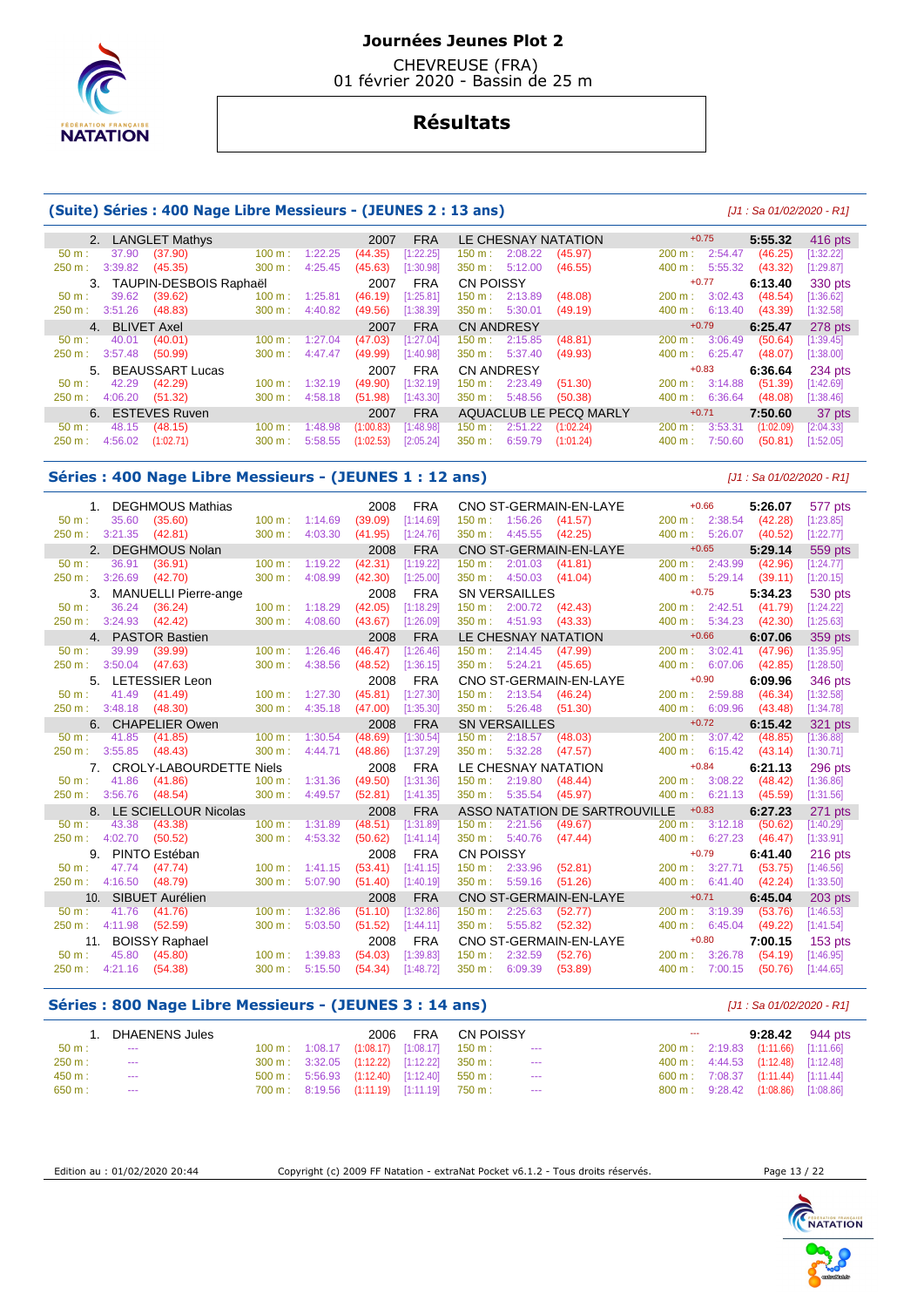# Journées Jeunes Plot 2

CHEVREUSE (FRA)
01 février 2020 - Bassin de 25 m

## Résultats

### (Suite) Séries : 400 Nage Libre Messieurs - (JEUNES 2 : 13 ans)

*[J1 : Sa 01/02/2020 - R1]*

| Rang | Nom | Année | Nat. | Club | RT | Temps | Points |
|---|---|---|---|---|---|---|---|
| 2. | LANGLET Mathys | 2007 | FRA | LE CHESNAY NATATION | +0.75 | 5:55.32 | 416 pts |
| | 50 m : 37.90 (37.90) — 100 m : 1:22.25 (44.35) [1:22.25] — 150 m : 2:08.22 (45.97) — 200 m : 2:54.47 (46.25) [1:32.22] — 250 m : 3:39.82 (45.35) — 300 m : 4:25.45 (45.63) [1:30.98] — 350 m : 5:12.00 (46.55) — 400 m : 5:55.32 (43.32) [1:29.87] | | | | | | |
| 3. | TAUPIN-DESBOIS Raphaël | 2007 | FRA | CN POISSY | +0.77 | 6:13.40 | 330 pts |
| | 50 m : 39.62 (39.62) — 100 m : 1:25.81 (46.19) [1:25.81] — 150 m : 2:13.89 (48.08) — 200 m : 3:02.43 (48.54) [1:36.62] — 250 m : 3:51.26 (48.83) — 300 m : 4:40.82 (49.56) [1:38.39] — 350 m : 5:30.01 (49.19) — 400 m : 6:13.40 (43.39) [1:32.58] | | | | | | |
| 4. | BLIVET Axel | 2007 | FRA | CN ANDRESY | +0.79 | 6:25.47 | 278 pts |
| | 50 m : 40.01 (40.01) — 100 m : 1:27.04 (47.03) [1:27.04] — 150 m : 2:15.85 (48.81) — 200 m : 3:06.49 (50.64) [1:39.45] — 250 m : 3:57.48 (50.99) — 300 m : 4:47.47 (49.99) [1:40.98] — 350 m : 5:37.40 (49.93) — 400 m : 6:25.47 (48.07) [1:38.00] | | | | | | |
| 5. | BEAUSSART Lucas | 2007 | FRA | CN ANDRESY | +0.83 | 6:36.64 | 234 pts |
| | 50 m : 42.29 (42.29) — 100 m : 1:32.19 (49.90) [1:32.19] — 150 m : 2:23.49 (51.30) — 200 m : 3:14.88 (51.39) [1:42.69] — 250 m : 4:06.20 (51.32) — 300 m : 4:58.18 (51.98) [1:43.30] — 350 m : 5:48.56 (50.38) — 400 m : 6:36.64 (48.08) [1:38.46] | | | | | | |
| 6. | ESTEVES Ruven | 2007 | FRA | AQUACLUB LE PECQ MARLY | +0.71 | 7:50.60 | 37 pts |
| | 50 m : 48.15 (48.15) — 100 m : 1:48.98 (1:00.83) [1:48.98] — 150 m : 2:51.22 (1:02.24) — 200 m : 3:53.31 (1:02.09) [2:04.33] — 250 m : 4:56.02 (1:02.71) — 300 m : 5:58.55 (1:02.53) [2:05.24] — 350 m : 6:59.79 (1:01.24) — 400 m : 7:50.60 (50.81) [1:52.05] | | | | | | |

### Séries : 400 Nage Libre Messieurs - (JEUNES 1 : 12 ans)

*[J1 : Sa 01/02/2020 - R1]*

| Rang | Nom | Année | Nat. | Club | RT | Temps | Points |
|---|---|---|---|---|---|---|---|
| 1. | DEGHMOUS Mathias | 2008 | FRA | CNO ST-GERMAIN-EN-LAYE | +0.66 | 5:26.07 | 577 pts |
| | 50 m : 35.60 (35.60) — 100 m : 1:14.69 (39.09) [1:14.69] — 150 m : 1:56.26 (41.57) — 200 m : 2:38.54 (42.28) [1:23.85] — 250 m : 3:21.35 (42.81) — 300 m : 4:03.30 (41.95) [1:24.76] — 350 m : 4:45.55 (42.25) — 400 m : 5:26.07 (40.52) [1:22.77] | | | | | | |
| 2. | DEGHMOUS Nolan | 2008 | FRA | CNO ST-GERMAIN-EN-LAYE | +0.65 | 5:29.14 | 559 pts |
| | 50 m : 36.91 (36.91) — 100 m : 1:19.22 (42.31) [1:19.22] — 150 m : 2:01.03 (41.81) — 200 m : 2:43.99 (42.96) [1:24.77] — 250 m : 3:26.69 (42.70) — 300 m : 4:08.99 (42.30) [1:25.00] — 350 m : 4:50.03 (41.04) — 400 m : 5:29.14 (39.11) [1:20.15] | | | | | | |
| 3. | MANUELLI Pierre-ange | 2008 | FRA | SN VERSAILLES | +0.75 | 5:34.23 | 530 pts |
| | 50 m : 36.24 (36.24) — 100 m : 1:18.29 (42.05) [1:18.29] — 150 m : 2:00.72 (42.43) — 200 m : 2:42.51 (41.79) [1:24.22] — 250 m : 3:24.93 (42.42) — 300 m : 4:08.60 (43.67) [1:26.09] — 350 m : 4:51.93 (43.33) — 400 m : 5:34.23 (42.30) [1:25.63] | | | | | | |
| 4. | PASTOR Bastien | 2008 | FRA | LE CHESNAY NATATION | +0.66 | 6:07.06 | 359 pts |
| | 50 m : 39.99 (39.99) — 100 m : 1:26.46 (46.47) [1:26.46] — 150 m : 2:14.45 (47.99) — 200 m : 3:02.41 (47.96) [1:35.95] — 250 m : 3:50.04 (47.63) — 300 m : 4:38.56 (48.52) [1:36.15] — 350 m : 5:24.21 (45.65) — 400 m : 6:07.06 (42.85) [1:28.50] | | | | | | |
| 5. | LETESSIER Leon | 2008 | FRA | CNO ST-GERMAIN-EN-LAYE | +0.90 | 6:09.96 | 346 pts |
| | 50 m : 41.49 (41.49) — 100 m : 1:27.30 (45.81) [1:27.30] — 150 m : 2:13.54 (46.24) — 200 m : 2:59.88 (46.34) [1:32.58] — 250 m : 3:48.18 (48.30) — 300 m : 4:35.18 (47.00) [1:35.30] — 350 m : 5:26.48 (51.30) — 400 m : 6:09.96 (43.48) [1:34.78] | | | | | | |
| 6. | CHAPELIER Owen | 2008 | FRA | SN VERSAILLES | +0.72 | 6:15.42 | 321 pts |
| | 50 m : 41.85 (41.85) — 100 m : 1:30.54 (48.69) [1:30.54] — 150 m : 2:18.57 (48.03) — 200 m : 3:07.42 (48.85) [1:36.88] — 250 m : 3:55.85 (48.43) — 300 m : 4:44.71 (48.86) [1:37.29] — 350 m : 5:32.28 (47.57) — 400 m : 6:15.42 (43.14) [1:30.71] | | | | | | |
| 7. | CROLY-LABOURDETTE Niels | 2008 | FRA | LE CHESNAY NATATION | +0.84 | 6:21.13 | 296 pts |
| | 50 m : 41.86 (41.86) — 100 m : 1:31.36 (49.50) [1:31.36] — 150 m : 2:19.80 (48.44) — 200 m : 3:08.22 (48.42) [1:36.86] — 250 m : 3:56.76 (48.54) — 300 m : 4:49.57 (52.81) [1:41.35] — 350 m : 5:35.54 (45.97) — 400 m : 6:21.13 (45.59) [1:31.56] | | | | | | |
| 8. | LE SCIELLOUR Nicolas | 2008 | FRA | ASSO NATATION DE SARTROUVILLE | +0.83 | 6:27.23 | 271 pts |
| | 50 m : 43.38 (43.38) — 100 m : 1:31.89 (48.51) [1:31.89] — 150 m : 2:21.56 (49.67) — 200 m : 3:12.18 (50.62) [1:40.29] — 250 m : 4:02.70 (50.52) — 300 m : 4:53.32 (50.62) [1:41.14] — 350 m : 5:40.76 (47.44) — 400 m : 6:27.23 (46.47) [1:33.91] | | | | | | |
| 9. | PINTO Estéban | 2008 | FRA | CN POISSY | +0.79 | 6:41.40 | 216 pts |
| | 50 m : 47.74 (47.74) — 100 m : 1:41.15 (53.41) [1:41.15] — 150 m : 2:33.96 (52.81) — 200 m : 3:27.71 (53.75) [1:46.56] — 250 m : 4:16.50 (48.79) — 300 m : 5:07.90 (51.40) [1:40.19] — 350 m : 5:59.16 (51.26) — 400 m : 6:41.40 (42.24) [1:33.50] | | | | | | |
| 10. | SIBUET Aurélien | 2008 | FRA | CNO ST-GERMAIN-EN-LAYE | +0.71 | 6:45.04 | 203 pts |
| | 50 m : 41.76 (41.76) — 100 m : 1:32.86 (51.10) [1:32.86] — 150 m : 2:25.63 (52.77) — 200 m : 3:19.39 (53.76) [1:46.53] — 250 m : 4:11.98 (52.59) — 300 m : 5:03.50 (51.52) [1:44.11] — 350 m : 5:55.82 (52.32) — 400 m : 6:45.04 (49.22) [1:41.54] | | | | | | |
| 11. | BOISSY Raphael | 2008 | FRA | CNO ST-GERMAIN-EN-LAYE | +0.80 | 7:00.15 | 153 pts |
| | 50 m : 45.80 (45.80) — 100 m : 1:39.83 (54.03) [1:39.83] — 150 m : 2:32.59 (52.76) — 200 m : 3:26.78 (54.19) [1:46.95] — 250 m : 4:21.16 (54.38) — 300 m : 5:15.50 (54.34) [1:48.72] — 350 m : 6:09.39 (53.89) — 400 m : 7:00.15 (50.76) [1:44.65] | | | | | | |

### Séries : 800 Nage Libre Messieurs - (JEUNES 3 : 14 ans)

*[J1 : Sa 01/02/2020 - R1]*

| Rang | Nom | Année | Nat. | Club | RT | Temps | Points |
|---|---|---|---|---|---|---|---|
| 1. | DHAENENS Jules | 2006 | FRA | CN POISSY | --- | 9:28.42 | 944 pts |
| | 50 m : --- — 100 m : 1:08.17 (1:08.17) [1:08.17] — 150 m : --- — 200 m : 2:19.83 (1:11.66) [1:11.66] — 250 m : --- — 300 m : 3:32.05 (1:12.22) [1:12.22] — 350 m : --- — 400 m : 4:44.53 (1:12.48) [1:12.48] — 450 m : --- — 500 m : 5:56.93 (1:12.40) [1:12.40] — 550 m : --- — 600 m : 7:08.37 (1:11.44) [1:11.44] — 650 m : --- — 700 m : 8:19.56 (1:11.19) [1:11.19] — 750 m : --- — 800 m : 9:28.42 (1:08.86) [1:08.86] | | | | | | |

Edition au : 01/02/2020 20:44 — Copyright (c) 2009 FF Natation - extraNat Pocket v6.1.2 - Tous droits réservés.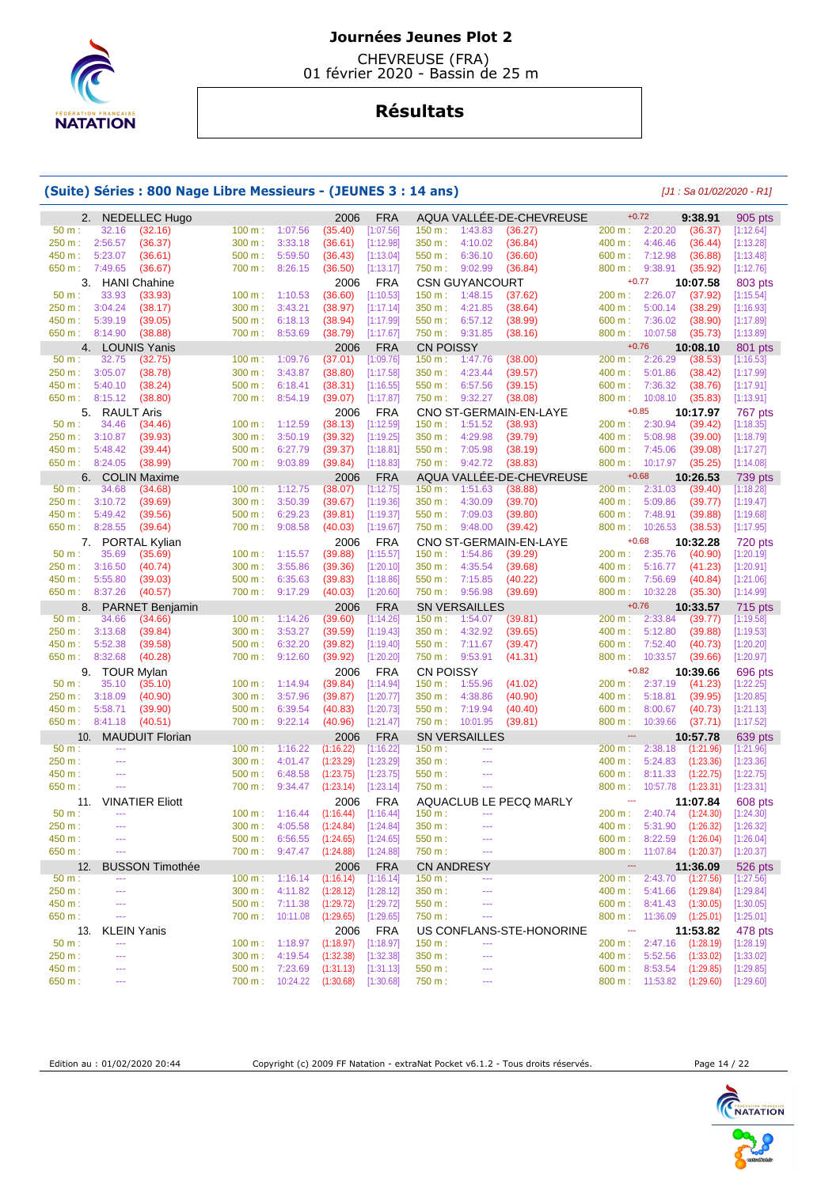# Journées Jeunes Plot 2

CHEVREUSE (FRA)
01 février 2020 - Bassin de 25 m

## Résultats

### (Suite) Séries : 800 Nage Libre Messieurs - (JEUNES 3 : 14 ans)

*[J1 : Sa 01/02/2020 - R1]*

| Rang | Nom | Année | Nation | Club | Réaction | Temps | Points |
|---|---|---|---|---|---|---|---|
| 2. | NEDELLEC Hugo | 2006 | FRA | AQUA VALLÉE-DE-CHEVREUSE | +0.72 | 9:38.91 | 905 pts |
| 3. | HANI Chahine | 2006 | FRA | CSN GUYANCOURT | +0.77 | 10:07.58 | 803 pts |
| 4. | LOUNIS Yanis | 2006 | FRA | CN POISSY | +0.76 | 10:08.10 | 801 pts |
| 5. | RAULT Aris | 2006 | FRA | CNO ST-GERMAIN-EN-LAYE | +0.85 | 10:17.97 | 767 pts |
| 6. | COLIN Maxime | 2006 | FRA | AQUA VALLÉE-DE-CHEVREUSE | +0.68 | 10:26.53 | 739 pts |
| 7. | PORTAL Kylian | 2006 | FRA | CNO ST-GERMAIN-EN-LAYE | +0.68 | 10:32.28 | 720 pts |
| 8. | PARNET Benjamin | 2006 | FRA | SN VERSAILLES | +0.76 | 10:33.57 | 715 pts |
| 9. | TOUR Mylan | 2006 | FRA | CN POISSY | +0.82 | 10:39.66 | 696 pts |
| 10. | MAUDUIT Florian | 2006 | FRA | SN VERSAILLES | --- | 10:57.78 | 639 pts |
| 11. | VINATIER Eliott | 2006 | FRA | AQUACLUB LE PECQ MARLY | --- | 11:07.84 | 608 pts |
| 12. | BUSSON Timothée | 2006 | FRA | CN ANDRESY | --- | 11:36.09 | 526 pts |
| 13. | KLEIN Yanis | 2006 | FRA | US CONFLANS-STE-HONORINE | --- | 11:53.82 | 478 pts |

**2. NEDELLEC Hugo**

| 50 m : 32.16 (32.16) | 100 m : 1:07.56 (35.40) [1:07.56] | 150 m : 1:43.83 (36.27) | 200 m : 2:20.20 (36.37) [1:12.64] |
|---|---|---|---|
| 250 m : 2:56.57 (36.37) | 300 m : 3:33.18 (36.61) [1:12.98] | 350 m : 4:10.02 (36.84) | 400 m : 4:46.46 (36.44) [1:13.28] |
| 450 m : 5:23.07 (36.61) | 500 m : 5:59.50 (36.43) [1:13.04] | 550 m : 6:36.10 (36.60) | 600 m : 7:12.98 (36.88) [1:13.48] |
| 650 m : 7:49.65 (36.67) | 700 m : 8:26.15 (36.50) [1:13.17] | 750 m : 9:02.99 (36.84) | 800 m : 9:38.91 (35.92) [1:12.76] |

**3. HANI Chahine**

| 50 m : 33.93 (33.93) | 100 m : 1:10.53 (36.60) [1:10.53] | 150 m : 1:48.15 (37.62) | 200 m : 2:26.07 (37.92) [1:15.54] |
|---|---|---|---|
| 250 m : 3:04.24 (38.17) | 300 m : 3:43.21 (38.97) [1:17.14] | 350 m : 4:21.85 (38.64) | 400 m : 5:00.14 (38.29) [1:16.93] |
| 450 m : 5:39.19 (39.05) | 500 m : 6:18.13 (38.94) [1:17.99] | 550 m : 6:57.12 (38.99) | 600 m : 7:36.02 (38.90) [1:17.89] |
| 650 m : 8:14.90 (38.88) | 700 m : 8:53.69 (38.79) [1:17.67] | 750 m : 9:31.85 (38.16) | 800 m : 10:07.58 (35.73) [1:13.89] |

**4. LOUNIS Yanis**

| 50 m : 32.75 (32.75) | 100 m : 1:09.76 (37.01) [1:09.76] | 150 m : 1:47.76 (38.00) | 200 m : 2:26.29 (38.53) [1:16.53] |
|---|---|---|---|
| 250 m : 3:05.07 (38.78) | 300 m : 3:43.87 (38.80) [1:17.58] | 350 m : 4:23.44 (39.57) | 400 m : 5:01.86 (38.42) [1:17.99] |
| 450 m : 5:40.10 (38.24) | 500 m : 6:18.41 (38.31) [1:16.55] | 550 m : 6:57.56 (39.15) | 600 m : 7:36.32 (38.76) [1:17.91] |
| 650 m : 8:15.12 (38.80) | 700 m : 8:54.19 (39.07) [1:17.87] | 750 m : 9:32.27 (38.08) | 800 m : 10:08.10 (35.83) [1:13.91] |

**5. RAULT Aris**

| 50 m : 34.46 (34.46) | 100 m : 1:12.59 (38.13) [1:12.59] | 150 m : 1:51.52 (38.93) | 200 m : 2:30.94 (39.42) [1:18.35] |
|---|---|---|---|
| 250 m : 3:10.87 (39.93) | 300 m : 3:50.19 (39.32) [1:19.25] | 350 m : 4:29.98 (39.79) | 400 m : 5:08.98 (39.00) [1:18.79] |
| 450 m : 5:48.42 (39.44) | 500 m : 6:27.79 (39.37) [1:18.81] | 550 m : 7:05.98 (38.19) | 600 m : 7:45.06 (39.08) [1:17.27] |
| 650 m : 8:24.05 (38.99) | 700 m : 9:03.89 (39.84) [1:18.83] | 750 m : 9:42.72 (38.83) | 800 m : 10:17.97 (35.25) [1:14.08] |

**6. COLIN Maxime**

| 50 m : 34.68 (34.68) | 100 m : 1:12.75 (38.07) [1:12.75] | 150 m : 1:51.63 (38.88) | 200 m : 2:31.03 (39.40) [1:18.28] |
|---|---|---|---|
| 250 m : 3:10.72 (39.69) | 300 m : 3:50.39 (39.67) [1:19.36] | 350 m : 4:30.09 (39.70) | 400 m : 5:09.86 (39.77) [1:19.47] |
| 450 m : 5:49.42 (39.56) | 500 m : 6:29.23 (39.81) [1:19.37] | 550 m : 7:09.03 (39.80) | 600 m : 7:48.91 (39.88) [1:19.68] |
| 650 m : 8:28.55 (39.64) | 700 m : 9:08.58 (40.03) [1:19.67] | 750 m : 9:48.00 (39.42) | 800 m : 10:26.53 (38.53) [1:17.95] |

**7. PORTAL Kylian**

| 50 m : 35.69 (35.69) | 100 m : 1:15.57 (39.88) [1:15.57] | 150 m : 1:54.86 (39.29) | 200 m : 2:35.76 (40.90) [1:20.19] |
|---|---|---|---|
| 250 m : 3:16.50 (40.74) | 300 m : 3:55.86 (39.36) [1:20.10] | 350 m : 4:35.54 (39.68) | 400 m : 5:16.77 (41.23) [1:20.91] |
| 450 m : 5:55.80 (39.03) | 500 m : 6:35.63 (39.83) [1:18.86] | 550 m : 7:15.85 (40.22) | 600 m : 7:56.69 (40.84) [1:21.06] |
| 650 m : 8:37.26 (40.57) | 700 m : 9:17.29 (40.03) [1:20.60] | 750 m : 9:56.98 (39.69) | 800 m : 10:32.28 (35.30) [1:14.99] |

**8. PARNET Benjamin**

| 50 m : 34.66 (34.66) | 100 m : 1:14.26 (39.60) [1:14.26] | 150 m : 1:54.07 (39.81) | 200 m : 2:33.84 (39.77) [1:19.58] |
|---|---|---|---|
| 250 m : 3:13.68 (39.84) | 300 m : 3:53.27 (39.59) [1:19.43] | 350 m : 4:32.92 (39.65) | 400 m : 5:12.80 (39.88) [1:19.53] |
| 450 m : 5:52.38 (39.58) | 500 m : 6:32.20 (39.82) [1:19.40] | 550 m : 7:11.67 (39.47) | 600 m : 7:52.40 (40.73) [1:20.20] |
| 650 m : 8:32.68 (40.28) | 700 m : 9:12.60 (39.92) [1:20.20] | 750 m : 9:53.91 (41.31) | 800 m : 10:33.57 (39.66) [1:20.97] |

**9. TOUR Mylan**

| 50 m : 35.10 (35.10) | 100 m : 1:14.94 (39.84) [1:14.94] | 150 m : 1:55.96 (41.02) | 200 m : 2:37.19 (41.23) [1:22.25] |
|---|---|---|---|
| 250 m : 3:18.09 (40.90) | 300 m : 3:57.96 (39.87) [1:20.77] | 350 m : 4:38.86 (40.90) | 400 m : 5:18.81 (39.95) [1:20.85] |
| 450 m : 5:58.71 (39.90) | 500 m : 6:39.54 (40.83) [1:20.73] | 550 m : 7:19.94 (40.40) | 600 m : 8:00.67 (40.73) [1:21.13] |
| 650 m : 8:41.18 (40.51) | 700 m : 9:22.14 (40.96) [1:21.47] | 750 m : 10:01.95 (39.81) | 800 m : 10:39.66 (37.71) [1:17.52] |

**10. MAUDUIT Florian**

| 50 m : --- | 100 m : 1:16.22 (1:16.22) [1:16.22] | 150 m : --- | 200 m : 2:38.18 (1:21.96) [1:21.96] |
|---|---|---|---|
| 250 m : --- | 300 m : 4:01.47 (1:23.29) [1:23.29] | 350 m : --- | 400 m : 5:24.83 (1:23.36) [1:23.36] |
| 450 m : --- | 500 m : 6:48.58 (1:23.75) [1:23.75] | 550 m : --- | 600 m : 8:11.33 (1:22.75) [1:22.75] |
| 650 m : --- | 700 m : 9:34.47 (1:23.14) [1:23.14] | 750 m : --- | 800 m : 10:57.78 (1:23.31) [1:23.31] |

**11. VINATIER Eliott**

| 50 m : --- | 100 m : 1:16.44 (1:16.44) [1:16.44] | 150 m : --- | 200 m : 2:40.74 (1:24.30) [1:24.30] |
|---|---|---|---|
| 250 m : --- | 300 m : 4:05.58 (1:24.84) [1:24.84] | 350 m : --- | 400 m : 5:31.90 (1:26.32) [1:26.32] |
| 450 m : --- | 500 m : 6:56.55 (1:24.65) [1:24.65] | 550 m : --- | 600 m : 8:22.59 (1:26.04) [1:26.04] |
| 650 m : --- | 700 m : 9:47.47 (1:24.88) [1:24.88] | 750 m : --- | 800 m : 11:07.84 (1:20.37) [1:20.37] |

**12. BUSSON Timothée**

| 50 m : --- | 100 m : 1:16.14 (1:16.14) [1:16.14] | 150 m : --- | 200 m : 2:43.70 (1:27.56) [1:27.56] |
|---|---|---|---|
| 250 m : --- | 300 m : 4:11.82 (1:28.12) [1:28.12] | 350 m : --- | 400 m : 5:41.66 (1:29.84) [1:29.84] |
| 450 m : --- | 500 m : 7:11.38 (1:29.72) [1:29.72] | 550 m : --- | 600 m : 8:41.43 (1:30.05) [1:30.05] |
| 650 m : --- | 700 m : 10:11.08 (1:29.65) [1:29.65] | 750 m : --- | 800 m : 11:36.09 (1:25.01) [1:25.01] |

**13. KLEIN Yanis**

| 50 m : --- | 100 m : 1:18.97 (1:18.97) [1:18.97] | 150 m : --- | 200 m : 2:47.16 (1:28.19) [1:28.19] |
|---|---|---|---|
| 250 m : --- | 300 m : 4:19.54 (1:32.38) [1:32.38] | 350 m : --- | 400 m : 5:52.56 (1:33.02) [1:33.02] |
| 450 m : --- | 500 m : 7:23.69 (1:31.13) [1:31.13] | 550 m : --- | 600 m : 8:53.54 (1:29.85) [1:29.85] |
| 650 m : --- | 700 m : 10:24.22 (1:30.68) [1:30.68] | 750 m : --- | 800 m : 11:53.82 (1:29.60) [1:29.60] |

Edition au : 01/02/2020 20:44 — Copyright (c) 2009 FF Natation - extraNat Pocket v6.1.2 - Tous droits réservés.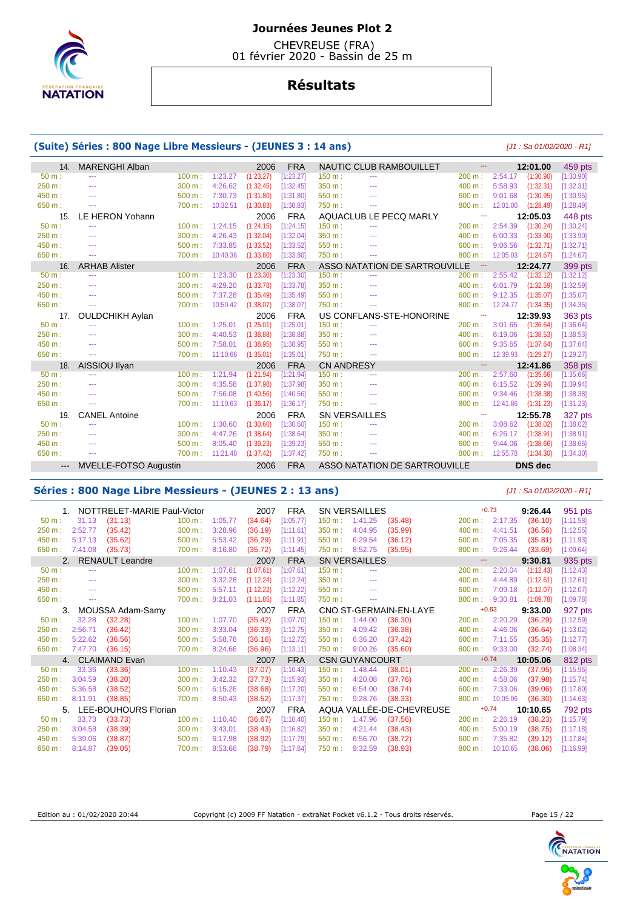# Journées Jeunes Plot 2

CHEVREUSE (FRA)
01 février 2020 - Bassin de 25 m

## Résultats

### (Suite) Séries : 800 Nage Libre Messieurs - (JEUNES 3 : 14 ans)

*[J1 : Sa 01/02/2020 - R1]*

| Rang | Nom | Année | Nat. | Club | Réaction | Temps | Points |
|---|---|---|---|---|---|---|---|
| 14. | MARENGHI Alban | 2006 | FRA | NAUTIC CLUB RAMBOUILLET | --- | 12:01.00 | 459 pts |
| 15. | LE HERON Yohann | 2006 | FRA | AQUACLUB LE PECQ MARLY | --- | 12:05.03 | 448 pts |
| 16. | ARHAB Alister | 2006 | FRA | ASSO NATATION DE SARTROUVILLE | --- | 12:24.77 | 399 pts |
| 17. | OULDCHIKH Aylan | 2006 | FRA | US CONFLANS-STE-HONORINE | --- | 12:39.93 | 363 pts |
| 18. | AISSIOU Ilyan | 2006 | FRA | CN ANDRESY | --- | 12:41.86 | 358 pts |
| 19. | CANEL Antoine | 2006 | FRA | SN VERSAILLES | --- | 12:55.78 | 327 pts |
| --- | MVELLE-FOTSO Augustin | 2006 | FRA | ASSO NATATION DE SARTROUVILLE | | DNS dec | |

Temps intermédiaires :

| Nom | 50 m | 100 m | 150 m | 200 m | 250 m | 300 m | 350 m | 400 m | 450 m | 500 m | 550 m | 600 m | 650 m | 700 m | 750 m | 800 m |
|---|---|---|---|---|---|---|---|---|---|---|---|---|---|---|---|---|
| MARENGHI Alban | --- | 1:23.27 (1:23.27) [1:23.27] | --- | 2:54.17 (1:30.90) [1:30.90] | --- | 4:26.62 (1:32.45) [1:32.45] | --- | 5:58.93 (1:32.31) [1:32.31] | --- | 7:30.73 (1:31.80) [1:31.80] | --- | 9:01.68 (1:30.95) [1:30.95] | --- | 10:32.51 (1:30.83) [1:30.83] | --- | 12:01.00 (1:28.49) [1:28.49] |
| LE HERON Yohann | --- | 1:24.15 (1:24.15) [1:24.15] | --- | 2:54.39 (1:30.24) [1:30.24] | --- | 4:26.43 (1:32.04) [1:32.04] | --- | 6:00.33 (1:33.90) [1:33.90] | --- | 7:33.85 (1:33.52) [1:33.52] | --- | 9:06.56 (1:32.71) [1:32.71] | --- | 10:40.36 (1:33.80) [1:33.80] | --- | 12:05.03 (1:24.67) [1:24.67] |
| ARHAB Alister | --- | 1:23.30 (1:23.30) [1:23.30] | --- | 2:55.42 (1:32.12) [1:32.12] | --- | 4:29.20 (1:33.78) [1:33.78] | --- | 6:01.79 (1:32.59) [1:32.59] | --- | 7:37.28 (1:35.49) [1:35.49] | --- | 9:12.35 (1:35.07) [1:35.07] | --- | 10:50.42 (1:38.07) [1:38.07] | --- | 12:24.77 (1:34.35) [1:34.35] |
| OULDCHIKH Aylan | --- | 1:25.01 (1:25.01) [1:25.01] | --- | 3:01.65 (1:36.64) [1:36.64] | --- | 4:40.53 (1:38.88) [1:38.88] | --- | 6:19.06 (1:38.53) [1:38.53] | --- | 7:58.01 (1:38.95) [1:38.95] | --- | 9:35.65 (1:37.64) [1:37.64] | --- | 11:10.66 (1:35.01) [1:35.01] | --- | 12:39.93 (1:29.27) [1:29.27] |
| AISSIOU Ilyan | --- | 1:21.94 (1:21.94) [1:21.94] | --- | 2:57.60 (1:35.66) [1:35.66] | --- | 4:35.58 (1:37.98) [1:37.98] | --- | 6:15.52 (1:39.94) [1:39.94] | --- | 7:56.08 (1:40.56) [1:40.56] | --- | 9:34.46 (1:38.38) [1:38.38] | --- | 11:10.63 (1:36.17) [1:36.17] | --- | 12:41.86 (1:31.23) [1:31.23] |
| CANEL Antoine | --- | 1:30.60 (1:30.60) [1:30.60] | --- | 3:08.62 (1:38.02) [1:38.02] | --- | 4:47.26 (1:38.64) [1:38.64] | --- | 6:26.17 (1:38.91) [1:38.91] | --- | 8:05.40 (1:39.23) [1:39.23] | --- | 9:44.06 (1:38.66) [1:38.66] | --- | 11:21.48 (1:37.42) [1:37.42] | --- | 12:55.78 (1:34.30) [1:34.30] |

### Séries : 800 Nage Libre Messieurs - (JEUNES 2 : 13 ans)

*[J1 : Sa 01/02/2020 - R1]*

| Rang | Nom | Année | Nat. | Club | Réaction | Temps | Points |
|---|---|---|---|---|---|---|---|
| 1. | NOTTRELET-MARIE Paul-Victor | 2007 | FRA | SN VERSAILLES | +0.73 | 9:26.44 | 951 pts |
| 2. | RENAULT Leandre | 2007 | FRA | SN VERSAILLES | --- | 9:30.81 | 935 pts |
| 3. | MOUSSA Adam-Samy | 2007 | FRA | CNO ST-GERMAIN-EN-LAYE | +0.63 | 9:33.00 | 927 pts |
| 4. | CLAIMAND Evan | 2007 | FRA | CSN GUYANCOURT | +0.74 | 10:05.06 | 812 pts |
| 5. | LEE-BOUHOURS Florian | 2007 | FRA | AQUA VALLÉE-DE-CHEVREUSE | +0.74 | 10:10.65 | 792 pts |

Temps intermédiaires :

| Nom | 50 m | 100 m | 150 m | 200 m | 250 m | 300 m | 350 m | 400 m | 450 m | 500 m | 550 m | 600 m | 650 m | 700 m | 750 m | 800 m |
|---|---|---|---|---|---|---|---|---|---|---|---|---|---|---|---|---|
| NOTTRELET-MARIE Paul-Victor | 31.13 (31.13) | 1:05.77 (34.64) [1:05.77] | 1:41.25 (35.48) | 2:17.35 (36.10) [1:11.58] | 2:52.77 (35.42) | 3:28.96 (36.19) [1:11.61] | 4:04.95 (35.99) | 4:41.51 (36.56) [1:12.55] | 5:17.13 (35.62) | 5:53.42 (36.29) [1:11.91] | 6:29.54 (36.12) | 7:05.35 (35.81) [1:11.93] | 7:41.08 (35.73) | 8:16.80 (35.72) [1:11.45] | 8:52.75 (35.95) | 9:26.44 (33.69) [1:09.64] |
| RENAULT Leandre | --- | 1:07.61 (1:07.61) [1:07.61] | --- | 2:20.04 (1:12.43) [1:12.43] | --- | 3:32.28 (1:12.24) [1:12.24] | --- | 4:44.89 (1:12.61) [1:12.61] | --- | 5:57.11 (1:12.22) [1:12.22] | --- | 7:09.18 (1:12.07) [1:12.07] | --- | 8:21.03 (1:11.85) [1:11.85] | --- | 9:30.81 (1:09.78) [1:09.78] |
| MOUSSA Adam-Samy | 32.28 (32.28) | 1:07.70 (35.42) [1:07.70] | 1:44.00 (36.30) | 2:20.29 (36.29) [1:12.59] | 2:56.71 (36.42) | 3:33.04 (36.33) [1:12.75] | 4:09.42 (36.38) | 4:46.06 (36.64) [1:13.02] | 5:22.62 (36.56) | 5:58.78 (36.16) [1:12.72] | 6:36.20 (37.42) | 7:11.55 (35.35) [1:12.77] | 7:47.70 (36.15) | 8:24.66 (36.96) [1:13.11] | 9:00.26 (35.60) | 9:33.00 (32.74) [1:08.34] |
| CLAIMAND Evan | 33.36 (33.36) | 1:10.43 (37.07) [1:10.43] | 1:48.44 (38.01) | 2:26.39 (37.95) [1:15.96] | 3:04.59 (38.20) | 3:42.32 (37.73) [1:15.93] | 4:20.08 (37.76) | 4:58.06 (37.98) [1:15.74] | 5:36.58 (38.52) | 6:15.26 (38.68) [1:17.20] | 6:54.00 (38.74) | 7:33.06 (39.06) [1:17.80] | 8:11.91 (38.85) | 8:50.43 (38.52) [1:17.37] | 9:28.76 (38.33) | 10:05.06 (36.30) [1:14.63] |
| LEE-BOUHOURS Florian | 33.73 (33.73) | 1:10.40 (36.67) [1:10.40] | 1:47.96 (37.56) | 2:26.19 (38.23) [1:15.79] | 3:04.58 (38.39) | 3:43.01 (38.43) [1:16.82] | 4:21.44 (38.43) | 5:00.19 (38.75) [1:17.18] | 5:39.06 (38.87) | 6:17.98 (38.92) [1:17.79] | 6:56.70 (38.72) | 7:35.82 (39.12) [1:17.84] | 8:14.87 (39.05) | 8:53.66 (38.79) [1:17.84] | 9:32.59 (38.93) | 10:10.65 (38.06) [1:16.99] |

Edition au : 01/02/2020 20:44 — Copyright (c) 2009 FF Natation - extraNat Pocket v6.1.2 - Tous droits réservés.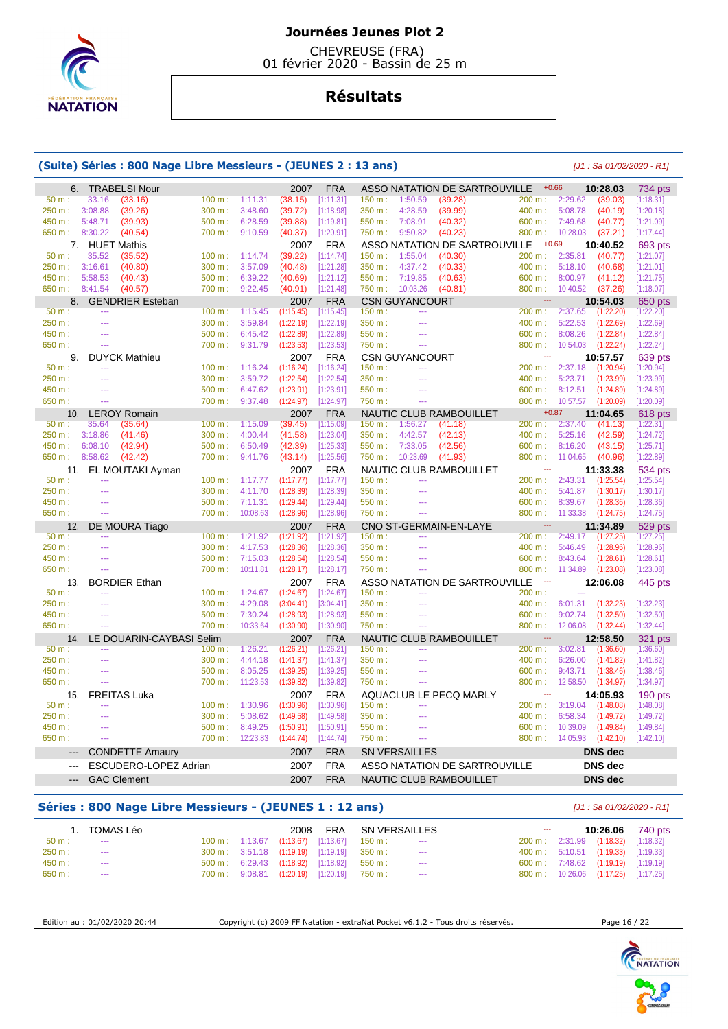# Journées Jeunes Plot 2

CHEVREUSE (FRA)
01 février 2020 - Bassin de 25 m

## Résultats

### (Suite) Séries : 800 Nage Libre Messieurs - (JEUNES 2 : 13 ans)

*[J1 : Sa 01/02/2020 - R1]*

| Rang | Nom | Année | Nat. | Club | Réaction | Temps | Points |
|---|---|---|---|---|---|---|---|
| 6. | TRABELSI Nour | 2007 | FRA | ASSO NATATION DE SARTROUVILLE | +0.66 | 10:28.03 | 734 pts |
| 7. | HUET Mathis | 2007 | FRA | ASSO NATATION DE SARTROUVILLE | +0.69 | 10:40.52 | 693 pts |
| 8. | GENDRIER Esteban | 2007 | FRA | CSN GUYANCOURT | --- | 10:54.03 | 650 pts |
| 9. | DUYCK Mathieu | 2007 | FRA | CSN GUYANCOURT | --- | 10:57.57 | 639 pts |
| 10. | LEROY Romain | 2007 | FRA | NAUTIC CLUB RAMBOUILLET | +0.87 | 11:04.65 | 618 pts |
| 11. | EL MOUTAKI Ayman | 2007 | FRA | NAUTIC CLUB RAMBOUILLET | --- | 11:33.38 | 534 pts |
| 12. | DE MOURA Tiago | 2007 | FRA | CNO ST-GERMAIN-EN-LAYE | --- | 11:34.89 | 529 pts |
| 13. | BORDIER Ethan | 2007 | FRA | ASSO NATATION DE SARTROUVILLE | --- | 12:06.08 | 445 pts |
| 14. | LE DOUARIN-CAYBASI Selim | 2007 | FRA | NAUTIC CLUB RAMBOUILLET | --- | 12:58.50 | 321 pts |
| 15. | FREITAS Luka | 2007 | FRA | AQUACLUB LE PECQ MARLY | --- | 14:05.93 | 190 pts |
| --- | CONDETTE Amaury | 2007 | FRA | SN VERSAILLES | | DNS dec | |
| --- | ESCUDERO-LOPEZ Adrian | 2007 | FRA | ASSO NATATION DE SARTROUVILLE | | DNS dec | |
| --- | GAC Clement | 2007 | FRA | NAUTIC CLUB RAMBOUILLET | | DNS dec | |

**Temps de passage :**

**6. TRABELSI Nour**

| Distance | Temps | Split | Cumul |
|---|---|---|---|
| 50 m | 33.16 | (33.16) | |
| 100 m | 1:11.31 | (38.15) | [1:11.31] |
| 150 m | 1:50.59 | (39.28) | |
| 200 m | 2:29.62 | (39.03) | [1:18.31] |
| 250 m | 3:08.88 | (39.26) | |
| 300 m | 3:48.60 | (39.72) | [1:18.98] |
| 350 m | 4:28.59 | (39.99) | |
| 400 m | 5:08.78 | (40.19) | [1:20.18] |
| 450 m | 5:48.71 | (39.93) | |
| 500 m | 6:28.59 | (39.88) | [1:19.81] |
| 550 m | 7:08.91 | (40.32) | |
| 600 m | 7:49.68 | (40.77) | [1:21.09] |
| 650 m | 8:30.22 | (40.54) | |
| 700 m | 9:10.59 | (40.37) | [1:20.91] |
| 750 m | 9:50.82 | (40.23) | |
| 800 m | 10:28.03 | (37.21) | [1:17.44] |

**7. HUET Mathis**

| Distance | Temps | Split | Cumul |
|---|---|---|---|
| 50 m | 35.52 | (35.52) | |
| 100 m | 1:14.74 | (39.22) | [1:14.74] |
| 150 m | 1:55.04 | (40.30) | |
| 200 m | 2:35.81 | (40.77) | [1:21.07] |
| 250 m | 3:16.61 | (40.80) | |
| 300 m | 3:57.09 | (40.48) | [1:21.28] |
| 350 m | 4:37.42 | (40.33) | |
| 400 m | 5:18.10 | (40.68) | [1:21.01] |
| 450 m | 5:58.53 | (40.43) | |
| 500 m | 6:39.22 | (40.69) | [1:21.12] |
| 550 m | 7:19.85 | (40.63) | |
| 600 m | 8:00.97 | (41.12) | [1:21.75] |
| 650 m | 8:41.54 | (40.57) | |
| 700 m | 9:22.45 | (40.91) | [1:21.48] |
| 750 m | 10:03.26 | (40.81) | |
| 800 m | 10:40.52 | (37.26) | [1:18.07] |

**8. GENDRIER Esteban**

| Distance | Temps | Split | Cumul |
|---|---|---|---|
| 100 m | 1:15.45 | (1:15.45) | [1:15.45] |
| 200 m | 2:37.65 | (1:22.20) | [1:22.20] |
| 300 m | 3:59.84 | (1:22.19) | [1:22.19] |
| 400 m | 5:22.53 | (1:22.69) | [1:22.69] |
| 500 m | 6:45.42 | (1:22.89) | [1:22.89] |
| 600 m | 8:08.26 | (1:22.84) | [1:22.84] |
| 700 m | 9:31.79 | (1:23.53) | [1:23.53] |
| 800 m | 10:54.03 | (1:22.24) | [1:22.24] |

**9. DUYCK Mathieu**

| Distance | Temps | Split | Cumul |
|---|---|---|---|
| 100 m | 1:16.24 | (1:16.24) | [1:16.24] |
| 200 m | 2:37.18 | (1:20.94) | [1:20.94] |
| 300 m | 3:59.72 | (1:22.54) | [1:22.54] |
| 400 m | 5:23.71 | (1:23.99) | [1:23.99] |
| 500 m | 6:47.62 | (1:23.91) | [1:23.91] |
| 600 m | 8:12.51 | (1:24.89) | [1:24.89] |
| 700 m | 9:37.48 | (1:24.97) | [1:24.97] |
| 800 m | 10:57.57 | (1:20.09) | [1:20.09] |

**10. LEROY Romain**

| Distance | Temps | Split | Cumul |
|---|---|---|---|
| 50 m | 35.64 | (35.64) | |
| 100 m | 1:15.09 | (39.45) | [1:15.09] |
| 150 m | 1:56.27 | (41.18) | |
| 200 m | 2:37.40 | (41.13) | [1:22.31] |
| 250 m | 3:18.86 | (41.46) | |
| 300 m | 4:00.44 | (41.58) | [1:23.04] |
| 350 m | 4:42.57 | (42.13) | |
| 400 m | 5:25.16 | (42.59) | [1:24.72] |
| 450 m | 6:08.10 | (42.94) | |
| 500 m | 6:50.49 | (42.39) | [1:25.33] |
| 550 m | 7:33.05 | (42.56) | |
| 600 m | 8:16.20 | (43.15) | [1:25.71] |
| 650 m | 8:58.62 | (42.42) | |
| 700 m | 9:41.76 | (43.14) | [1:25.56] |
| 750 m | 10:23.69 | (41.93) | |
| 800 m | 11:04.65 | (40.96) | [1:22.89] |

**11. EL MOUTAKI Ayman**

| Distance | Temps | Split | Cumul |
|---|---|---|---|
| 100 m | 1:17.77 | (1:17.77) | [1:17.77] |
| 200 m | 2:43.31 | (1:25.54) | [1:25.54] |
| 300 m | 4:11.70 | (1:28.39) | [1:28.39] |
| 400 m | 5:41.87 | (1:30.17) | [1:30.17] |
| 500 m | 7:11.31 | (1:29.44) | [1:29.44] |
| 600 m | 8:39.67 | (1:28.36) | [1:28.36] |
| 700 m | 10:08.63 | (1:28.96) | [1:28.96] |
| 800 m | 11:33.38 | (1:24.75) | [1:24.75] |

**12. DE MOURA Tiago**

| Distance | Temps | Split | Cumul |
|---|---|---|---|
| 100 m | 1:21.92 | (1:21.92) | [1:21.92] |
| 200 m | 2:49.17 | (1:27.25) | [1:27.25] |
| 300 m | 4:17.53 | (1:28.36) | [1:28.36] |
| 400 m | 5:46.49 | (1:28.96) | [1:28.96] |
| 500 m | 7:15.03 | (1:28.54) | [1:28.54] |
| 600 m | 8:43.64 | (1:28.61) | [1:28.61] |
| 700 m | 10:11.81 | (1:28.17) | [1:28.17] |
| 800 m | 11:34.89 | (1:23.08) | [1:23.08] |

**13. BORDIER Ethan**

| Distance | Temps | Split | Cumul |
|---|---|---|---|
| 100 m | 1:24.67 | (1:24.67) | [1:24.67] |
| 200 m | --- | | |
| 300 m | 4:29.08 | (3:04.41) | [3:04.41] |
| 400 m | 6:01.31 | (1:32.23) | [1:32.23] |
| 500 m | 7:30.24 | (1:28.93) | [1:28.93] |
| 600 m | 9:02.74 | (1:32.50) | [1:32.50] |
| 700 m | 10:33.64 | (1:30.90) | [1:30.90] |
| 800 m | 12:06.08 | (1:32.44) | [1:32.44] |

**14. LE DOUARIN-CAYBASI Selim**

| Distance | Temps | Split | Cumul |
|---|---|---|---|
| 100 m | 1:26.21 | (1:26.21) | [1:26.21] |
| 200 m | 3:02.81 | (1:36.60) | [1:36.60] |
| 300 m | 4:44.18 | (1:41.37) | [1:41.37] |
| 400 m | 6:26.00 | (1:41.82) | [1:41.82] |
| 500 m | 8:05.25 | (1:39.25) | [1:39.25] |
| 600 m | 9:43.71 | (1:38.46) | [1:38.46] |
| 700 m | 11:23.53 | (1:39.82) | [1:39.82] |
| 800 m | 12:58.50 | (1:34.97) | [1:34.97] |

**15. FREITAS Luka**

| Distance | Temps | Split | Cumul |
|---|---|---|---|
| 100 m | 1:30.96 | (1:30.96) | [1:30.96] |
| 200 m | 3:19.04 | (1:48.08) | [1:48.08] |
| 300 m | 5:08.62 | (1:49.58) | [1:49.58] |
| 400 m | 6:58.34 | (1:49.72) | [1:49.72] |
| 500 m | 8:49.25 | (1:50.91) | [1:50.91] |
| 600 m | 10:39.09 | (1:49.84) | [1:49.84] |
| 700 m | 12:23.83 | (1:44.74) | [1:44.74] |
| 800 m | 14:05.93 | (1:42.10) | [1:42.10] |

### Séries : 800 Nage Libre Messieurs - (JEUNES 1 : 12 ans)

*[J1 : Sa 01/02/2020 - R1]*

| Rang | Nom | Année | Nat. | Club | Réaction | Temps | Points |
|---|---|---|---|---|---|---|---|
| 1. | TOMAS Léo | 2008 | FRA | SN VERSAILLES | --- | 10:26.06 | 740 pts |

**Temps de passage :**

**1. TOMAS Léo**

| Distance | Temps | Split | Cumul |
|---|---|---|---|
| 100 m | 1:13.67 | (1:13.67) | [1:13.67] |
| 200 m | 2:31.99 | (1:18.32) | [1:18.32] |
| 300 m | 3:51.18 | (1:19.19) | [1:19.19] |
| 400 m | 5:10.51 | (1:19.33) | [1:19.33] |
| 500 m | 6:29.43 | (1:18.92) | [1:18.92] |
| 600 m | 7:48.62 | (1:19.19) | [1:19.19] |
| 700 m | 9:08.81 | (1:20.19) | [1:20.19] |
| 800 m | 10:26.06 | (1:17.25) | [1:17.25] |

Edition au : 01/02/2020 20:44 — Copyright (c) 2009 FF Natation - extraNat Pocket v6.1.2 - Tous droits réservés.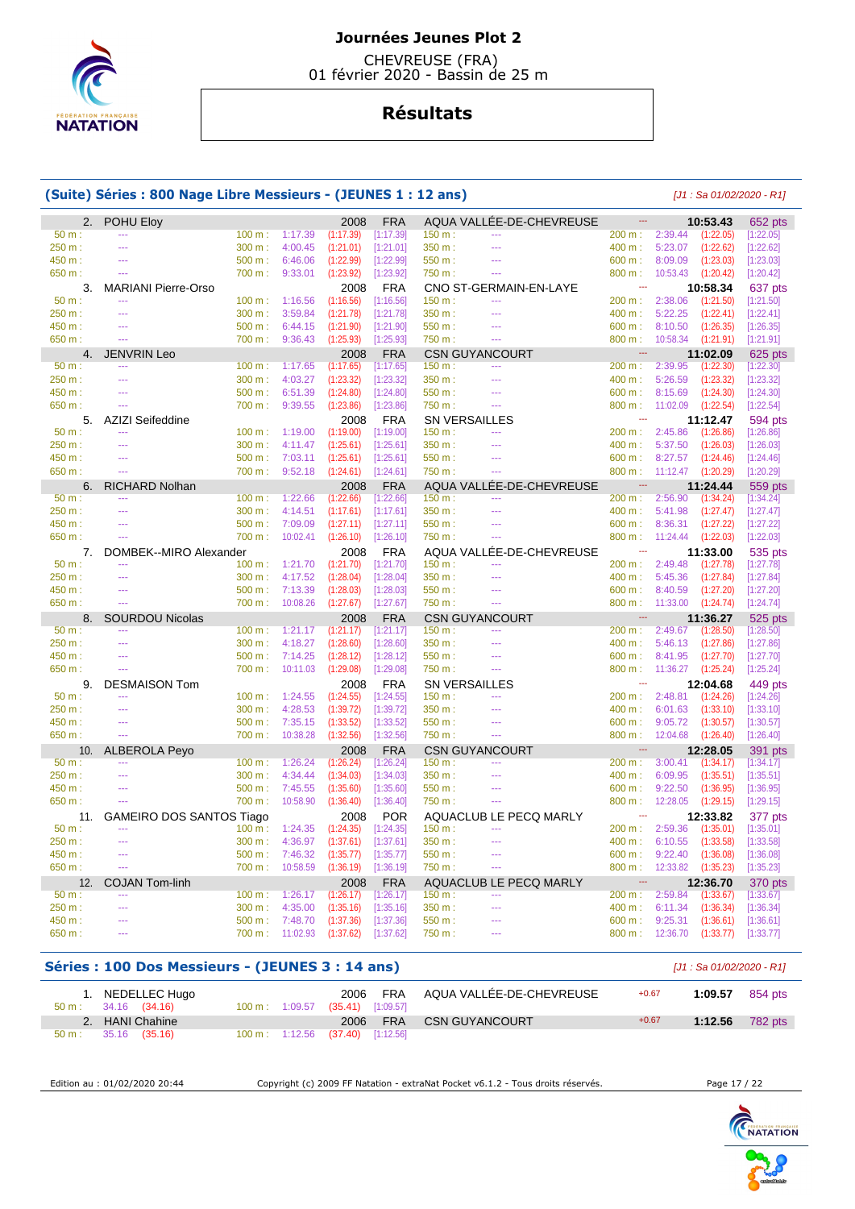# Journées Jeunes Plot 2

CHEVREUSE (FRA)
01 février 2020 - Bassin de 25 m

## Résultats

### (Suite) Séries : 800 Nage Libre Messieurs - (JEUNES 1 : 12 ans)

*[J1 : Sa 01/02/2020 - R1]*

| Rang | Nom | Année | Nation | Club | Réaction | Temps | Points |
|---|---|---|---|---|---|---|---|
| 2. | POHU Eloy | 2008 | FRA | AQUA VALLÉE-DE-CHEVREUSE | --- | 10:53.43 | 652 pts |
| 3. | MARIANI Pierre-Orso | 2008 | FRA | CNO ST-GERMAIN-EN-LAYE | --- | 10:58.34 | 637 pts |
| 4. | JENVRIN Leo | 2008 | FRA | CSN GUYANCOURT | --- | 11:02.09 | 625 pts |
| 5. | AZIZI Seifeddine | 2008 | FRA | SN VERSAILLES | --- | 11:12.47 | 594 pts |
| 6. | RICHARD Nolhan | 2008 | FRA | AQUA VALLÉE-DE-CHEVREUSE | --- | 11:24.44 | 559 pts |
| 7. | DOMBEK--MIRO Alexander | 2008 | FRA | AQUA VALLÉE-DE-CHEVREUSE | --- | 11:33.00 | 535 pts |
| 8. | SOURDOU Nicolas | 2008 | FRA | CSN GUYANCOURT | --- | 11:36.27 | 525 pts |
| 9. | DESMAISON Tom | 2008 | FRA | SN VERSAILLES | --- | 12:04.68 | 449 pts |
| 10. | ALBEROLA Peyo | 2008 | FRA | CSN GUYANCOURT | --- | 12:28.05 | 391 pts |
| 11. | GAMEIRO DOS SANTOS Tiago | 2008 | POR | AQUACLUB LE PECQ MARLY | --- | 12:33.82 | 377 pts |
| 12. | COJAN Tom-linh | 2008 | FRA | AQUACLUB LE PECQ MARLY | --- | 12:36.70 | 370 pts |

**Temps de passage (100 m / 200 m / 300 m / 400 m / 500 m / 600 m / 700 m / 800 m) — temps (partiel) [cumul] :**

| Nageur | 100 m | 200 m | 300 m | 400 m | 500 m | 600 m | 700 m | 800 m |
|---|---|---|---|---|---|---|---|---|
| POHU Eloy | 1:17.39 (1:17.39) [1:17.39] | 2:39.44 (1:22.05) [1:22.05] | 4:00.45 (1:21.01) [1:21.01] | 5:23.07 (1:22.62) [1:22.62] | 6:46.06 (1:22.99) [1:22.99] | 8:09.09 (1:23.03) [1:23.03] | 9:33.01 (1:23.92) [1:23.92] | 10:53.43 (1:20.42) [1:20.42] |
| MARIANI Pierre-Orso | 1:16.56 (1:16.56) [1:16.56] | 2:38.06 (1:21.50) [1:21.50] | 3:59.84 (1:21.78) [1:21.78] | 5:22.25 (1:22.41) [1:22.41] | 6:44.15 (1:21.90) [1:21.90] | 8:10.50 (1:26.35) [1:26.35] | 9:36.43 (1:25.93) [1:25.93] | 10:58.34 (1:21.91) [1:21.91] |
| JENVRIN Leo | 1:17.65 (1:17.65) [1:17.65] | 2:39.95 (1:22.30) [1:22.30] | 4:03.27 (1:23.32) [1:23.32] | 5:26.59 (1:23.32) [1:23.32] | 6:51.39 (1:24.80) [1:24.80] | 8:15.69 (1:24.30) [1:24.30] | 9:39.55 (1:23.86) [1:23.86] | 11:02.09 (1:22.54) [1:22.54] |
| AZIZI Seifeddine | 1:19.00 (1:19.00) [1:19.00] | 2:45.86 (1:26.86) [1:26.86] | 4:11.47 (1:25.61) [1:25.61] | 5:37.50 (1:26.03) [1:26.03] | 7:03.11 (1:25.61) [1:25.61] | 8:27.57 (1:24.46) [1:24.46] | 9:52.18 (1:24.61) [1:24.61] | 11:12.47 (1:20.29) [1:20.29] |
| RICHARD Nolhan | 1:22.66 (1:22.66) [1:22.66] | 2:56.90 (1:34.24) [1:34.24] | 4:14.51 (1:17.61) [1:17.61] | 5:41.98 (1:27.47) [1:27.47] | 7:09.09 (1:27.11) [1:27.11] | 8:36.31 (1:27.22) [1:27.22] | 10:02.41 (1:26.10) [1:26.10] | 11:24.44 (1:22.03) [1:22.03] |
| DOMBEK--MIRO Alexander | 1:21.70 (1:21.70) [1:21.70] | 2:49.48 (1:27.78) [1:27.78] | 4:17.52 (1:28.04) [1:28.04] | 5:45.36 (1:27.84) [1:27.84] | 7:13.39 (1:28.03) [1:28.03] | 8:40.59 (1:27.20) [1:27.20] | 10:08.26 (1:27.67) [1:27.67] | 11:33.00 (1:24.74) [1:24.74] |
| SOURDOU Nicolas | 1:21.17 (1:21.17) [1:21.17] | 2:49.67 (1:28.50) [1:28.50] | 4:18.27 (1:28.60) [1:28.60] | 5:46.13 (1:27.86) [1:27.86] | 7:14.25 (1:28.12) [1:28.12] | 8:41.95 (1:27.70) [1:27.70] | 10:11.03 (1:29.08) [1:29.08] | 11:36.27 (1:25.24) [1:25.24] |
| DESMAISON Tom | 1:24.55 (1:24.55) [1:24.55] | 2:48.81 (1:24.26) [1:24.26] | 4:28.53 (1:39.72) [1:39.72] | 6:01.63 (1:33.10) [1:33.10] | 7:35.15 (1:33.52) [1:33.52] | 9:05.72 (1:30.57) [1:30.57] | 10:38.28 (1:32.56) [1:32.56] | 12:04.68 (1:26.40) [1:26.40] |
| ALBEROLA Peyo | 1:26.24 (1:26.24) [1:26.24] | 3:00.41 (1:34.17) [1:34.17] | 4:34.44 (1:34.03) [1:34.03] | 6:09.95 (1:35.51) [1:35.51] | 7:45.55 (1:35.60) [1:35.60] | 9:22.50 (1:36.95) [1:36.95] | 10:58.90 (1:36.40) [1:36.40] | 12:28.05 (1:29.15) [1:29.15] |
| GAMEIRO DOS SANTOS Tiago | 1:24.35 (1:24.35) [1:24.35] | 2:59.36 (1:35.01) [1:35.01] | 4:36.97 (1:37.61) [1:37.61] | 6:10.55 (1:33.58) [1:33.58] | 7:46.32 (1:35.77) [1:35.77] | 9:22.40 (1:36.08) [1:36.08] | 10:58.59 (1:36.19) [1:36.19] | 12:33.82 (1:35.23) [1:35.23] |
| COJAN Tom-linh | 1:26.17 (1:26.17) [1:26.17] | 2:59.84 (1:33.67) [1:33.67] | 4:35.00 (1:35.16) [1:35.16] | 6:11.34 (1:36.34) [1:36.34] | 7:48.70 (1:37.36) [1:37.36] | 9:25.31 (1:36.61) [1:36.61] | 11:02.93 (1:37.62) [1:37.62] | 12:36.70 (1:33.77) [1:33.77] |

Les passages aux 50 m, 150 m, 250 m, 350 m, 450 m, 550 m, 650 m et 750 m sont indiqués "---".

### Séries : 100 Dos Messieurs - (JEUNES 3 : 14 ans)

*[J1 : Sa 01/02/2020 - R1]*

| Rang | Nom | Année | Nation | Club | Réaction | Temps | Points |
|---|---|---|---|---|---|---|---|
| 1. | NEDELLEC Hugo | 2006 | FRA | AQUA VALLÉE-DE-CHEVREUSE | +0.67 | 1:09.57 | 854 pts |
| | 50 m : 34.16 (34.16) | | | 100 m : 1:09.57 (35.41) [1:09.57] | | | |
| 2. | HANI Chahine | 2006 | FRA | CSN GUYANCOURT | +0.67 | 1:12.56 | 782 pts |
| | 50 m : 35.16 (35.16) | | | 100 m : 1:12.56 (37.40) [1:12.56] | | | |

Edition au : 01/02/2020 20:44 — Copyright (c) 2009 FF Natation - extraNat Pocket v6.1.2 - Tous droits réservés.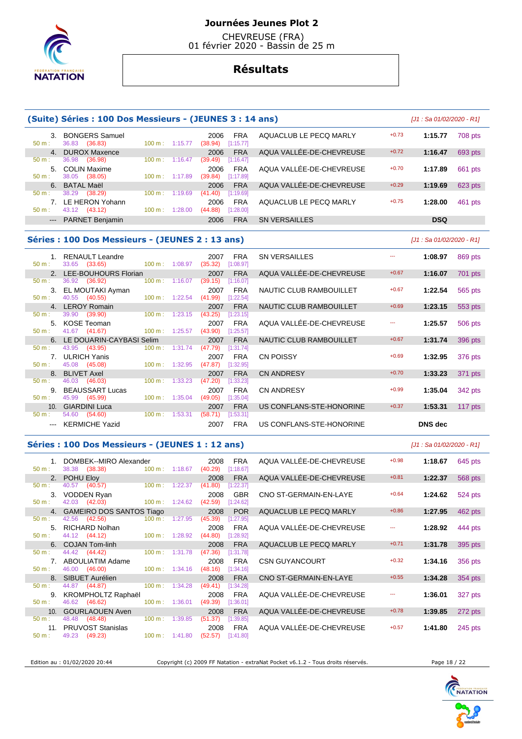# Journées Jeunes Plot 2

CHEVREUSE (FRA)
01 février 2020 - Bassin de 25 m

## Résultats

### (Suite) Séries : 100 Dos Messieurs - (JEUNES 3 : 14 ans)

*[J1 : Sa 01/02/2020 - R1]*

| Place | Nom | Année | Nat. | Club | RT | Temps | Points |
|---|---|---|---|---|---|---|---|
| 3. | BONGERS Samuel | 2006 | FRA | AQUACLUB LE PECQ MARLY | +0.73 | 1:15.77 | 708 pts |
| | 50 m : 36.83 (36.83) — 100 m : 1:15.77 (38.94) [1:15.77] | | | | | | |
| 4. | DUROX Maxence | 2006 | FRA | AQUA VALLÉE-DE-CHEVREUSE | +0.72 | 1:16.47 | 693 pts |
| | 50 m : 36.98 (36.98) — 100 m : 1:16.47 (39.49) [1:16.47] | | | | | | |
| 5. | COLIN Maxime | 2006 | FRA | AQUA VALLÉE-DE-CHEVREUSE | +0.70 | 1:17.89 | 661 pts |
| | 50 m : 38.05 (38.05) — 100 m : 1:17.89 (39.84) [1:17.89] | | | | | | |
| 6. | BATAL Maël | 2006 | FRA | AQUA VALLÉE-DE-CHEVREUSE | +0.29 | 1:19.69 | 623 pts |
| | 50 m : 38.29 (38.29) — 100 m : 1:19.69 (41.40) [1:19.69] | | | | | | |
| 7. | LE HERON Yohann | 2006 | FRA | AQUACLUB LE PECQ MARLY | +0.75 | 1:28.00 | 461 pts |
| | 50 m : 43.12 (43.12) — 100 m : 1:28.00 (44.88) [1:28.00] | | | | | | |
| --- | PARNET Benjamin | 2006 | FRA | SN VERSAILLES | | DSQ | |

### Séries : 100 Dos Messieurs - (JEUNES 2 : 13 ans)

*[J1 : Sa 01/02/2020 - R1]*

| Place | Nom | Année | Nat. | Club | RT | Temps | Points |
|---|---|---|---|---|---|---|---|
| 1. | RENAULT Leandre | 2007 | FRA | SN VERSAILLES | --- | 1:08.97 | 869 pts |
| | 50 m : 33.65 (33.65) — 100 m : 1:08.97 (35.32) [1:08.97] | | | | | | |
| 2. | LEE-BOUHOURS Florian | 2007 | FRA | AQUA VALLÉE-DE-CHEVREUSE | +0.67 | 1:16.07 | 701 pts |
| | 50 m : 36.92 (36.92) — 100 m : 1:16.07 (39.15) [1:16.07] | | | | | | |
| 3. | EL MOUTAKI Ayman | 2007 | FRA | NAUTIC CLUB RAMBOUILLET | +0.67 | 1:22.54 | 565 pts |
| | 50 m : 40.55 (40.55) — 100 m : 1:22.54 (41.99) [1:22.54] | | | | | | |
| 4. | LEROY Romain | 2007 | FRA | NAUTIC CLUB RAMBOUILLET | +0.69 | 1:23.15 | 553 pts |
| | 50 m : 39.90 (39.90) — 100 m : 1:23.15 (43.25) [1:23.15] | | | | | | |
| 5. | KOSE Teoman | 2007 | FRA | AQUA VALLÉE-DE-CHEVREUSE | --- | 1:25.57 | 506 pts |
| | 50 m : 41.67 (41.67) — 100 m : 1:25.57 (43.90) [1:25.57] | | | | | | |
| 6. | LE DOUARIN-CAYBASI Selim | 2007 | FRA | NAUTIC CLUB RAMBOUILLET | +0.67 | 1:31.74 | 396 pts |
| | 50 m : 43.95 (43.95) — 100 m : 1:31.74 (47.79) [1:31.74] | | | | | | |
| 7. | ULRICH Yanis | 2007 | FRA | CN POISSY | +0.69 | 1:32.95 | 376 pts |
| | 50 m : 45.08 (45.08) — 100 m : 1:32.95 (47.87) [1:32.95] | | | | | | |
| 8. | BLIVET Axel | 2007 | FRA | CN ANDRESY | +0.70 | 1:33.23 | 371 pts |
| | 50 m : 46.03 (46.03) — 100 m : 1:33.23 (47.20) [1:33.23] | | | | | | |
| 9. | BEAUSSART Lucas | 2007 | FRA | CN ANDRESY | +0.99 | 1:35.04 | 342 pts |
| | 50 m : 45.99 (45.99) — 100 m : 1:35.04 (49.05) [1:35.04] | | | | | | |
| 10. | GIARDINI Luca | 2007 | FRA | US CONFLANS-STE-HONORINE | +0.37 | 1:53.31 | 117 pts |
| | 50 m : 54.60 (54.60) — 100 m : 1:53.31 (58.71) [1:53.31] | | | | | | |
| --- | KERMICHE Yazid | 2007 | FRA | US CONFLANS-STE-HONORINE | | DNS dec | |

### Séries : 100 Dos Messieurs - (JEUNES 1 : 12 ans)

*[J1 : Sa 01/02/2020 - R1]*

| Place | Nom | Année | Nat. | Club | RT | Temps | Points |
|---|---|---|---|---|---|---|---|
| 1. | DOMBEK--MIRO Alexander | 2008 | FRA | AQUA VALLÉE-DE-CHEVREUSE | +0.98 | 1:18.67 | 645 pts |
| | 50 m : 38.38 (38.38) — 100 m : 1:18.67 (40.29) [1:18.67] | | | | | | |
| 2. | POHU Eloy | 2008 | FRA | AQUA VALLÉE-DE-CHEVREUSE | +0.81 | 1:22.37 | 568 pts |
| | 50 m : 40.57 (40.57) — 100 m : 1:22.37 (41.80) [1:22.37] | | | | | | |
| 3. | VODDEN Ryan | 2008 | GBR | CNO ST-GERMAIN-EN-LAYE | +0.64 | 1:24.62 | 524 pts |
| | 50 m : 42.03 (42.03) — 100 m : 1:24.62 (42.59) [1:24.62] | | | | | | |
| 4. | GAMEIRO DOS SANTOS Tiago | 2008 | POR | AQUACLUB LE PECQ MARLY | +0.86 | 1:27.95 | 462 pts |
| | 50 m : 42.56 (42.56) — 100 m : 1:27.95 (45.39) [1:27.95] | | | | | | |
| 5. | RICHARD Nolhan | 2008 | FRA | AQUA VALLÉE-DE-CHEVREUSE | --- | 1:28.92 | 444 pts |
| | 50 m : 44.12 (44.12) — 100 m : 1:28.92 (44.80) [1:28.92] | | | | | | |
| 6. | COJAN Tom-linh | 2008 | FRA | AQUACLUB LE PECQ MARLY | +0.71 | 1:31.78 | 395 pts |
| | 50 m : 44.42 (44.42) — 100 m : 1:31.78 (47.36) [1:31.78] | | | | | | |
| 7. | ABOULIATIM Adame | 2008 | FRA | CSN GUYANCOURT | +0.32 | 1:34.16 | 356 pts |
| | 50 m : 46.00 (46.00) — 100 m : 1:34.16 (48.16) [1:34.16] | | | | | | |
| 8. | SIBUET Aurélien | 2008 | FRA | CNO ST-GERMAIN-EN-LAYE | +0.55 | 1:34.28 | 354 pts |
| | 50 m : 44.87 (44.87) — 100 m : 1:34.28 (49.41) [1:34.28] | | | | | | |
| 9. | KROMPHOLTZ Raphaël | 2008 | FRA | AQUA VALLÉE-DE-CHEVREUSE | --- | 1:36.01 | 327 pts |
| | 50 m : 46.62 (46.62) — 100 m : 1:36.01 (49.39) [1:36.01] | | | | | | |
| 10. | GOURLAOUEN Aven | 2008 | FRA | AQUA VALLÉE-DE-CHEVREUSE | +0.78 | 1:39.85 | 272 pts |
| | 50 m : 48.48 (48.48) — 100 m : 1:39.85 (51.37) [1:39.85] | | | | | | |
| 11. | PRUVOST Stanislas | 2008 | FRA | AQUA VALLÉE-DE-CHEVREUSE | +0.57 | 1:41.80 | 245 pts |
| | 50 m : 49.23 (49.23) — 100 m : 1:41.80 (52.57) [1:41.80] | | | | | | |

Edition au : 01/02/2020 20:44 — Copyright (c) 2009 FF Natation - extraNat Pocket v6.1.2 - Tous droits réservés.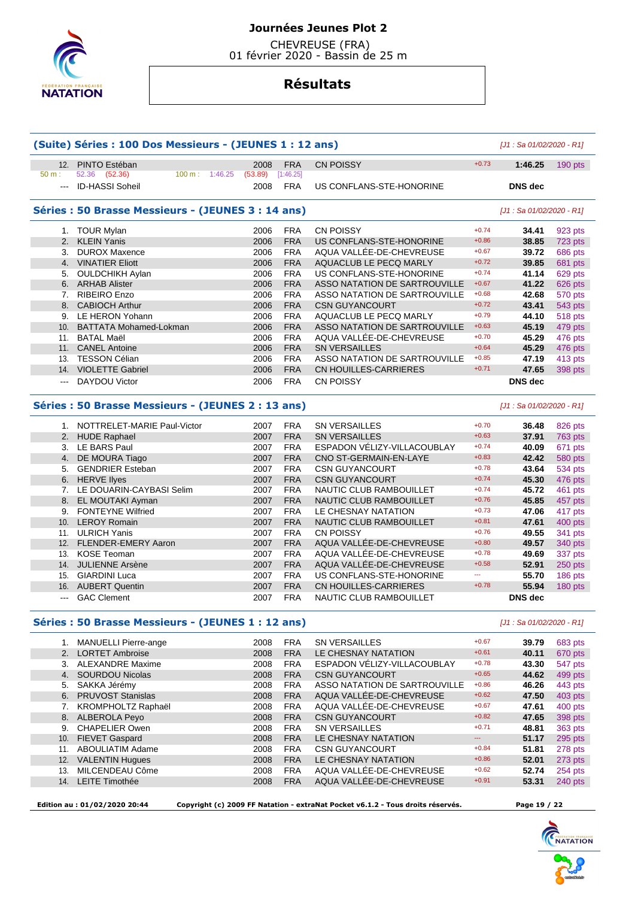# Journées Jeunes Plot 2

CHEVREUSE (FRA)
01 février 2020 - Bassin de 25 m

## Résultats

### (Suite) Séries : 100 Dos Messieurs - (JEUNES 1 : 12 ans)

[J1 : Sa 01/02/2020 - R1]

| Pl. | Nom | Année | Nat. | Club | Réact. | Temps | Points |
|---|---|---|---|---|---|---|---|
| 12. | PINTO Estéban | 2008 | FRA | CN POISSY | +0.73 | 1:46.25 | 190 pts |
| | 50 m : 52.36 (52.36) 100 m : 1:46.25 (53.89) [1:46.25] | | | | | | |
| --- | ID-HASSI Soheil | 2008 | FRA | US CONFLANS-STE-HONORINE | | DNS dec | |

### Séries : 50 Brasse Messieurs - (JEUNES 3 : 14 ans)

[J1 : Sa 01/02/2020 - R1]

| Pl. | Nom | Année | Nat. | Club | Réact. | Temps | Points |
|---|---|---|---|---|---|---|---|
| 1. | TOUR Mylan | 2006 | FRA | CN POISSY | +0.74 | 34.41 | 923 pts |
| 2. | KLEIN Yanis | 2006 | FRA | US CONFLANS-STE-HONORINE | +0.86 | 38.85 | 723 pts |
| 3. | DUROX Maxence | 2006 | FRA | AQUA VALLÉE-DE-CHEVREUSE | +0.67 | 39.72 | 686 pts |
| 4. | VINATIER Eliott | 2006 | FRA | AQUACLUB LE PECQ MARLY | +0.72 | 39.85 | 681 pts |
| 5. | OULDCHIKH Aylan | 2006 | FRA | US CONFLANS-STE-HONORINE | +0.74 | 41.14 | 629 pts |
| 6. | ARHAB Alister | 2006 | FRA | ASSO NATATION DE SARTROUVILLE | +0.67 | 41.22 | 626 pts |
| 7. | RIBEIRO Enzo | 2006 | FRA | ASSO NATATION DE SARTROUVILLE | +0.68 | 42.68 | 570 pts |
| 8. | CABIOCH Arthur | 2006 | FRA | CSN GUYANCOURT | +0.72 | 43.41 | 543 pts |
| 9. | LE HERON Yohann | 2006 | FRA | AQUACLUB LE PECQ MARLY | +0.79 | 44.10 | 518 pts |
| 10. | BATTATA Mohamed-Lokman | 2006 | FRA | ASSO NATATION DE SARTROUVILLE | +0.63 | 45.19 | 479 pts |
| 11. | BATAL Maël | 2006 | FRA | AQUA VALLÉE-DE-CHEVREUSE | +0.70 | 45.29 | 476 pts |
| 11. | CANEL Antoine | 2006 | FRA | SN VERSAILLES | +0.64 | 45.29 | 476 pts |
| 13. | TESSON Célian | 2006 | FRA | ASSO NATATION DE SARTROUVILLE | +0.85 | 47.19 | 413 pts |
| 14. | VIOLETTE Gabriel | 2006 | FRA | CN HOUILLES-CARRIERES | +0.71 | 47.65 | 398 pts |
| --- | DAYDOU Victor | 2006 | FRA | CN POISSY | | DNS dec | |

### Séries : 50 Brasse Messieurs - (JEUNES 2 : 13 ans)

[J1 : Sa 01/02/2020 - R1]

| Pl. | Nom | Année | Nat. | Club | Réact. | Temps | Points |
|---|---|---|---|---|---|---|---|
| 1. | NOTTRELET-MARIE Paul-Victor | 2007 | FRA | SN VERSAILLES | +0.70 | 36.48 | 826 pts |
| 2. | HUDE Raphael | 2007 | FRA | SN VERSAILLES | +0.63 | 37.91 | 763 pts |
| 3. | LE BARS Paul | 2007 | FRA | ESPADON VÉLIZY-VILLACOUBLAY | +0.74 | 40.09 | 671 pts |
| 4. | DE MOURA Tiago | 2007 | FRA | CNO ST-GERMAIN-EN-LAYE | +0.83 | 42.42 | 580 pts |
| 5. | GENDRIER Esteban | 2007 | FRA | CSN GUYANCOURT | +0.78 | 43.64 | 534 pts |
| 6. | HERVE Ilyes | 2007 | FRA | CSN GUYANCOURT | +0.74 | 45.30 | 476 pts |
| 7. | LE DOUARIN-CAYBASI Selim | 2007 | FRA | NAUTIC CLUB RAMBOUILLET | +0.74 | 45.72 | 461 pts |
| 8. | EL MOUTAKI Ayman | 2007 | FRA | NAUTIC CLUB RAMBOUILLET | +0.76 | 45.85 | 457 pts |
| 9. | FONTEYNE Wilfried | 2007 | FRA | LE CHESNAY NATATION | +0.73 | 47.06 | 417 pts |
| 10. | LEROY Romain | 2007 | FRA | NAUTIC CLUB RAMBOUILLET | +0.81 | 47.61 | 400 pts |
| 11. | ULRICH Yanis | 2007 | FRA | CN POISSY | +0.76 | 49.55 | 341 pts |
| 12. | FLENDER-EMERY Aaron | 2007 | FRA | AQUA VALLÉE-DE-CHEVREUSE | +0.80 | 49.57 | 340 pts |
| 13. | KOSE Teoman | 2007 | FRA | AQUA VALLÉE-DE-CHEVREUSE | +0.78 | 49.69 | 337 pts |
| 14. | JULIENNE Arsène | 2007 | FRA | AQUA VALLÉE-DE-CHEVREUSE | +0.58 | 52.91 | 250 pts |
| 15. | GIARDINI Luca | 2007 | FRA | US CONFLANS-STE-HONORINE | --- | 55.70 | 186 pts |
| 16. | AUBERT Quentin | 2007 | FRA | CN HOUILLES-CARRIERES | +0.78 | 55.94 | 180 pts |
| --- | GAC Clement | 2007 | FRA | NAUTIC CLUB RAMBOUILLET | | DNS dec | |

### Séries : 50 Brasse Messieurs - (JEUNES 1 : 12 ans)

[J1 : Sa 01/02/2020 - R1]

| Pl. | Nom | Année | Nat. | Club | Réact. | Temps | Points |
|---|---|---|---|---|---|---|---|
| 1. | MANUELLI Pierre-ange | 2008 | FRA | SN VERSAILLES | +0.67 | 39.79 | 683 pts |
| 2. | LORTET Ambroise | 2008 | FRA | LE CHESNAY NATATION | +0.61 | 40.11 | 670 pts |
| 3. | ALEXANDRE Maxime | 2008 | FRA | ESPADON VÉLIZY-VILLACOUBLAY | +0.78 | 43.30 | 547 pts |
| 4. | SOURDOU Nicolas | 2008 | FRA | CSN GUYANCOURT | +0.65 | 44.62 | 499 pts |
| 5. | SAKKA Jérémy | 2008 | FRA | ASSO NATATION DE SARTROUVILLE | +0.86 | 46.26 | 443 pts |
| 6. | PRUVOST Stanislas | 2008 | FRA | AQUA VALLÉE-DE-CHEVREUSE | +0.62 | 47.50 | 403 pts |
| 7. | KROMPHOLTZ Raphaël | 2008 | FRA | AQUA VALLÉE-DE-CHEVREUSE | +0.67 | 47.61 | 400 pts |
| 8. | ALBEROLA Peyo | 2008 | FRA | CSN GUYANCOURT | +0.82 | 47.65 | 398 pts |
| 9. | CHAPELIER Owen | 2008 | FRA | SN VERSAILLES | +0.71 | 48.81 | 363 pts |
| 10. | FIEVET Gaspard | 2008 | FRA | LE CHESNAY NATATION | --- | 51.17 | 295 pts |
| 11. | ABOULIATIM Adame | 2008 | FRA | CSN GUYANCOURT | +0.84 | 51.81 | 278 pts |
| 12. | VALENTIN Hugues | 2008 | FRA | LE CHESNAY NATATION | +0.86 | 52.01 | 273 pts |
| 13. | MILCENDEAU Côme | 2008 | FRA | AQUA VALLÉE-DE-CHEVREUSE | +0.62 | 52.74 | 254 pts |
| 14. | LEITE Timothée | 2008 | FRA | AQUA VALLÉE-DE-CHEVREUSE | +0.91 | 53.31 | 240 pts |

Edition au : 01/02/2020 20:44 Copyright (c) 2009 FF Natation - extraNat Pocket v6.1.2 - Tous droits réservés.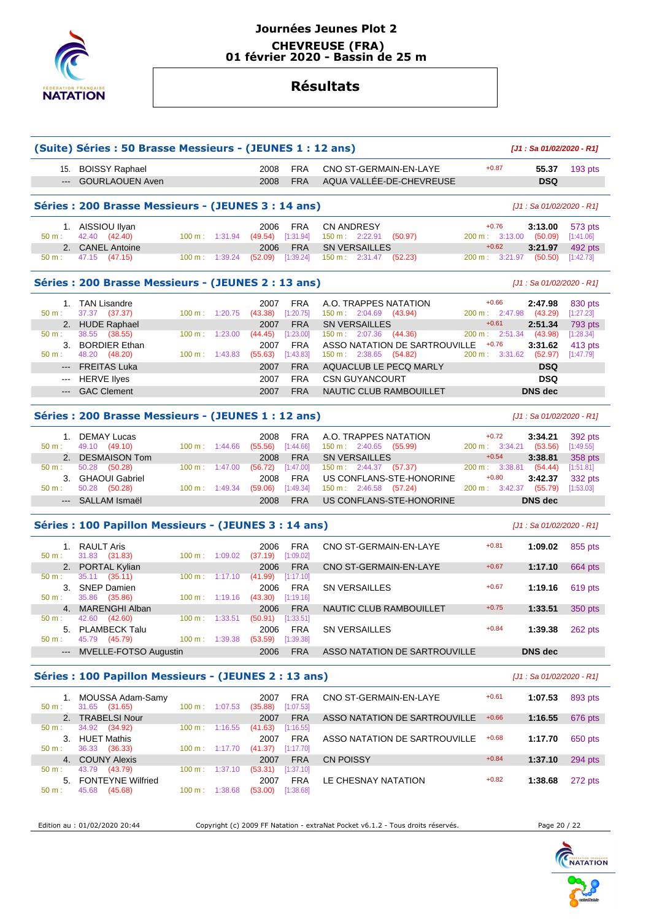# Journées Jeunes Plot 2

**CHEVREUSE (FRA)**
**01 février 2020 - Bassin de 25 m**

## Résultats

### (Suite) Séries : 50 Brasse Messieurs - (JEUNES 1 : 12 ans)

*[J1 : Sa 01/02/2020 - R1]*

| Rang | Nom | Année | Nat. | Club | Réaction | Temps | Points |
|---|---|---|---|---|---|---|---|
| 15. | BOISSY Raphael | 2008 | FRA | CNO ST-GERMAIN-EN-LAYE | +0.87 | 55.37 | 193 pts |
| --- | GOURLAOUEN Aven | 2008 | FRA | AQUA VALLÉE-DE-CHEVREUSE | | DSQ | |

### Séries : 200 Brasse Messieurs - (JEUNES 3 : 14 ans)

*[J1 : Sa 01/02/2020 - R1]*

| Rang | Nom | Année | Nat. | Club | Réaction | Temps | Points |
|---|---|---|---|---|---|---|---|
| 1. | AISSIOU Ilyan | 2006 | FRA | CN ANDRESY | +0.76 | 3:13.00 | 573 pts |
| | 50 m : 42.40 (42.40) | 100 m : 1:31.94 (49.54) [1:31.94] | | 150 m : 2:22.91 (50.97) | | 200 m : 3:13.00 (50.09) [1:41.06] | |
| 2. | CANEL Antoine | 2006 | FRA | SN VERSAILLES | +0.62 | 3:21.97 | 492 pts |
| | 50 m : 47.15 (47.15) | 100 m : 1:39.24 (52.09) [1:39.24] | | 150 m : 2:31.47 (52.23) | | 200 m : 3:21.97 (50.50) [1:42.73] | |

### Séries : 200 Brasse Messieurs - (JEUNES 2 : 13 ans)

*[J1 : Sa 01/02/2020 - R1]*

| Rang | Nom | Année | Nat. | Club | Réaction | Temps | Points |
|---|---|---|---|---|---|---|---|
| 1. | TAN Lisandre | 2007 | FRA | A.O. TRAPPES NATATION | +0.66 | 2:47.98 | 830 pts |
| | 50 m : 37.37 (37.37) | 100 m : 1:20.75 (43.38) [1:20.75] | | 150 m : 2:04.69 (43.94) | | 200 m : 2:47.98 (43.29) [1:27.23] | |
| 2. | HUDE Raphael | 2007 | FRA | SN VERSAILLES | +0.61 | 2:51.34 | 793 pts |
| | 50 m : 38.55 (38.55) | 100 m : 1:23.00 (44.45) [1:23.00] | | 150 m : 2:07.36 (44.36) | | 200 m : 2:51.34 (43.98) [1:28.34] | |
| 3. | BORDIER Ethan | 2007 | FRA | ASSO NATATION DE SARTROUVILLE | +0.76 | 3:31.62 | 413 pts |
| | 50 m : 48.20 (48.20) | 100 m : 1:43.83 (55.63) [1:43.83] | | 150 m : 2:38.65 (54.82) | | 200 m : 3:31.62 (52.97) [1:47.79] | |
| --- | FREITAS Luka | 2007 | FRA | AQUACLUB LE PECQ MARLY | | DSQ | |
| --- | HERVE Ilyes | 2007 | FRA | CSN GUYANCOURT | | DSQ | |
| --- | GAC Clement | 2007 | FRA | NAUTIC CLUB RAMBOUILLET | | DNS dec | |

### Séries : 200 Brasse Messieurs - (JEUNES 1 : 12 ans)

*[J1 : Sa 01/02/2020 - R1]*

| Rang | Nom | Année | Nat. | Club | Réaction | Temps | Points |
|---|---|---|---|---|---|---|---|
| 1. | DEMAY Lucas | 2008 | FRA | A.O. TRAPPES NATATION | +0.72 | 3:34.21 | 392 pts |
| | 50 m : 49.10 (49.10) | 100 m : 1:44.66 (55.56) [1:44.66] | | 150 m : 2:40.65 (55.99) | | 200 m : 3:34.21 (53.56) [1:49.55] | |
| 2. | DESMAISON Tom | 2008 | FRA | SN VERSAILLES | +0.54 | 3:38.81 | 358 pts |
| | 50 m : 50.28 (50.28) | 100 m : 1:47.00 (56.72) [1:47.00] | | 150 m : 2:44.37 (57.37) | | 200 m : 3:38.81 (54.44) [1:51.81] | |
| 3. | GHAOUI Gabriel | 2008 | FRA | US CONFLANS-STE-HONORINE | +0.80 | 3:42.37 | 332 pts |
| | 50 m : 50.28 (50.28) | 100 m : 1:49.34 (59.06) [1:49.34] | | 150 m : 2:46.58 (57.24) | | 200 m : 3:42.37 (55.79) [1:53.03] | |
| --- | SALLAM Ismaël | 2008 | FRA | US CONFLANS-STE-HONORINE | | DNS dec | |

### Séries : 100 Papillon Messieurs - (JEUNES 3 : 14 ans)

*[J1 : Sa 01/02/2020 - R1]*

| Rang | Nom | Année | Nat. | Club | Réaction | Temps | Points |
|---|---|---|---|---|---|---|---|
| 1. | RAULT Aris | 2006 | FRA | CNO ST-GERMAIN-EN-LAYE | +0.81 | 1:09.02 | 855 pts |
| | 50 m : 31.83 (31.83) | 100 m : 1:09.02 (37.19) [1:09.02] | | | | | |
| 2. | PORTAL Kylian | 2006 | FRA | CNO ST-GERMAIN-EN-LAYE | +0.67 | 1:17.10 | 664 pts |
| | 50 m : 35.11 (35.11) | 100 m : 1:17.10 (41.99) [1:17.10] | | | | | |
| 3. | SNEP Damien | 2006 | FRA | SN VERSAILLES | +0.67 | 1:19.16 | 619 pts |
| | 50 m : 35.86 (35.86) | 100 m : 1:19.16 (43.30) [1:19.16] | | | | | |
| 4. | MARENGHI Alban | 2006 | FRA | NAUTIC CLUB RAMBOUILLET | +0.75 | 1:33.51 | 350 pts |
| | 50 m : 42.60 (42.60) | 100 m : 1:33.51 (50.91) [1:33.51] | | | | | |
| 5. | PLAMBECK Talu | 2006 | FRA | SN VERSAILLES | +0.84 | 1:39.38 | 262 pts |
| | 50 m : 45.79 (45.79) | 100 m : 1:39.38 (53.59) [1:39.38] | | | | | |
| --- | MVELLE-FOTSO Augustin | 2006 | FRA | ASSO NATATION DE SARTROUVILLE | | DNS dec | |

### Séries : 100 Papillon Messieurs - (JEUNES 2 : 13 ans)

*[J1 : Sa 01/02/2020 - R1]*

| Rang | Nom | Année | Nat. | Club | Réaction | Temps | Points |
|---|---|---|---|---|---|---|---|
| 1. | MOUSSA Adam-Samy | 2007 | FRA | CNO ST-GERMAIN-EN-LAYE | +0.61 | 1:07.53 | 893 pts |
| | 50 m : 31.65 (31.65) | 100 m : 1:07.53 (35.88) [1:07.53] | | | | | |
| 2. | TRABELSI Nour | 2007 | FRA | ASSO NATATION DE SARTROUVILLE | +0.66 | 1:16.55 | 676 pts |
| | 50 m : 34.92 (34.92) | 100 m : 1:16.55 (41.63) [1:16.55] | | | | | |
| 3. | HUET Mathis | 2007 | FRA | ASSO NATATION DE SARTROUVILLE | +0.68 | 1:17.70 | 650 pts |
| | 50 m : 36.33 (36.33) | 100 m : 1:17.70 (41.37) [1:17.70] | | | | | |
| 4. | COUNY Alexis | 2007 | FRA | CN POISSY | +0.84 | 1:37.10 | 294 pts |
| | 50 m : 43.79 (43.79) | 100 m : 1:37.10 (53.31) [1:37.10] | | | | | |
| 5. | FONTEYNE Wilfried | 2007 | FRA | LE CHESNAY NATATION | +0.82 | 1:38.68 | 272 pts |
| | 50 m : 45.68 (45.68) | 100 m : 1:38.68 (53.00) [1:38.68] | | | | | |

Edition au : 01/02/2020 20:44 — Copyright (c) 2009 FF Natation - extraNat Pocket v6.1.2 - Tous droits réservés.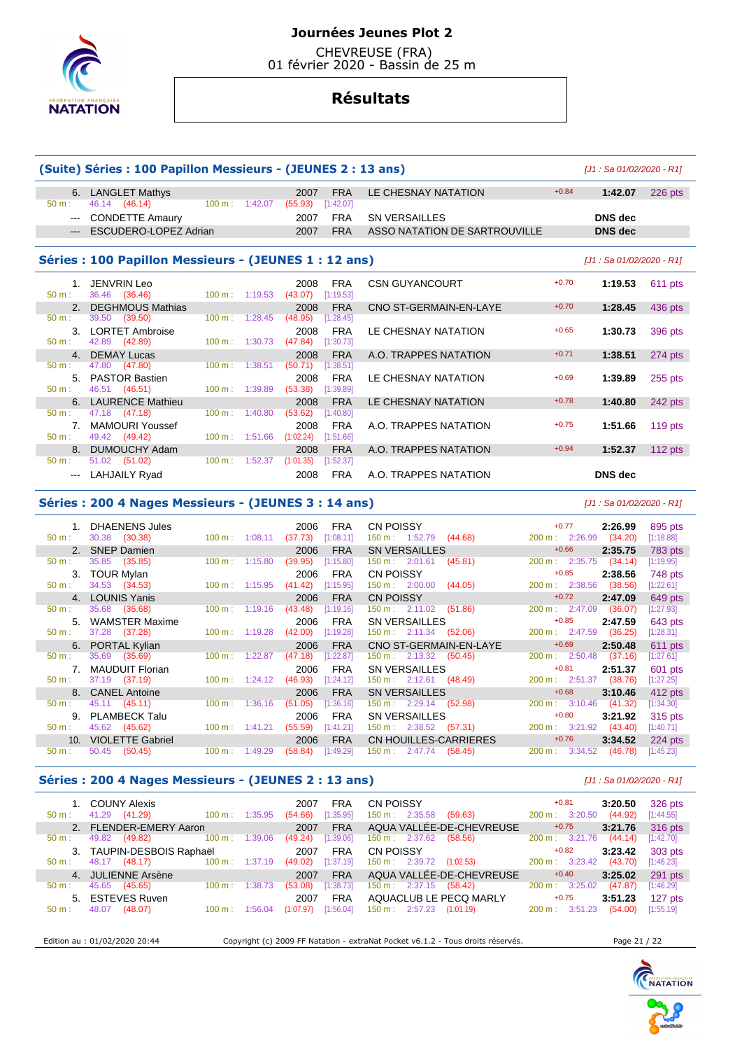# Journées Jeunes Plot 2

CHEVREUSE (FRA)
01 février 2020 - Bassin de 25 m

## Résultats

### (Suite) Séries : 100 Papillon Messieurs - (JEUNES 2 : 13 ans)

[J1 : Sa 01/02/2020 - R1]

| Rang | Nom | Année | Nat. | Club | Réaction | Temps | Points |
|---|---|---|---|---|---|---|---|
| 6. | LANGLET Mathys | 2007 | FRA | LE CHESNAY NATATION | +0.84 | 1:42.07 | 226 pts |
| | 50 m : 46.14 (46.14) | 100 m : 1:42.07 (55.93) [1:42.07] | | | | | |
| --- | CONDETTE Amaury | 2007 | FRA | SN VERSAILLES | | DNS dec | |
| --- | ESCUDERO-LOPEZ Adrian | 2007 | FRA | ASSO NATATION DE SARTROUVILLE | | DNS dec | |

### Séries : 100 Papillon Messieurs - (JEUNES 1 : 12 ans)

[J1 : Sa 01/02/2020 - R1]

| Rang | Nom | Année | Nat. | Club | Réaction | Temps | Points |
|---|---|---|---|---|---|---|---|
| 1. | JENVRIN Leo | 2008 | FRA | CSN GUYANCOURT | +0.70 | 1:19.53 | 611 pts |
| | 50 m : 36.46 (36.46) | 100 m : 1:19.53 (43.07) [1:19.53] | | | | | |
| 2. | DEGHMOUS Mathias | 2008 | FRA | CNO ST-GERMAIN-EN-LAYE | +0.70 | 1:28.45 | 436 pts |
| | 50 m : 39.50 (39.50) | 100 m : 1:28.45 (48.95) [1:28.45] | | | | | |
| 3. | LORTET Ambroise | 2008 | FRA | LE CHESNAY NATATION | +0.65 | 1:30.73 | 396 pts |
| | 50 m : 42.89 (42.89) | 100 m : 1:30.73 (47.84) [1:30.73] | | | | | |
| 4. | DEMAY Lucas | 2008 | FRA | A.O. TRAPPES NATATION | +0.71 | 1:38.51 | 274 pts |
| | 50 m : 47.80 (47.80) | 100 m : 1:38.51 (50.71) [1:38.51] | | | | | |
| 5. | PASTOR Bastien | 2008 | FRA | LE CHESNAY NATATION | +0.69 | 1:39.89 | 255 pts |
| | 50 m : 46.51 (46.51) | 100 m : 1:39.89 (53.38) [1:39.89] | | | | | |
| 6. | LAURENCE Mathieu | 2008 | FRA | LE CHESNAY NATATION | +0.78 | 1:40.80 | 242 pts |
| | 50 m : 47.18 (47.18) | 100 m : 1:40.80 (53.62) [1:40.80] | | | | | |
| 7. | MAMOURI Youssef | 2008 | FRA | A.O. TRAPPES NATATION | +0.75 | 1:51.66 | 119 pts |
| | 50 m : 49.42 (49.42) | 100 m : 1:51.66 (1:02.24) [1:51.66] | | | | | |
| 8. | DUMOUCHY Adam | 2008 | FRA | A.O. TRAPPES NATATION | +0.94 | 1:52.37 | 112 pts |
| | 50 m : 51.02 (51.02) | 100 m : 1:52.37 (1:01.35) [1:52.37] | | | | | |
| --- | LAHJAILY Ryad | 2008 | FRA | A.O. TRAPPES NATATION | | DNS dec | |

### Séries : 200 4 Nages Messieurs - (JEUNES 3 : 14 ans)

[J1 : Sa 01/02/2020 - R1]

| Rang | Nom | Année | Nat. | Club | Réaction | Temps | Points |
|---|---|---|---|---|---|---|---|
| 1. | DHAENENS Jules | 2006 | FRA | CN POISSY | +0.77 | 2:26.99 | 895 pts |
| | 50 m : 30.38 (30.38) | 100 m : 1:08.11 (37.73) [1:08.11] | | 150 m : 1:52.79 (44.68) | | 200 m : 2:26.99 (34.20) [1:18.88] | |
| 2. | SNEP Damien | 2006 | FRA | SN VERSAILLES | +0.66 | 2:35.75 | 783 pts |
| | 50 m : 35.85 (35.85) | 100 m : 1:15.80 (39.95) [1:15.80] | | 150 m : 2:01.61 (45.81) | | 200 m : 2:35.75 (34.14) [1:19.95] | |
| 3. | TOUR Mylan | 2006 | FRA | CN POISSY | +0.85 | 2:38.56 | 748 pts |
| | 50 m : 34.53 (34.53) | 100 m : 1:15.95 (41.42) [1:15.95] | | 150 m : 2:00.00 (44.05) | | 200 m : 2:38.56 (38.56) [1:22.61] | |
| 4. | LOUNIS Yanis | 2006 | FRA | CN POISSY | +0.72 | 2:47.09 | 649 pts |
| | 50 m : 35.68 (35.68) | 100 m : 1:19.16 (43.48) [1:19.16] | | 150 m : 2:11.02 (51.86) | | 200 m : 2:47.09 (36.07) [1:27.93] | |
| 5. | WAMSTER Maxime | 2006 | FRA | SN VERSAILLES | +0.85 | 2:47.59 | 643 pts |
| | 50 m : 37.28 (37.28) | 100 m : 1:19.28 (42.00) [1:19.28] | | 150 m : 2:11.34 (52.06) | | 200 m : 2:47.59 (36.25) [1:28.31] | |
| 6. | PORTAL Kylian | 2006 | FRA | CNO ST-GERMAIN-EN-LAYE | +0.69 | 2:50.48 | 611 pts |
| | 50 m : 35.69 (35.69) | 100 m : 1:22.87 (47.18) [1:22.87] | | 150 m : 2:13.32 (50.45) | | 200 m : 2:50.48 (37.16) [1:27.61] | |
| 7. | MAUDUIT Florian | 2006 | FRA | SN VERSAILLES | +0.81 | 2:51.37 | 601 pts |
| | 50 m : 37.19 (37.19) | 100 m : 1:24.12 (46.93) [1:24.12] | | 150 m : 2:12.61 (48.49) | | 200 m : 2:51.37 (38.76) [1:27.25] | |
| 8. | CANEL Antoine | 2006 | FRA | SN VERSAILLES | +0.68 | 3:10.46 | 412 pts |
| | 50 m : 45.11 (45.11) | 100 m : 1:36.16 (51.05) [1:36.16] | | 150 m : 2:29.14 (52.98) | | 200 m : 3:10.46 (41.32) [1:34.30] | |
| 9. | PLAMBECK Talu | 2006 | FRA | SN VERSAILLES | +0.80 | 3:21.92 | 315 pts |
| | 50 m : 45.62 (45.62) | 100 m : 1:41.21 (55.59) [1:41.21] | | 150 m : 2:38.52 (57.31) | | 200 m : 3:21.92 (43.40) [1:40.71] | |
| 10. | VIOLETTE Gabriel | 2006 | FRA | CN HOUILLES-CARRIERES | +0.76 | 3:34.52 | 224 pts |
| | 50 m : 50.45 (50.45) | 100 m : 1:49.29 (58.84) [1:49.29] | | 150 m : 2:47.74 (58.45) | | 200 m : 3:34.52 (46.78) [1:45.23] | |

### Séries : 200 4 Nages Messieurs - (JEUNES 2 : 13 ans)

[J1 : Sa 01/02/2020 - R1]

| Rang | Nom | Année | Nat. | Club | Réaction | Temps | Points |
|---|---|---|---|---|---|---|---|
| 1. | COUNY Alexis | 2007 | FRA | CN POISSY | +0.81 | 3:20.50 | 326 pts |
| | 50 m : 41.29 (41.29) | 100 m : 1:35.95 (54.66) [1:35.95] | | 150 m : 2:35.58 (59.63) | | 200 m : 3:20.50 (44.92) [1:44.55] | |
| 2. | FLENDER-EMERY Aaron | 2007 | FRA | AQUA VALLÉE-DE-CHEVREUSE | +0.75 | 3:21.76 | 316 pts |
| | 50 m : 49.82 (49.82) | 100 m : 1:39.06 (49.24) [1:39.06] | | 150 m : 2:37.62 (58.56) | | 200 m : 3:21.76 (44.14) [1:42.70] | |
| 3. | TAUPIN-DESBOIS Raphaël | 2007 | FRA | CN POISSY | +0.82 | 3:23.42 | 303 pts |
| | 50 m : 48.17 (48.17) | 100 m : 1:37.19 (49.02) [1:37.19] | | 150 m : 2:39.72 (1:02.53) | | 200 m : 3:23.42 (43.70) [1:46.23] | |
| 4. | JULIENNE Arsène | 2007 | FRA | AQUA VALLÉE-DE-CHEVREUSE | +0.40 | 3:25.02 | 291 pts |
| | 50 m : 45.65 (45.65) | 100 m : 1:38.73 (53.08) [1:38.73] | | 150 m : 2:37.15 (58.42) | | 200 m : 3:25.02 (47.87) [1:46.29] | |
| 5. | ESTEVES Ruven | 2007 | FRA | AQUACLUB LE PECQ MARLY | +0.75 | 3:51.23 | 127 pts |
| | 50 m : 48.07 (48.07) | 100 m : 1:56.04 (1:07.97) [1:56.04] | | 150 m : 2:57.23 (1:01.19) | | 200 m : 3:51.23 (54.00) [1:55.19] | |

Edition au : 01/02/2020 20:44 — Copyright (c) 2009 FF Natation - extraNat Pocket v6.1.2 - Tous droits réservés.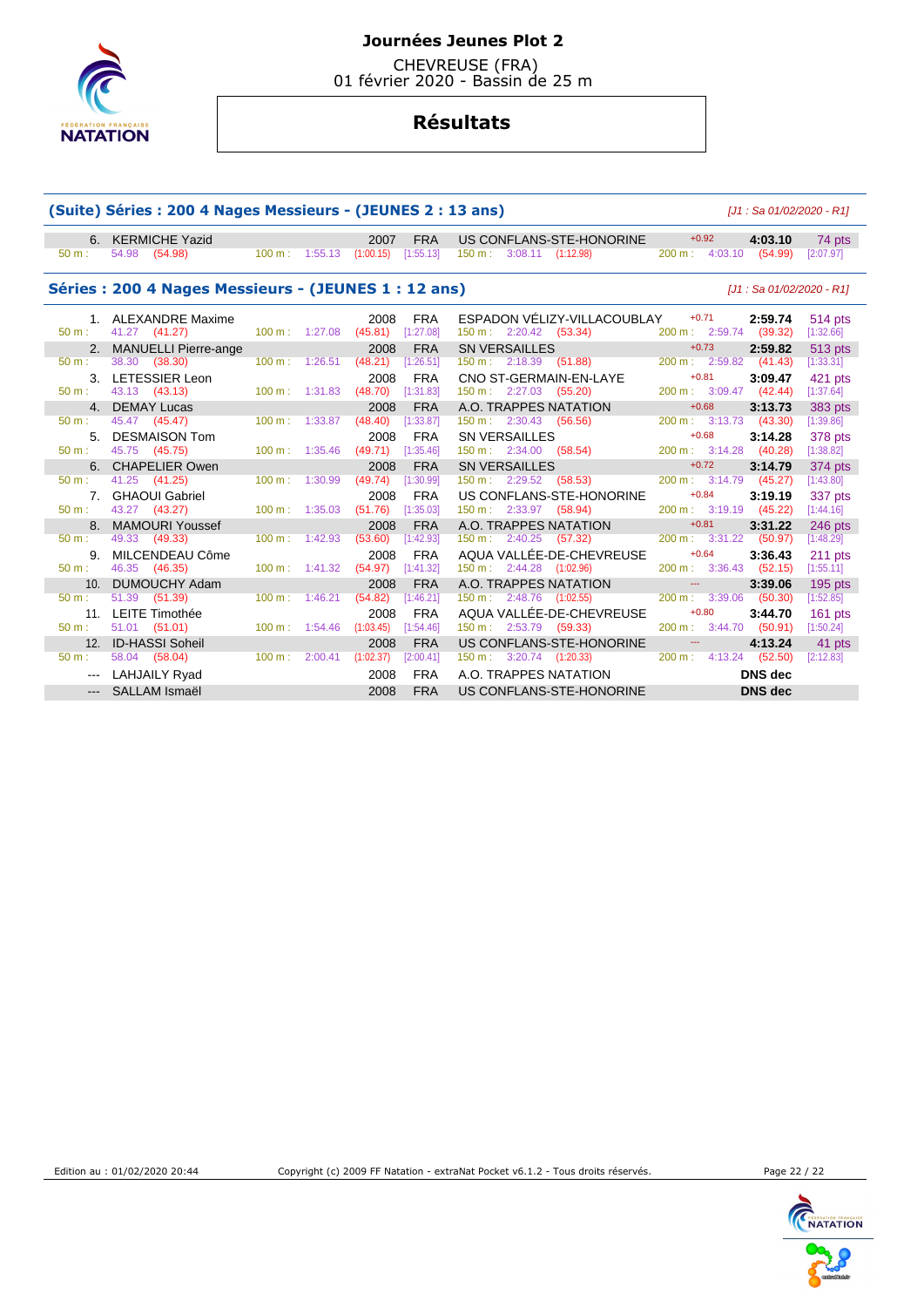# Journées Jeunes Plot 2

CHEVREUSE (FRA)
01 février 2020 - Bassin de 25 m

## Résultats

### (Suite) Séries : 200 4 Nages Messieurs - (JEUNES 2 : 13 ans)

[J1 : Sa 01/02/2020 - R1]

| | | | | | | | |
|---|---|---|---|---|---|---|---|
| 6. | KERMICHE Yazid | 2007 | FRA | US CONFLANS-STE-HONORINE | +0.92 | 3:08.11 → 4:03.10 | 74 pts |
| 50 m : 54.98 (54.98) | 100 m : 1:55.13 (1:00.15) [1:55.13] | | | 150 m : 3:08.11 (1:12.98) | | 200 m : 4:03.10 (54.99) [2:07.97] | |

### Séries : 200 4 Nages Messieurs - (JEUNES 1 : 12 ans)

[J1 : Sa 01/02/2020 - R1]

| Rang | Nom | Année | Nat. | Club | Réaction | Temps | Points |
|---|---|---|---|---|---|---|---|
| 1. | ALEXANDRE Maxime | 2008 | FRA | ESPADON VÉLIZY-VILLACOUBLAY | +0.71 | 2:59.74 | 514 pts |
| | 50 m : 41.27 (41.27) | 100 m : 1:27.08 (45.81) [1:27.08] | | 150 m : 2:20.42 (53.34) | | 200 m : 2:59.74 (39.32) [1:32.66] | |
| 2. | MANUELLI Pierre-ange | 2008 | FRA | SN VERSAILLES | +0.73 | 2:59.82 | 513 pts |
| | 50 m : 38.30 (38.30) | 100 m : 1:26.51 (48.21) [1:26.51] | | 150 m : 2:18.39 (51.88) | | 200 m : 2:59.82 (41.43) [1:33.31] | |
| 3. | LETESSIER Leon | 2008 | FRA | CNO ST-GERMAIN-EN-LAYE | +0.81 | 3:09.47 | 421 pts |
| | 50 m : 43.13 (43.13) | 100 m : 1:31.83 (48.70) [1:31.83] | | 150 m : 2:27.03 (55.20) | | 200 m : 3:09.47 (42.44) [1:37.64] | |
| 4. | DEMAY Lucas | 2008 | FRA | A.O. TRAPPES NATATION | +0.68 | 3:13.73 | 383 pts |
| | 50 m : 45.47 (45.47) | 100 m : 1:33.87 (48.40) [1:33.87] | | 150 m : 2:30.43 (56.56) | | 200 m : 3:13.73 (43.30) [1:39.86] | |
| 5. | DESMAISON Tom | 2008 | FRA | SN VERSAILLES | +0.68 | 3:14.28 | 378 pts |
| | 50 m : 45.75 (45.75) | 100 m : 1:35.46 (49.71) [1:35.46] | | 150 m : 2:34.00 (58.54) | | 200 m : 3:14.28 (40.28) [1:38.82] | |
| 6. | CHAPELIER Owen | 2008 | FRA | SN VERSAILLES | +0.72 | 3:14.79 | 374 pts |
| | 50 m : 41.25 (41.25) | 100 m : 1:30.99 (49.74) [1:30.99] | | 150 m : 2:29.52 (58.53) | | 200 m : 3:14.79 (45.27) [1:43.80] | |
| 7. | GHAOUI Gabriel | 2008 | FRA | US CONFLANS-STE-HONORINE | +0.84 | 3:19.19 | 337 pts |
| | 50 m : 43.27 (43.27) | 100 m : 1:35.03 (51.76) [1:35.03] | | 150 m : 2:33.97 (58.94) | | 200 m : 3:19.19 (45.22) [1:44.16] | |
| 8. | MAMOURI Youssef | 2008 | FRA | A.O. TRAPPES NATATION | +0.81 | 3:31.22 | 246 pts |
| | 50 m : 49.33 (49.33) | 100 m : 1:42.93 (53.60) [1:42.93] | | 150 m : 2:40.25 (57.32) | | 200 m : 3:31.22 (50.97) [1:48.29] | |
| 9. | MILCENDEAU Côme | 2008 | FRA | AQUA VALLÉE-DE-CHEVREUSE | +0.64 | 3:36.43 | 211 pts |
| | 50 m : 46.35 (46.35) | 100 m : 1:41.32 (54.97) [1:41.32] | | 150 m : 2:44.28 (1:02.96) | | 200 m : 3:36.43 (52.15) [1:55.11] | |
| 10. | DUMOUCHY Adam | 2008 | FRA | A.O. TRAPPES NATATION | --- | 3:39.06 | 195 pts |
| | 50 m : 51.39 (51.39) | 100 m : 1:46.21 (54.82) [1:46.21] | | 150 m : 2:48.76 (1:02.55) | | 200 m : 3:39.06 (50.30) [1:52.85] | |
| 11. | LEITE Timothée | 2008 | FRA | AQUA VALLÉE-DE-CHEVREUSE | +0.80 | 3:44.70 | 161 pts |
| | 50 m : 51.01 (51.01) | 100 m : 1:54.46 (1:03.45) [1:54.46] | | 150 m : 2:53.79 (59.33) | | 200 m : 3:44.70 (50.91) [1:50.24] | |
| 12. | ID-HASSI Soheil | 2008 | FRA | US CONFLANS-STE-HONORINE | --- | 4:13.24 | 41 pts |
| | 50 m : 58.04 (58.04) | 100 m : 2:00.41 (1:02.37) [2:00.41] | | 150 m : 3:20.74 (1:20.33) | | 200 m : 4:13.24 (52.50) [2:12.83] | |
| --- | LAHJAILY Ryad | 2008 | FRA | A.O. TRAPPES NATATION | | DNS dec | |
| --- | SALLAM Ismaël | 2008 | FRA | US CONFLANS-STE-HONORINE | | DNS dec | |

Edition au : 01/02/2020 20:44 — Copyright (c) 2009 FF Natation - extraNat Pocket v6.1.2 - Tous droits réservés.